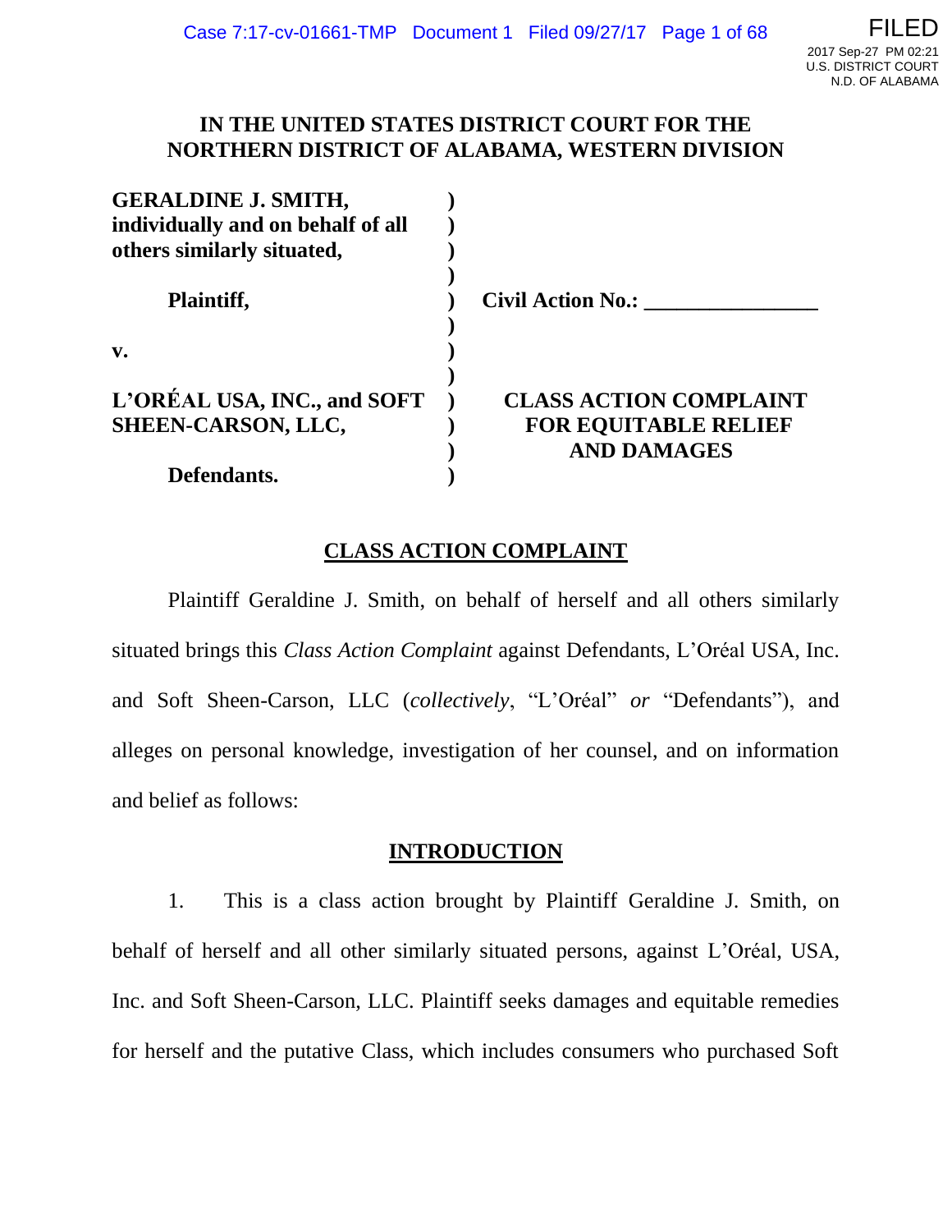**IN THE UNITED STATES DISTRICT COURT FOR THE NORTHERN DISTRICT OF ALABAMA, WESTERN DIVISION**

| | | |
|---|---|---|
| **GERALDINE J. SMITH, individually and on behalf of all others similarly situated,** | ) | |
| **Plaintiff,** | ) | **Civil Action No.: \_\_\_\_\_\_\_\_\_\_\_\_\_\_\_\_** |
| **v.** | ) | |
| **L'ORÉAL USA, INC., and SOFT SHEEN-CARSON, LLC,** | ) | **CLASS ACTION COMPLAINT FOR EQUITABLE RELIEF AND DAMAGES** |
| **Defendants.** | ) | |

## CLASS ACTION COMPLAINT

Plaintiff Geraldine J. Smith, on behalf of herself and all others similarly situated brings this *Class Action Complaint* against Defendants, L'Oréal USA, Inc. and Soft Sheen-Carson, LLC (*collectively*, "L'Oréal" *or* "Defendants"), and alleges on personal knowledge, investigation of her counsel, and on information and belief as follows:

## INTRODUCTION

1. This is a class action brought by Plaintiff Geraldine J. Smith, on behalf of herself and all other similarly situated persons, against L'Oréal, USA, Inc. and Soft Sheen-Carson, LLC. Plaintiff seeks damages and equitable remedies for herself and the putative Class, which includes consumers who purchased Soft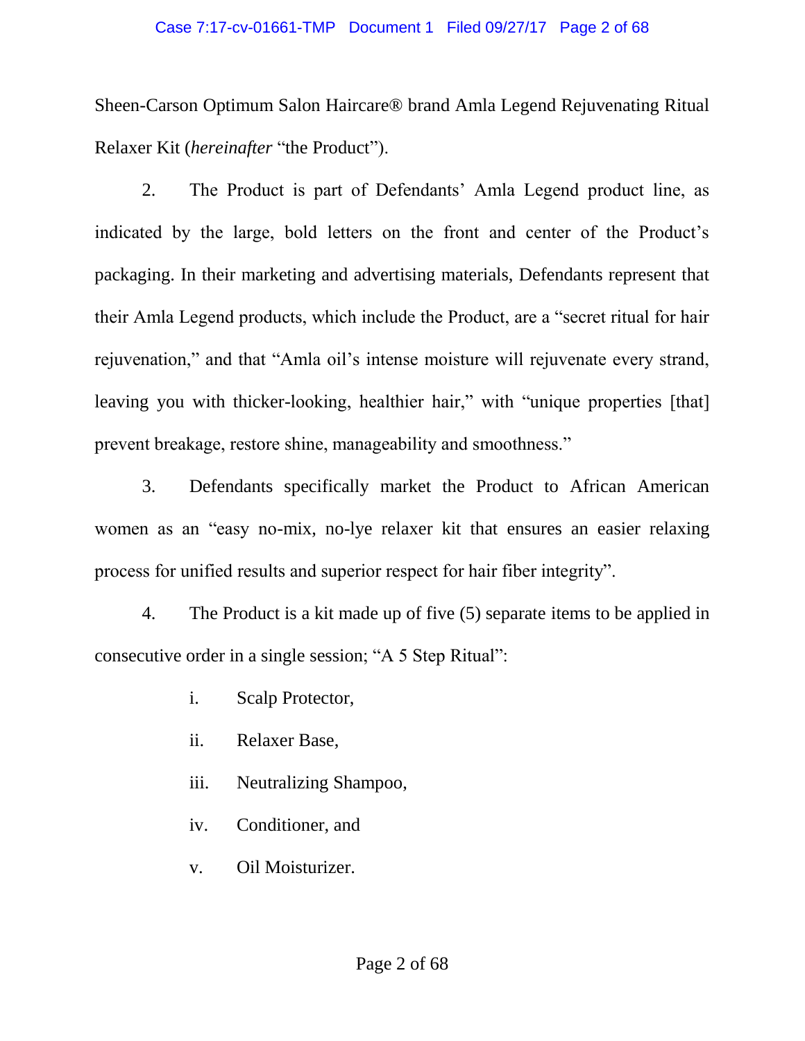Sheen-Carson Optimum Salon Haircare® brand Amla Legend Rejuvenating Ritual Relaxer Kit (*hereinafter* "the Product").

2. The Product is part of Defendants' Amla Legend product line, as indicated by the large, bold letters on the front and center of the Product's packaging. In their marketing and advertising materials, Defendants represent that their Amla Legend products, which include the Product, are a "secret ritual for hair rejuvenation," and that "Amla oil's intense moisture will rejuvenate every strand, leaving you with thicker-looking, healthier hair," with "unique properties [that] prevent breakage, restore shine, manageability and smoothness."

3. Defendants specifically market the Product to African American women as an "easy no-mix, no-lye relaxer kit that ensures an easier relaxing process for unified results and superior respect for hair fiber integrity".

4. The Product is a kit made up of five (5) separate items to be applied in consecutive order in a single session; "A 5 Step Ritual":

i. Scalp Protector,

ii. Relaxer Base,

iii. Neutralizing Shampoo,

iv. Conditioner, and

v. Oil Moisturizer.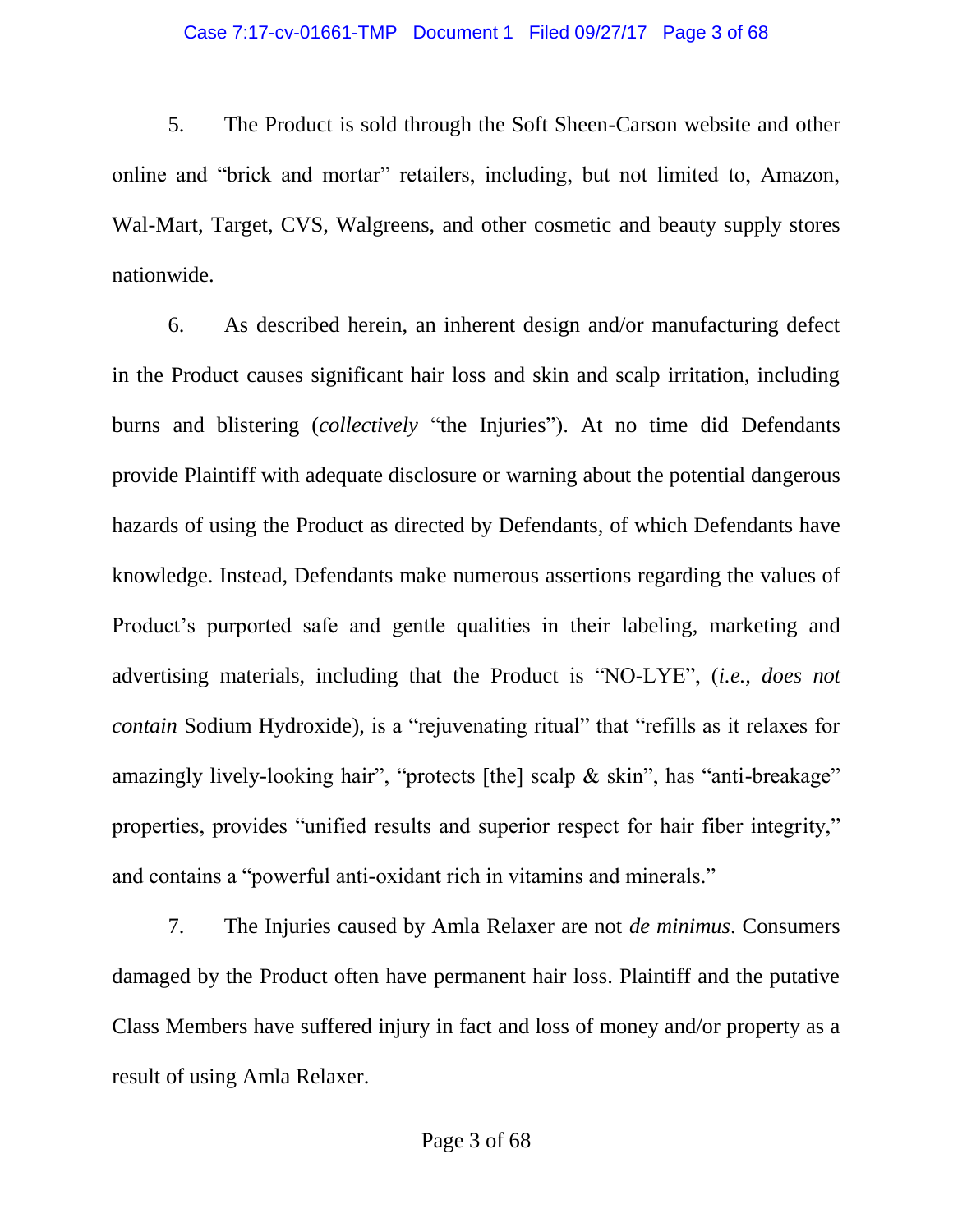5. The Product is sold through the Soft Sheen-Carson website and other online and "brick and mortar" retailers, including, but not limited to, Amazon, Wal-Mart, Target, CVS, Walgreens, and other cosmetic and beauty supply stores nationwide.

6. As described herein, an inherent design and/or manufacturing defect in the Product causes significant hair loss and skin and scalp irritation, including burns and blistering (*collectively* "the Injuries"). At no time did Defendants provide Plaintiff with adequate disclosure or warning about the potential dangerous hazards of using the Product as directed by Defendants, of which Defendants have knowledge. Instead, Defendants make numerous assertions regarding the values of Product's purported safe and gentle qualities in their labeling, marketing and advertising materials, including that the Product is "NO-LYE", (*i.e., does not contain* Sodium Hydroxide), is a "rejuvenating ritual" that "refills as it relaxes for amazingly lively-looking hair", "protects [the] scalp & skin", has "anti-breakage" properties, provides "unified results and superior respect for hair fiber integrity," and contains a "powerful anti-oxidant rich in vitamins and minerals."

7. The Injuries caused by Amla Relaxer are not *de minimus*. Consumers damaged by the Product often have permanent hair loss. Plaintiff and the putative Class Members have suffered injury in fact and loss of money and/or property as a result of using Amla Relaxer.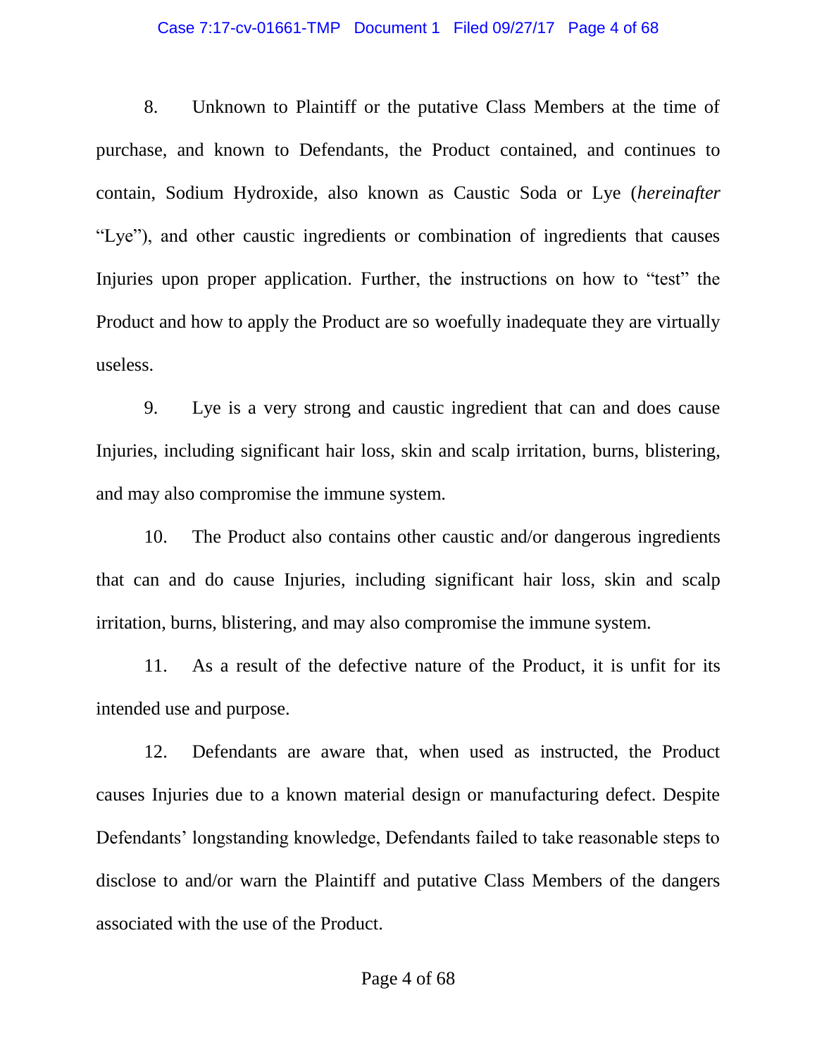8. Unknown to Plaintiff or the putative Class Members at the time of purchase, and known to Defendants, the Product contained, and continues to contain, Sodium Hydroxide, also known as Caustic Soda or Lye (*hereinafter* "Lye"), and other caustic ingredients or combination of ingredients that causes Injuries upon proper application. Further, the instructions on how to "test" the Product and how to apply the Product are so woefully inadequate they are virtually useless.

9. Lye is a very strong and caustic ingredient that can and does cause Injuries, including significant hair loss, skin and scalp irritation, burns, blistering, and may also compromise the immune system.

10. The Product also contains other caustic and/or dangerous ingredients that can and do cause Injuries, including significant hair loss, skin and scalp irritation, burns, blistering, and may also compromise the immune system.

11. As a result of the defective nature of the Product, it is unfit for its intended use and purpose.

12. Defendants are aware that, when used as instructed, the Product causes Injuries due to a known material design or manufacturing defect. Despite Defendants' longstanding knowledge, Defendants failed to take reasonable steps to disclose to and/or warn the Plaintiff and putative Class Members of the dangers associated with the use of the Product.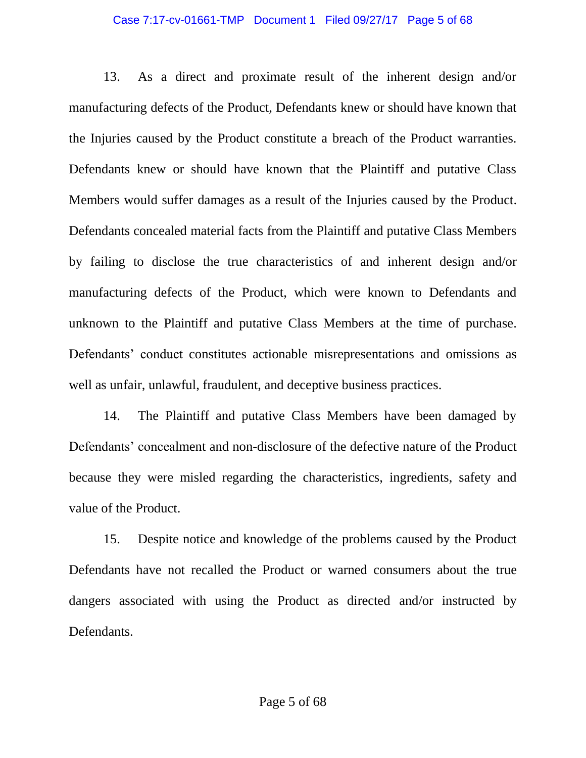13. As a direct and proximate result of the inherent design and/or manufacturing defects of the Product, Defendants knew or should have known that the Injuries caused by the Product constitute a breach of the Product warranties. Defendants knew or should have known that the Plaintiff and putative Class Members would suffer damages as a result of the Injuries caused by the Product. Defendants concealed material facts from the Plaintiff and putative Class Members by failing to disclose the true characteristics of and inherent design and/or manufacturing defects of the Product, which were known to Defendants and unknown to the Plaintiff and putative Class Members at the time of purchase. Defendants' conduct constitutes actionable misrepresentations and omissions as well as unfair, unlawful, fraudulent, and deceptive business practices.

14. The Plaintiff and putative Class Members have been damaged by Defendants' concealment and non-disclosure of the defective nature of the Product because they were misled regarding the characteristics, ingredients, safety and value of the Product.

15. Despite notice and knowledge of the problems caused by the Product Defendants have not recalled the Product or warned consumers about the true dangers associated with using the Product as directed and/or instructed by Defendants.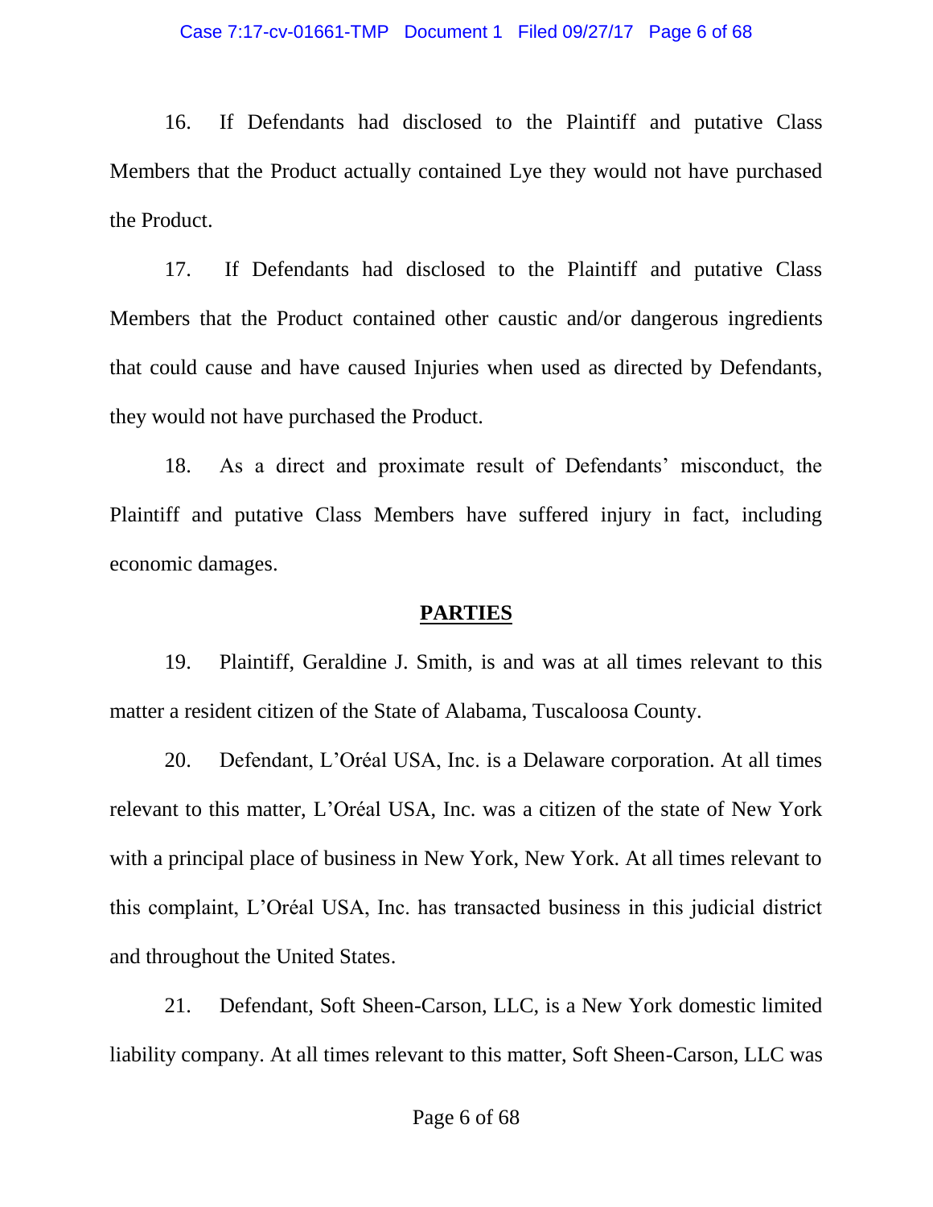16. If Defendants had disclosed to the Plaintiff and putative Class Members that the Product actually contained Lye they would not have purchased the Product.

17. If Defendants had disclosed to the Plaintiff and putative Class Members that the Product contained other caustic and/or dangerous ingredients that could cause and have caused Injuries when used as directed by Defendants, they would not have purchased the Product.

18. As a direct and proximate result of Defendants' misconduct, the Plaintiff and putative Class Members have suffered injury in fact, including economic damages.

## PARTIES

19. Plaintiff, Geraldine J. Smith, is and was at all times relevant to this matter a resident citizen of the State of Alabama, Tuscaloosa County.

20. Defendant, L'Oréal USA, Inc. is a Delaware corporation. At all times relevant to this matter, L'Oréal USA, Inc. was a citizen of the state of New York with a principal place of business in New York, New York. At all times relevant to this complaint, L'Oréal USA, Inc. has transacted business in this judicial district and throughout the United States.

21. Defendant, Soft Sheen-Carson, LLC, is a New York domestic limited liability company. At all times relevant to this matter, Soft Sheen-Carson, LLC was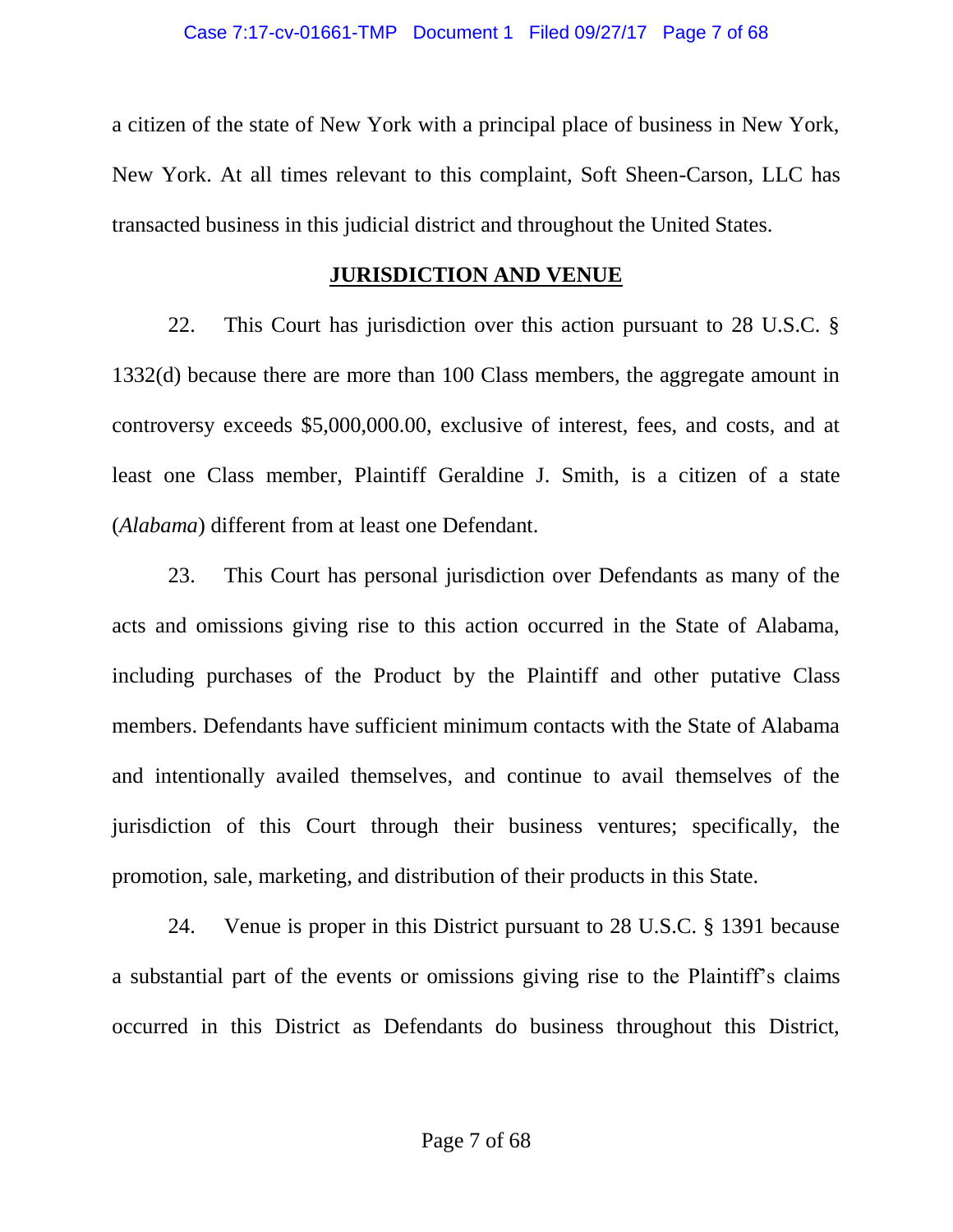a citizen of the state of New York with a principal place of business in New York, New York. At all times relevant to this complaint, Soft Sheen-Carson, LLC has transacted business in this judicial district and throughout the United States.

## JURISDICTION AND VENUE

22. This Court has jurisdiction over this action pursuant to 28 U.S.C. § 1332(d) because there are more than 100 Class members, the aggregate amount in controversy exceeds $5,000,000.00, exclusive of interest, fees, and costs, and at least one Class member, Plaintiff Geraldine J. Smith, is a citizen of a state (*Alabama*) different from at least one Defendant.

23. This Court has personal jurisdiction over Defendants as many of the acts and omissions giving rise to this action occurred in the State of Alabama, including purchases of the Product by the Plaintiff and other putative Class members. Defendants have sufficient minimum contacts with the State of Alabama and intentionally availed themselves, and continue to avail themselves of the jurisdiction of this Court through their business ventures; specifically, the promotion, sale, marketing, and distribution of their products in this State.

24. Venue is proper in this District pursuant to 28 U.S.C. § 1391 because a substantial part of the events or omissions giving rise to the Plaintiff's claims occurred in this District as Defendants do business throughout this District,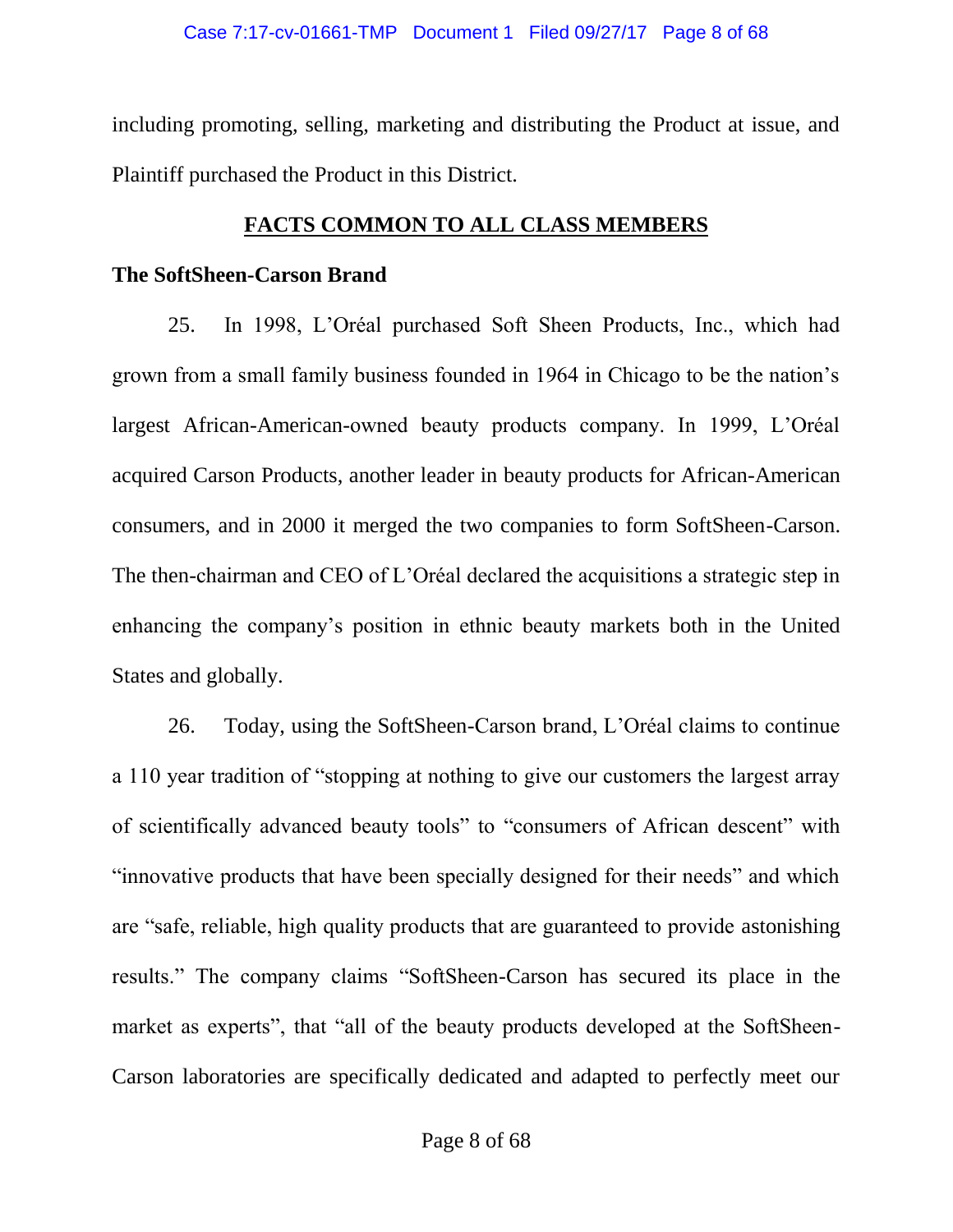including promoting, selling, marketing and distributing the Product at issue, and Plaintiff purchased the Product in this District.

## FACTS COMMON TO ALL CLASS MEMBERS

### The SoftSheen-Carson Brand

25. In 1998, L'Oréal purchased Soft Sheen Products, Inc., which had grown from a small family business founded in 1964 in Chicago to be the nation's largest African-American-owned beauty products company. In 1999, L'Oréal acquired Carson Products, another leader in beauty products for African-American consumers, and in 2000 it merged the two companies to form SoftSheen-Carson. The then-chairman and CEO of L'Oréal declared the acquisitions a strategic step in enhancing the company's position in ethnic beauty markets both in the United States and globally.

26. Today, using the SoftSheen-Carson brand, L'Oréal claims to continue a 110 year tradition of "stopping at nothing to give our customers the largest array of scientifically advanced beauty tools" to "consumers of African descent" with "innovative products that have been specially designed for their needs" and which are "safe, reliable, high quality products that are guaranteed to provide astonishing results." The company claims "SoftSheen-Carson has secured its place in the market as experts", that "all of the beauty products developed at the SoftSheen-Carson laboratories are specifically dedicated and adapted to perfectly meet our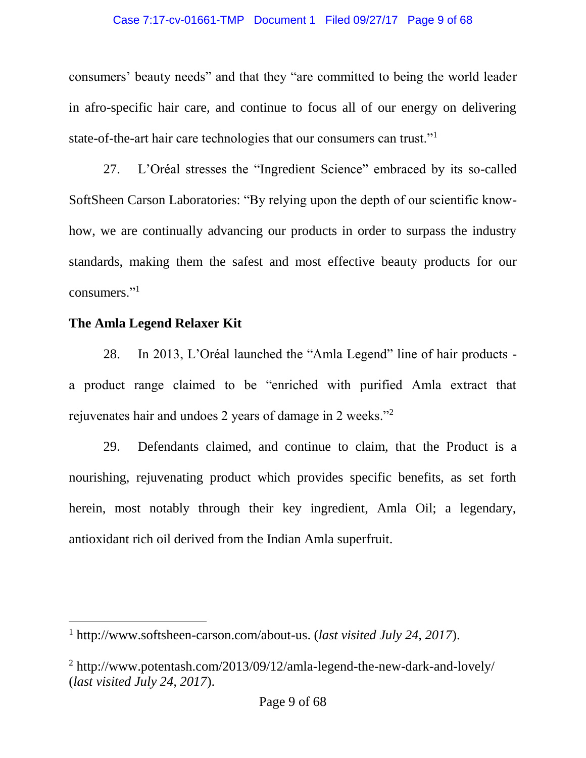consumers' beauty needs" and that they "are committed to being the world leader in afro-specific hair care, and continue to focus all of our energy on delivering state-of-the-art hair care technologies that our consumers can trust."[1]

27. L'Oréal stresses the "Ingredient Science" embraced by its so-called SoftSheen Carson Laboratories: "By relying upon the depth of our scientific know-how, we are continually advancing our products in order to surpass the industry standards, making them the safest and most effective beauty products for our consumers."[1]

**The Amla Legend Relaxer Kit**

28. In 2013, L'Oréal launched the "Amla Legend" line of hair products - a product range claimed to be "enriched with purified Amla extract that rejuvenates hair and undoes 2 years of damage in 2 weeks."[2]

29. Defendants claimed, and continue to claim, that the Product is a nourishing, rejuvenating product which provides specific benefits, as set forth herein, most notably through their key ingredient, Amla Oil; a legendary, antioxidant rich oil derived from the Indian Amla superfruit.

---

[1] http://www.softsheen-carson.com/about-us. (*last visited July 24, 2017*).

[2] http://www.potentash.com/2013/09/12/amla-legend-the-new-dark-and-lovely/ (*last visited July 24, 2017*).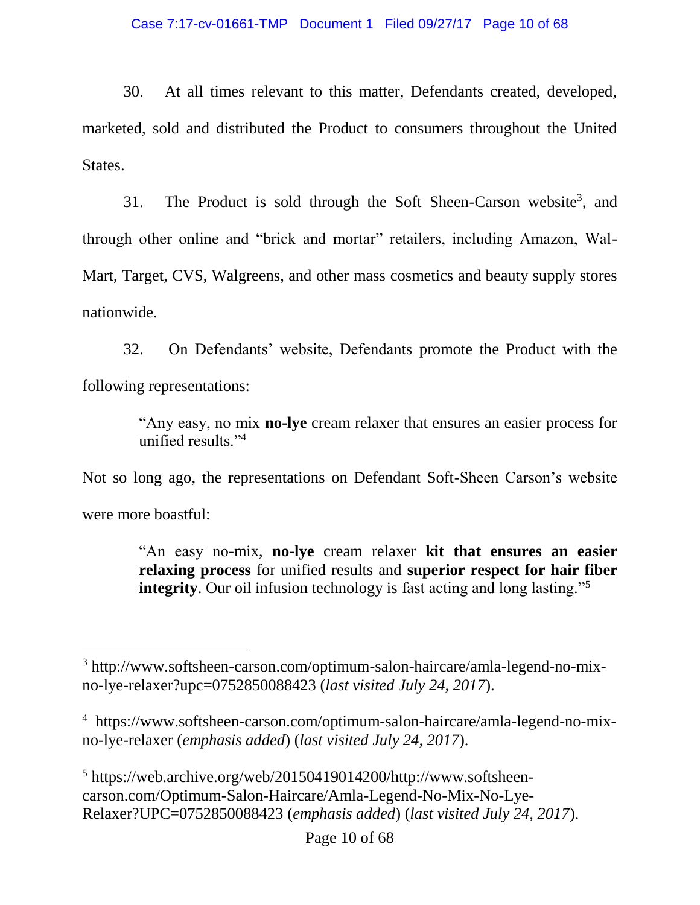30. At all times relevant to this matter, Defendants created, developed, marketed, sold and distributed the Product to consumers throughout the United States.

31. The Product is sold through the Soft Sheen-Carson website[3], and through other online and "brick and mortar" retailers, including Amazon, Wal-Mart, Target, CVS, Walgreens, and other mass cosmetics and beauty supply stores nationwide.

32. On Defendants' website, Defendants promote the Product with the following representations:

> "Any easy, no mix **no-lye** cream relaxer that ensures an easier process for unified results."[4]

Not so long ago, the representations on Defendant Soft-Sheen Carson's website were more boastful:

> "An easy no-mix, **no-lye** cream relaxer **kit that ensures an easier relaxing process** for unified results and **superior respect for hair fiber integrity**. Our oil infusion technology is fast acting and long lasting."[5]

---

[3] http://www.softsheen-carson.com/optimum-salon-haircare/amla-legend-no-mix-no-lye-relaxer?upc=0752850088423 (*last visited July 24, 2017*).

[4] https://www.softsheen-carson.com/optimum-salon-haircare/amla-legend-no-mix-no-lye-relaxer (*emphasis added*) (*last visited July 24, 2017*).

[5] https://web.archive.org/web/20150419014200/http://www.softsheen-carson.com/Optimum-Salon-Haircare/Amla-Legend-No-Mix-No-Lye-Relaxer?UPC=0752850088423 (*emphasis added*) (*last visited July 24, 2017*).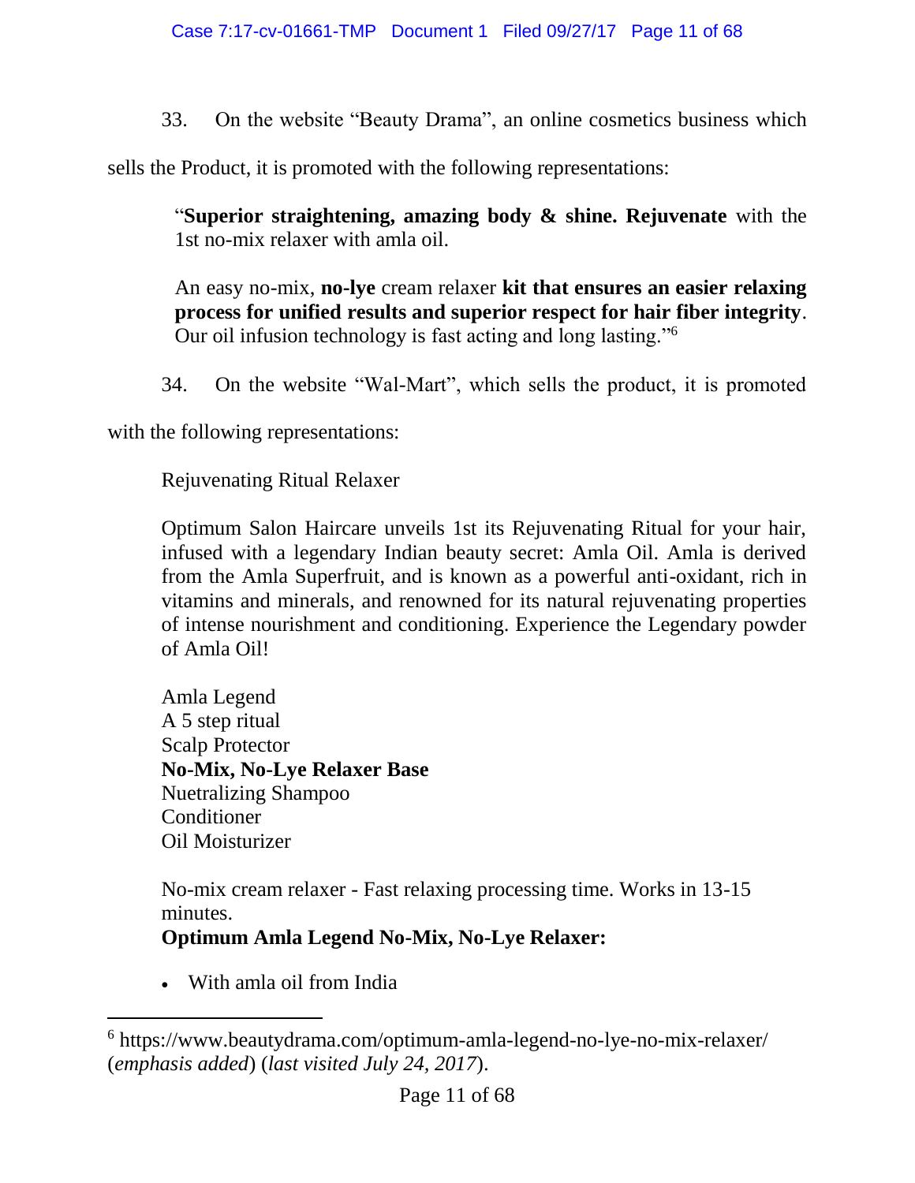33. On the website "Beauty Drama", an online cosmetics business which sells the Product, it is promoted with the following representations:

> "**Superior straightening, amazing body & shine. Rejuvenate** with the 1st no-mix relaxer with amla oil.
>
> An easy no-mix, **no-lye** cream relaxer **kit that ensures an easier relaxing process for unified results and superior respect for hair fiber integrity**. Our oil infusion technology is fast acting and long lasting."[6]

34. On the website "Wal-Mart", which sells the product, it is promoted with the following representations:

> Rejuvenating Ritual Relaxer
>
> Optimum Salon Haircare unveils 1st its Rejuvenating Ritual for your hair, infused with a legendary Indian beauty secret: Amla Oil. Amla is derived from the Amla Superfruit, and is known as a powerful anti-oxidant, rich in vitamins and minerals, and renowned for its natural rejuvenating properties of intense nourishment and conditioning. Experience the Legendary powder of Amla Oil!
>
> Amla Legend
> A 5 step ritual
> Scalp Protector
> **No-Mix, No-Lye Relaxer Base**
> Nuetralizing Shampoo
> Conditioner
> Oil Moisturizer
>
> No-mix cream relaxer - Fast relaxing processing time. Works in 13-15 minutes.
> **Optimum Amla Legend No-Mix, No-Lye Relaxer:**
>
> - With amla oil from India

---

[6] https://www.beautydrama.com/optimum-amla-legend-no-lye-no-mix-relaxer/ (*emphasis added*) (*last visited July 24, 2017*).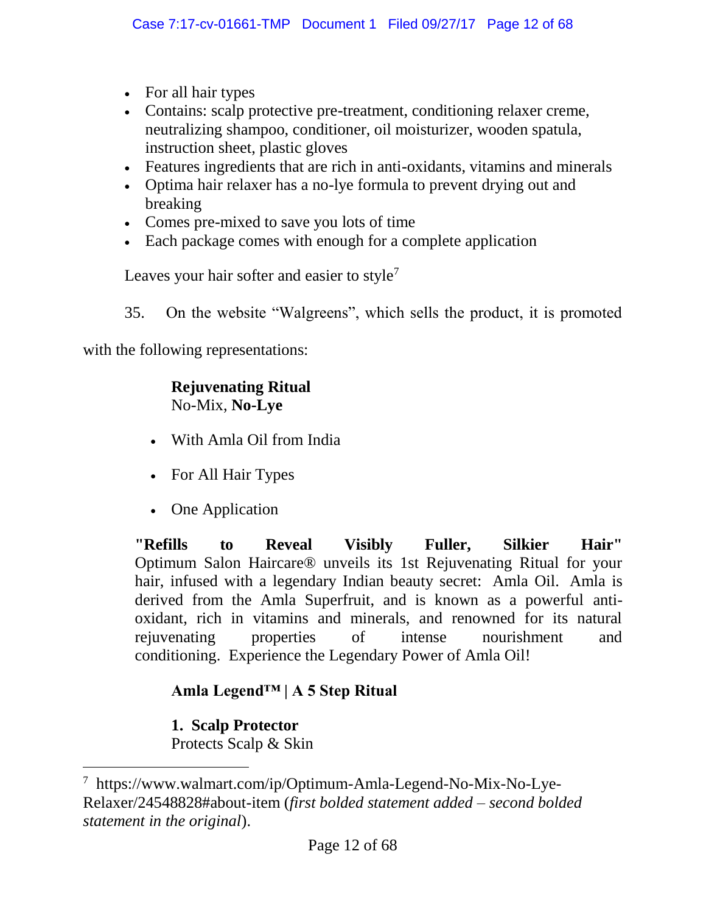- For all hair types
- Contains: scalp protective pre-treatment, conditioning relaxer creme, neutralizing shampoo, conditioner, oil moisturizer, wooden spatula, instruction sheet, plastic gloves
- Features ingredients that are rich in anti-oxidants, vitamins and minerals
- Optima hair relaxer has a no-lye formula to prevent drying out and breaking
- Comes pre-mixed to save you lots of time
- Each package comes with enough for a complete application

Leaves your hair softer and easier to style[7]

35. On the website "Walgreens", which sells the product, it is promoted with the following representations:

> **Rejuvenating Ritual**
> No-Mix, **No-Lye**
>
> - With Amla Oil from India
> - For All Hair Types
> - One Application
>
> **"Refills to Reveal Visibly Fuller, Silkier Hair"** Optimum Salon Haircare® unveils its 1st Rejuvenating Ritual for your hair, infused with a legendary Indian beauty secret: Amla Oil. Amla is derived from the Amla Superfruit, and is known as a powerful anti-oxidant, rich in vitamins and minerals, and renowned for its natural rejuvenating properties of intense nourishment and conditioning. Experience the Legendary Power of Amla Oil!
>
> **Amla Legend™ | A 5 Step Ritual**
>
> **1. Scalp Protector**
> Protects Scalp & Skin

---

[7] https://www.walmart.com/ip/Optimum-Amla-Legend-No-Mix-No-Lye-Relaxer/24548828#about-item (*first bolded statement added – second bolded statement in the original*).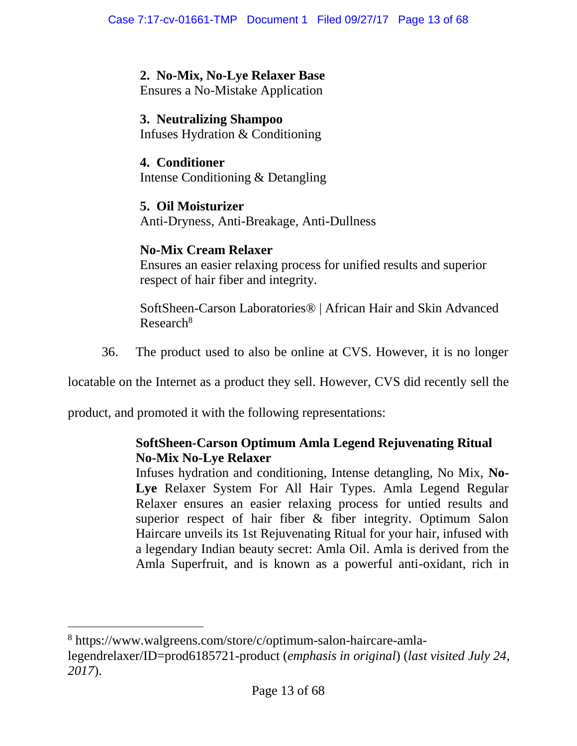**2. No-Mix, No-Lye Relaxer Base**
Ensures a No-Mistake Application

**3. Neutralizing Shampoo**
Infuses Hydration & Conditioning

**4. Conditioner**
Intense Conditioning & Detangling

**5. Oil Moisturizer**
Anti-Dryness, Anti-Breakage, Anti-Dullness

**No-Mix Cream Relaxer**
Ensures an easier relaxing process for unified results and superior respect of hair fiber and integrity.

SoftSheen-Carson Laboratories® | African Hair and Skin Advanced Research[8]

36. The product used to also be online at CVS. However, it is no longer locatable on the Internet as a product they sell. However, CVS did recently sell the product, and promoted it with the following representations:

> **SoftSheen-Carson Optimum Amla Legend Rejuvenating Ritual No-Mix No-Lye Relaxer**
> Infuses hydration and conditioning, Intense detangling, No Mix, **No-Lye** Relaxer System For All Hair Types. Amla Legend Regular Relaxer ensures an easier relaxing process for untied results and superior respect of hair fiber & fiber integrity. Optimum Salon Haircare unveils its 1st Rejuvenating Ritual for your hair, infused with a legendary Indian beauty secret: Amla Oil. Amla is derived from the Amla Superfruit, and is known as a powerful anti-oxidant, rich in

---

[8] https://www.walgreens.com/store/c/optimum-salon-haircare-amla-legendrelaxer/ID=prod6185721-product (*emphasis in original*) (*last visited July 24, 2017*).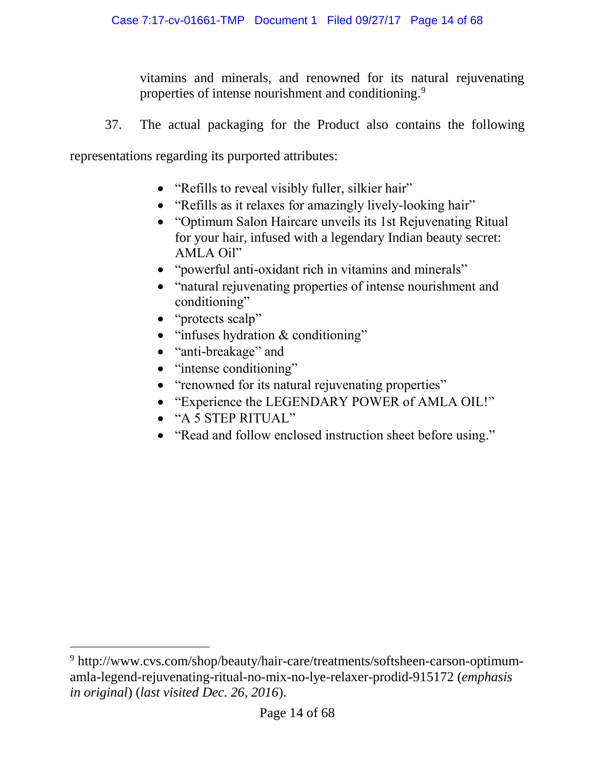vitamins and minerals, and renowned for its natural rejuvenating properties of intense nourishment and conditioning.[9]

37. The actual packaging for the Product also contains the following representations regarding its purported attributes:

- "Refills to reveal visibly fuller, silkier hair"
- "Refills as it relaxes for amazingly lively-looking hair"
- "Optimum Salon Haircare unveils its 1st Rejuvenating Ritual for your hair, infused with a legendary Indian beauty secret: AMLA Oil"
- "powerful anti-oxidant rich in vitamins and minerals"
- "natural rejuvenating properties of intense nourishment and conditioning"
- "protects scalp"
- "infuses hydration & conditioning"
- "anti-breakage" and
- "intense conditioning"
- "renowned for its natural rejuvenating properties"
- "Experience the LEGENDARY POWER of AMLA OIL!"
- "A 5 STEP RITUAL"
- "Read and follow enclosed instruction sheet before using."

---

[9] http://www.cvs.com/shop/beauty/hair-care/treatments/softsheen-carson-optimum-amla-legend-rejuvenating-ritual-no-mix-no-lye-relaxer-prodid-915172 (*emphasis in original*) (*last visited Dec. 26, 2016*).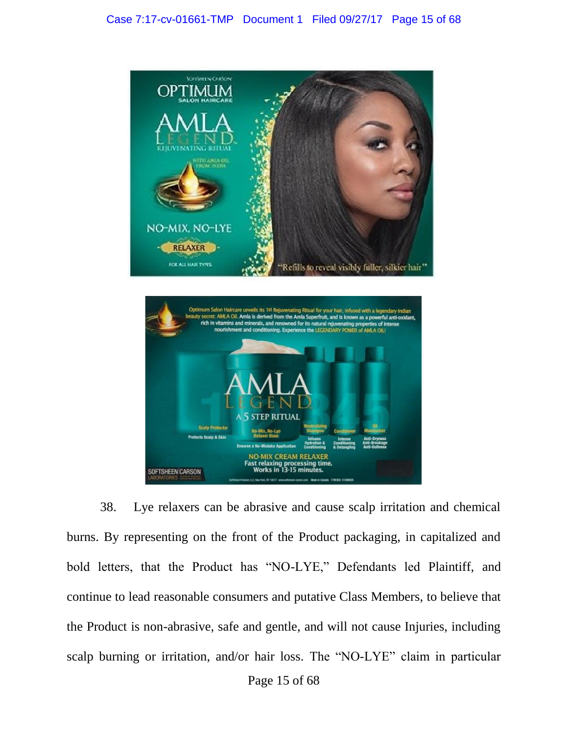38. Lye relaxers can be abrasive and cause scalp irritation and chemical burns. By representing on the front of the Product packaging, in capitalized and bold letters, that the Product has "NO-LYE," Defendants led Plaintiff, and continue to lead reasonable consumers and putative Class Members, to believe that the Product is non-abrasive, safe and gentle, and will not cause Injuries, including scalp burning or irritation, and/or hair loss. The "NO-LYE" claim in particular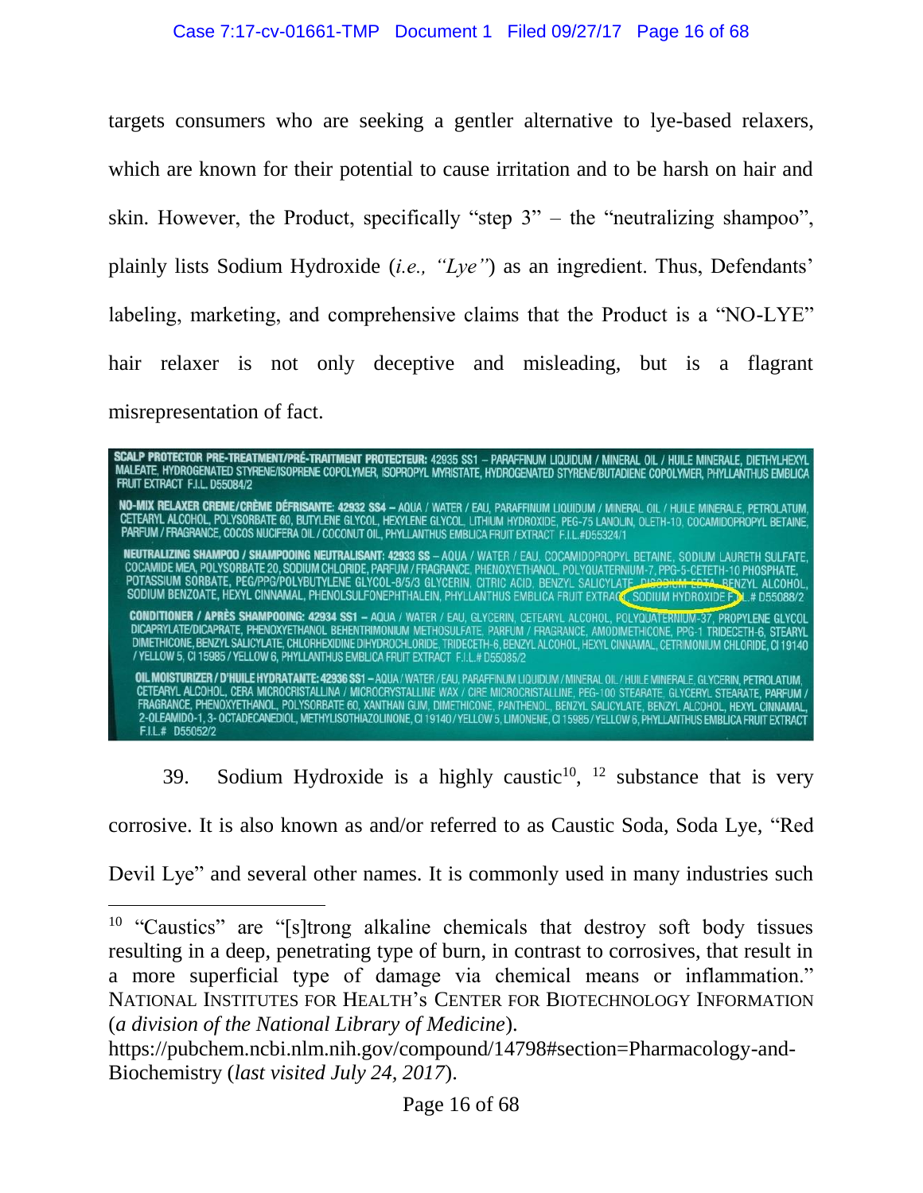targets consumers who are seeking a gentler alternative to lye-based relaxers, which are known for their potential to cause irritation and to be harsh on hair and skin. However, the Product, specifically "step 3" – the "neutralizing shampoo", plainly lists Sodium Hydroxide (*i.e., "Lye"*) as an ingredient. Thus, Defendants' labeling, marketing, and comprehensive claims that the Product is a "NO-LYE" hair relaxer is not only deceptive and misleading, but is a flagrant misrepresentation of fact.

**SCALP PROTECTOR PRE-TREATMENT/PRÉ-TRAITMENT PROTECTEUR:** 42935 SS1 – PARAFFINUM LIQUIDUM / MINERAL OIL / HUILE MINERALE, DIETHYLHEXYL MALEATE, HYDROGENATED STYRENE/ISOPRENE COPOLYMER, ISOPROPYL MYRISTATE, HYDROGENATED STYRENE/BUTADIENE COPOLYMER, PHYLLANTHUS EMBLICA FRUIT EXTRACT F.I.L. D55084/2

**NO-MIX RELAXER CREME/CRÈME DÉFRISANTE: 42932 SS4** – AQUA / WATER / EAU, PARAFFINUM LIQUIDUM / MINERAL OIL / HUILE MINERALE, PETROLATUM, CETEARYL ALCOHOL, POLYSORBATE 60, BUTYLENE GLYCOL, HEXYLENE GLYCOL, LITHIUM HYDROXIDE, PEG-75 LANOLIN, OLETH-10, COCAMIDOPROPYL BETAINE, PARFUM / FRAGRANCE, COCOS NUCIFERA OIL / COCONUT OIL, PHYLLANTHUS EMBLICA FRUIT EXTRACT F.I.L.#D55324/1

**NEUTRALIZING SHAMPOO / SHAMPOOING NEUTRALISANT: 42933 SS** – AQUA / WATER / EAU, COCAMIDOPROPYL BETAINE, SODIUM LAURETH SULFATE, COCAMIDE MEA, POLYSORBATE 20, SODIUM CHLORIDE, PARFUM / FRAGRANCE, PHENOXYETHANOL, POLYQUATERNIUM-7, PPG-5-CETETH-10 PHOSPHATE, POTASSIUM SORBATE, PEG/PPG/POLYBUTYLENE GLYCOL-8/5/3 GLYCERIN, CITRIC ACID, BENZYL SALICYLATE, DISODIUM EDTA, BENZYL ALCOHOL, SODIUM BENZOATE, HEXYL CINNAMAL, PHENOLSULFONEPHTHALEIN, PHYLLANTHUS EMBLICA FRUIT EXTRACT, SODIUM HYDROXIDE F.I.L.# D55088/2

**CONDITIONER / APRÈS SHAMPOOING: 42934 SS1** – AQUA / WATER / EAU, GLYCERIN, CETEARYL ALCOHOL, POLYQUATERNIUM-37, PROPYLENE GLYCOL DICAPRYLATE/DICAPRATE, PHENOXYETHANOL BEHENTRIMONIUM METHOSULFATE, PARFUM / FRAGRANCE, AMODIMETHICONE, PPG-1 TRIDECETH-6, STEARYL DIMETHICONE, BENZYL SALICYLATE, CHLORHEXIDINE DIHYDROCHLORIDE, TRIDECETH-6, BENZYL ALCOHOL, HEXYL CINNAMAL, CETRIMONIUM CHLORIDE, CI 19140 / YELLOW 5, CI 15985 / YELLOW 6, PHYLLANTHUS EMBLICA FRUIT EXTRACT F.I.L.# D55085/2

**OIL MOISTURIZER / D'HUILE HYDRATANTE: 42936 SS1** – AQUA / WATER / EAU, PARAFFINUM LIQUIDUM / MINERAL OIL / HUILE MINERALE, GLYCERIN, PETROLATUM, CETEARYL ALCOHOL, CERA MICROCRISTALLINA / MICROCRYSTALLINE WAX / CIRE MICROCRISTALLINE, PEG-100 STEARATE, GLYCERYL STEARATE, PARFUM / FRAGRANCE, PHENOXYETHANOL, POLYSORBATE 60, XANTHAN GUM, DIMETHICONE, PANTHENOL, BENZYL SALICYLATE, BENZYL ALCOHOL, HEXYL CINNAMAL, 2-OLEAMIDO-1, 3- OCTADECANEDIOL, METHYLISOTHIAZOLINONE, CI 19140 / YELLOW 5, LIMONENE, CI 15985 / YELLOW 6, PHYLLANTHUS EMBLICA FRUIT EXTRACT F.I.L.# D55052/2

39. Sodium Hydroxide is a highly caustic[10], [12] substance that is very corrosive. It is also known as and/or referred to as Caustic Soda, Soda Lye, "Red Devil Lye" and several other names. It is commonly used in many industries such

---

[10] "Caustics" are "[s]trong alkaline chemicals that destroy soft body tissues resulting in a deep, penetrating type of burn, in contrast to corrosives, that result in a more superficial type of damage via chemical means or inflammation." NATIONAL INSTITUTES FOR HEALTH'S CENTER FOR BIOTECHNOLOGY INFORMATION (*a division of the National Library of Medicine*). https://pubchem.ncbi.nlm.nih.gov/compound/14798#section=Pharmacology-and-Biochemistry (*last visited July 24, 2017*).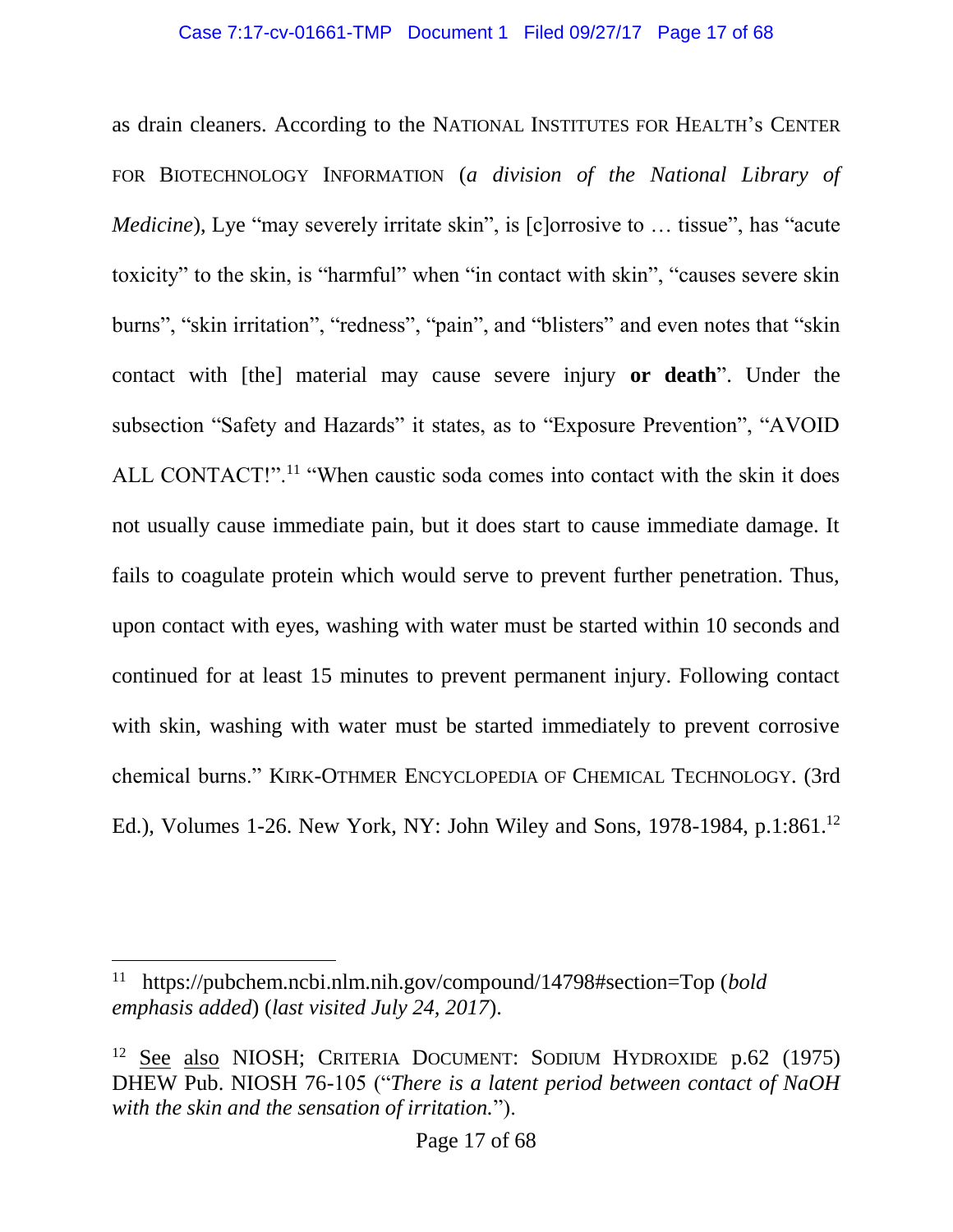as drain cleaners. According to the NATIONAL INSTITUTES FOR HEALTH's CENTER FOR BIOTECHNOLOGY INFORMATION (*a division of the National Library of Medicine*), Lye "may severely irritate skin", is [c]orrosive to … tissue", has "acute toxicity" to the skin, is "harmful" when "in contact with skin", "causes severe skin burns", "skin irritation", "redness", "pain", and "blisters" and even notes that "skin contact with [the] material may cause severe injury **or death**". Under the subsection "Safety and Hazards" it states, as to "Exposure Prevention", "AVOID ALL CONTACT!".[11] "When caustic soda comes into contact with the skin it does not usually cause immediate pain, but it does start to cause immediate damage. It fails to coagulate protein which would serve to prevent further penetration. Thus, upon contact with eyes, washing with water must be started within 10 seconds and continued for at least 15 minutes to prevent permanent injury. Following contact with skin, washing with water must be started immediately to prevent corrosive chemical burns." KIRK-OTHMER ENCYCLOPEDIA OF CHEMICAL TECHNOLOGY. (3rd Ed.), Volumes 1-26. New York, NY: John Wiley and Sons, 1978-1984, p.1:861.[12]

---

[11] https://pubchem.ncbi.nlm.nih.gov/compound/14798#section=Top (*bold emphasis added*) (*last visited July 24, 2017*).

[12] See also NIOSH; CRITERIA DOCUMENT: SODIUM HYDROXIDE p.62 (1975) DHEW Pub. NIOSH 76-105 ("*There is a latent period between contact of NaOH with the skin and the sensation of irritation.*").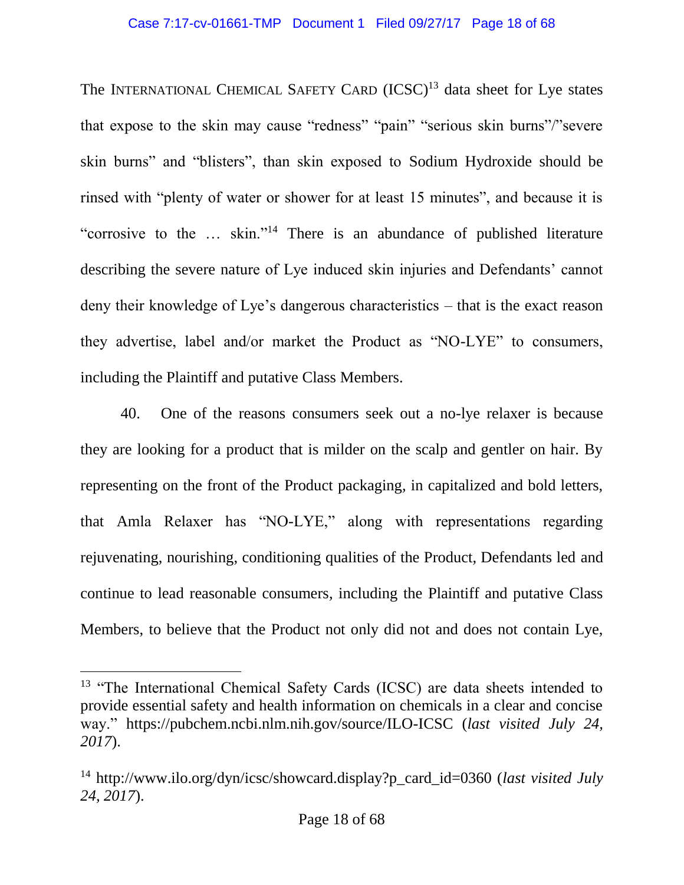The INTERNATIONAL CHEMICAL SAFETY CARD (ICSC)[13] data sheet for Lye states that expose to the skin may cause "redness" "pain" "serious skin burns"/"severe skin burns" and "blisters", than skin exposed to Sodium Hydroxide should be rinsed with "plenty of water or shower for at least 15 minutes", and because it is "corrosive to the … skin."[14] There is an abundance of published literature describing the severe nature of Lye induced skin injuries and Defendants' cannot deny their knowledge of Lye's dangerous characteristics – that is the exact reason they advertise, label and/or market the Product as "NO-LYE" to consumers, including the Plaintiff and putative Class Members.

40. One of the reasons consumers seek out a no-lye relaxer is because they are looking for a product that is milder on the scalp and gentler on hair. By representing on the front of the Product packaging, in capitalized and bold letters, that Amla Relaxer has "NO-LYE," along with representations regarding rejuvenating, nourishing, conditioning qualities of the Product, Defendants led and continue to lead reasonable consumers, including the Plaintiff and putative Class Members, to believe that the Product not only did not and does not contain Lye,

---

[13] "The International Chemical Safety Cards (ICSC) are data sheets intended to provide essential safety and health information on chemicals in a clear and concise way." https://pubchem.ncbi.nlm.nih.gov/source/ILO-ICSC (*last visited July 24, 2017*).

[14] http://www.ilo.org/dyn/icsc/showcard.display?p_card_id=0360 (*last visited July 24, 2017*).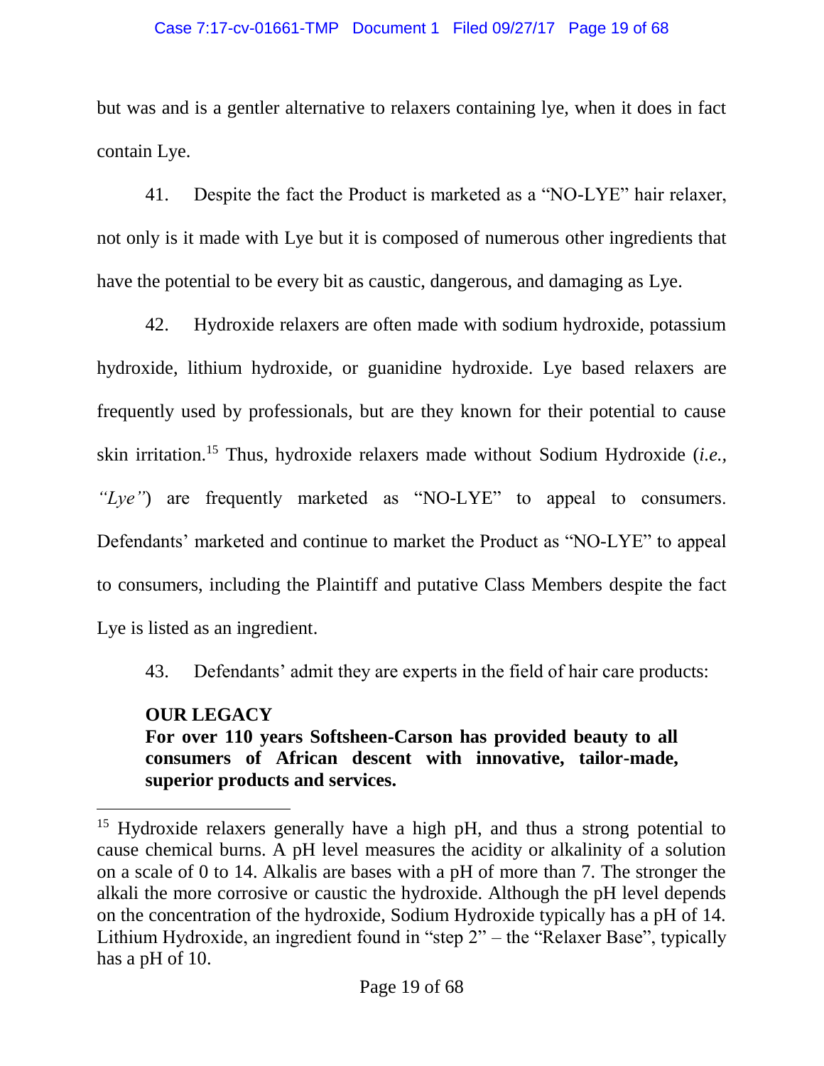but was and is a gentler alternative to relaxers containing lye, when it does in fact contain Lye.

41. Despite the fact the Product is marketed as a "NO-LYE" hair relaxer, not only is it made with Lye but it is composed of numerous other ingredients that have the potential to be every bit as caustic, dangerous, and damaging as Lye.

42. Hydroxide relaxers are often made with sodium hydroxide, potassium hydroxide, lithium hydroxide, or guanidine hydroxide. Lye based relaxers are frequently used by professionals, but are they known for their potential to cause skin irritation.[15] Thus, hydroxide relaxers made without Sodium Hydroxide (*i.e., "Lye"*) are frequently marketed as "NO-LYE" to appeal to consumers. Defendants' marketed and continue to market the Product as "NO-LYE" to appeal to consumers, including the Plaintiff and putative Class Members despite the fact Lye is listed as an ingredient.

43. Defendants' admit they are experts in the field of hair care products:

> **OUR LEGACY**
> **For over 110 years Softsheen-Carson has provided beauty to all consumers of African descent with innovative, tailor-made, superior products and services.**

---

[15] Hydroxide relaxers generally have a high pH, and thus a strong potential to cause chemical burns. A pH level measures the acidity or alkalinity of a solution on a scale of 0 to 14. Alkalis are bases with a pH of more than 7. The stronger the alkali the more corrosive or caustic the hydroxide. Although the pH level depends on the concentration of the hydroxide, Sodium Hydroxide typically has a pH of 14. Lithium Hydroxide, an ingredient found in "step 2" – the "Relaxer Base", typically has a pH of 10.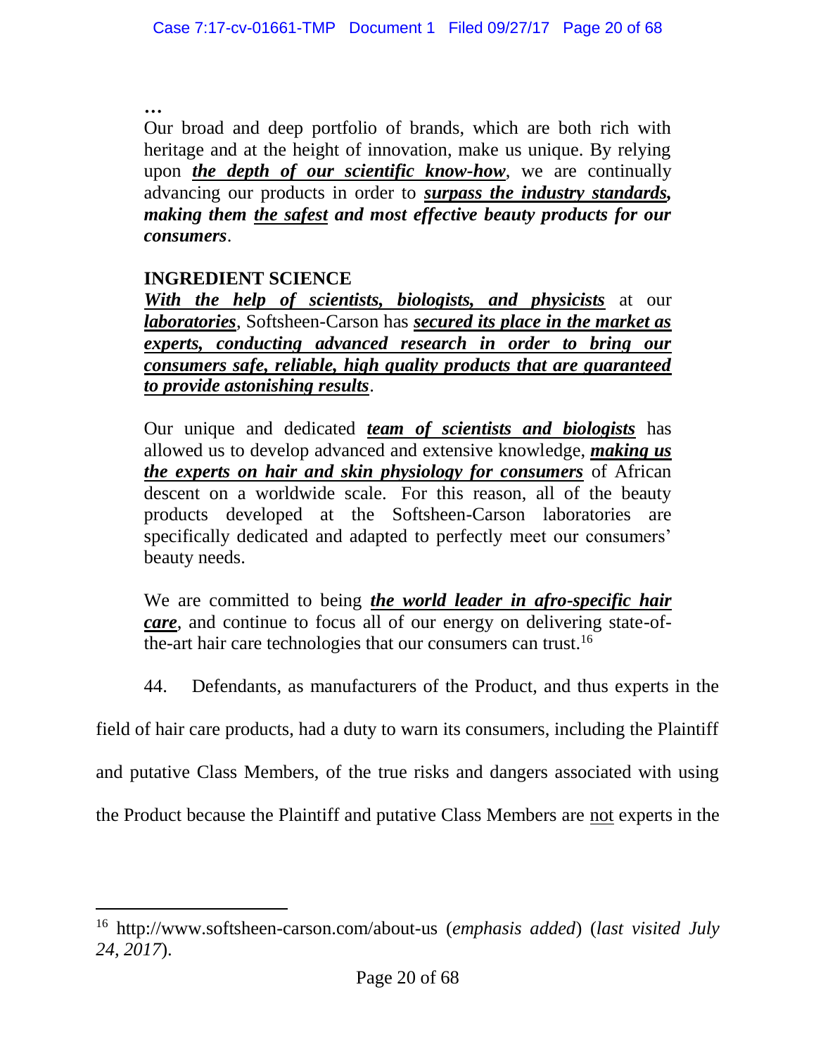> ***…***
>
> Our broad and deep portfolio of brands, which are both rich with heritage and at the height of innovation, make us unique. By relying upon ***the depth of our scientific know-how***, we are continually advancing our products in order to ***surpass the industry standards, making them the safest and most effective beauty products for our consumers***.
>
> **INGREDIENT SCIENCE**
>
> ***With the help of scientists, biologists, and physicists*** at our ***laboratories***, Softsheen-Carson has ***secured its place in the market as experts, conducting advanced research in order to bring our consumers safe, reliable, high quality products that are guaranteed to provide astonishing results***.
>
> Our unique and dedicated ***team of scientists and biologists*** has allowed us to develop advanced and extensive knowledge, ***making us the experts on hair and skin physiology for consumers*** of African descent on a worldwide scale. For this reason, all of the beauty products developed at the Softsheen-Carson laboratories are specifically dedicated and adapted to perfectly meet our consumers' beauty needs.
>
> We are committed to being ***the world leader in afro-specific hair care***, and continue to focus all of our energy on delivering state-of-the-art hair care technologies that our consumers can trust.[16]

44. Defendants, as manufacturers of the Product, and thus experts in the field of hair care products, had a duty to warn its consumers, including the Plaintiff and putative Class Members, of the true risks and dangers associated with using the Product because the Plaintiff and putative Class Members are not experts in the

---

[16] http://www.softsheen-carson.com/about-us (*emphasis added*) (*last visited July 24, 2017*).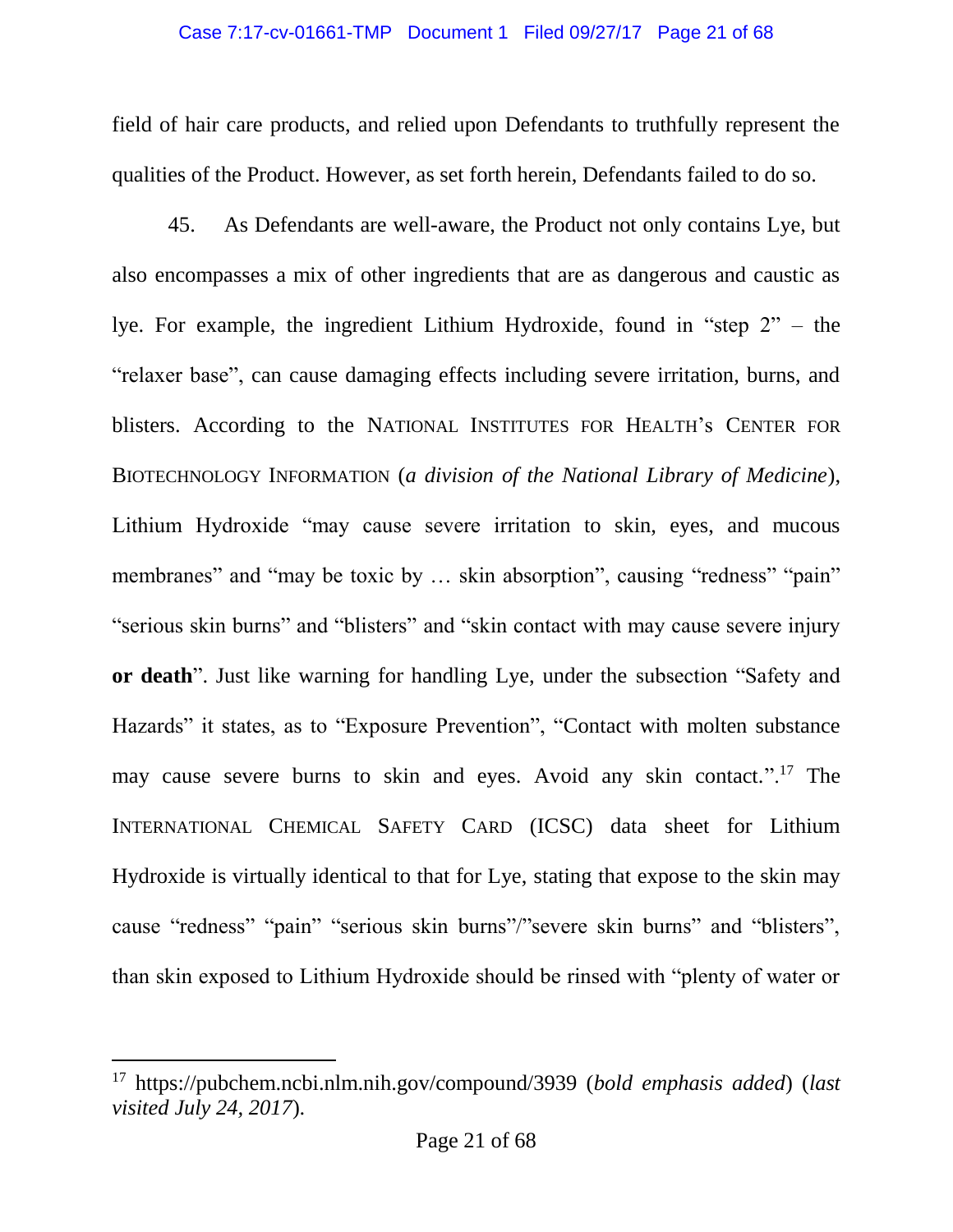field of hair care products, and relied upon Defendants to truthfully represent the qualities of the Product. However, as set forth herein, Defendants failed to do so.

45. As Defendants are well-aware, the Product not only contains Lye, but also encompasses a mix of other ingredients that are as dangerous and caustic as lye. For example, the ingredient Lithium Hydroxide, found in "step 2" – the "relaxer base", can cause damaging effects including severe irritation, burns, and blisters. According to the NATIONAL INSTITUTES FOR HEALTH's CENTER FOR BIOTECHNOLOGY INFORMATION (*a division of the National Library of Medicine*), Lithium Hydroxide "may cause severe irritation to skin, eyes, and mucous membranes" and "may be toxic by … skin absorption", causing "redness" "pain" "serious skin burns" and "blisters" and "skin contact with may cause severe injury **or death**". Just like warning for handling Lye, under the subsection "Safety and Hazards" it states, as to "Exposure Prevention", "Contact with molten substance may cause severe burns to skin and eyes. Avoid any skin contact.".[17] The INTERNATIONAL CHEMICAL SAFETY CARD (ICSC) data sheet for Lithium Hydroxide is virtually identical to that for Lye, stating that expose to the skin may cause "redness" "pain" "serious skin burns"/"severe skin burns" and "blisters", than skin exposed to Lithium Hydroxide should be rinsed with "plenty of water or

---

[17] https://pubchem.ncbi.nlm.nih.gov/compound/3939 (*bold emphasis added*) (*last visited July 24, 2017*).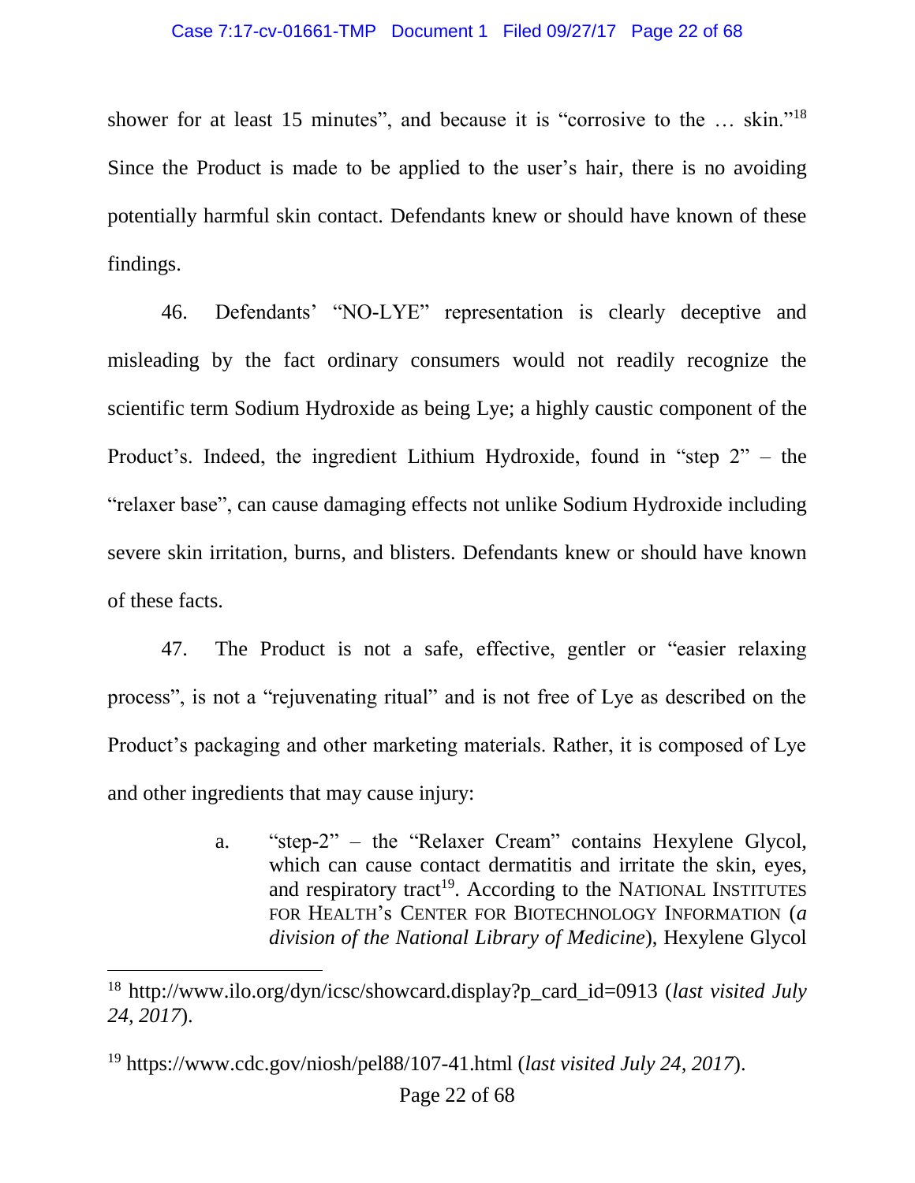shower for at least 15 minutes", and because it is "corrosive to the … skin."[18] Since the Product is made to be applied to the user's hair, there is no avoiding potentially harmful skin contact. Defendants knew or should have known of these findings.

46. Defendants' "NO-LYE" representation is clearly deceptive and misleading by the fact ordinary consumers would not readily recognize the scientific term Sodium Hydroxide as being Lye; a highly caustic component of the Product's. Indeed, the ingredient Lithium Hydroxide, found in "step 2" – the "relaxer base", can cause damaging effects not unlike Sodium Hydroxide including severe skin irritation, burns, and blisters. Defendants knew or should have known of these facts.

47. The Product is not a safe, effective, gentler or "easier relaxing process", is not a "rejuvenating ritual" and is not free of Lye as described on the Product's packaging and other marketing materials. Rather, it is composed of Lye and other ingredients that may cause injury:

> a. "step-2" – the "Relaxer Cream" contains Hexylene Glycol, which can cause contact dermatitis and irritate the skin, eyes, and respiratory tract[19]. According to the NATIONAL INSTITUTES FOR HEALTH'S CENTER FOR BIOTECHNOLOGY INFORMATION (*a division of the National Library of Medicine*), Hexylene Glycol

---

[18] http://www.ilo.org/dyn/icsc/showcard.display?p_card_id=0913 (*last visited July 24, 2017*).

[19] https://www.cdc.gov/niosh/pel88/107-41.html (*last visited July 24, 2017*).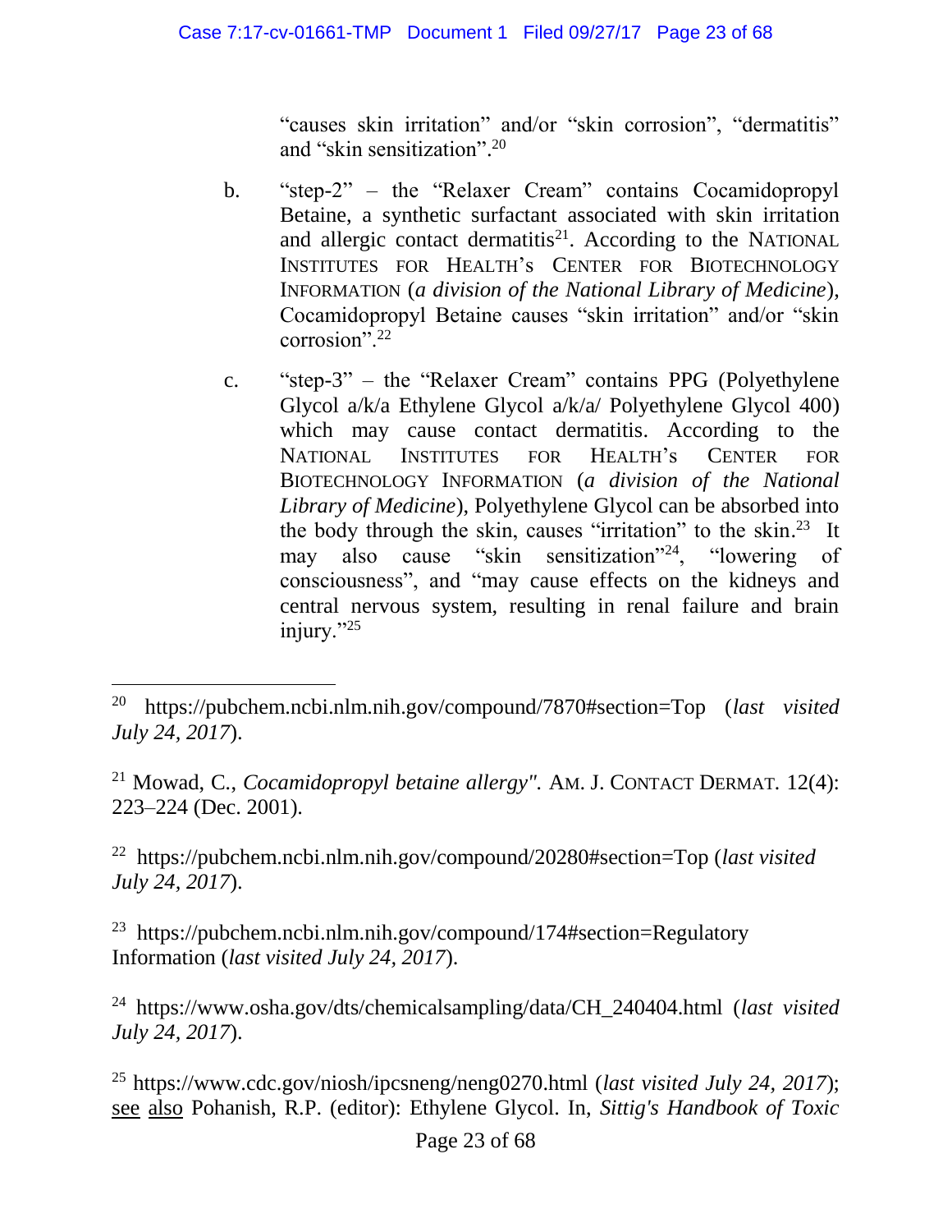"causes skin irritation" and/or "skin corrosion", "dermatitis" and "skin sensitization".[20]

b. "step-2" – the "Relaxer Cream" contains Cocamidopropyl Betaine, a synthetic surfactant associated with skin irritation and allergic contact dermatitis[21]. According to the NATIONAL INSTITUTES FOR HEALTH'S CENTER FOR BIOTECHNOLOGY INFORMATION (*a division of the National Library of Medicine*), Cocamidopropyl Betaine causes "skin irritation" and/or "skin corrosion".[22]

c. "step-3" – the "Relaxer Cream" contains PPG (Polyethylene Glycol a/k/a Ethylene Glycol a/k/a/ Polyethylene Glycol 400) which may cause contact dermatitis. According to the NATIONAL INSTITUTES FOR HEALTH'S CENTER FOR BIOTECHNOLOGY INFORMATION (*a division of the National Library of Medicine*), Polyethylene Glycol can be absorbed into the body through the skin, causes "irritation" to the skin.[23] It may also cause "skin sensitization"[24], "lowering of consciousness", and "may cause effects on the kidneys and central nervous system, resulting in renal failure and brain injury."[25]

---

[20] https://pubchem.ncbi.nlm.nih.gov/compound/7870#section=Top (*last visited July 24, 2017*).

[21] Mowad, C., *Cocamidopropyl betaine allergy".* AM. J. CONTACT DERMAT. 12(4): 223–224 (Dec. 2001).

[22] https://pubchem.ncbi.nlm.nih.gov/compound/20280#section=Top (*last visited July 24, 2017*).

[23] https://pubchem.ncbi.nlm.nih.gov/compound/174#section=Regulatory Information (*last visited July 24, 2017*).

[24] https://www.osha.gov/dts/chemicalsampling/data/CH_240404.html (*last visited July 24, 2017*).

[25] https://www.cdc.gov/niosh/ipcsneng/neng0270.html (*last visited July 24, 2017*); see also Pohanish, R.P. (editor): Ethylene Glycol. In, *Sittig's Handbook of Toxic*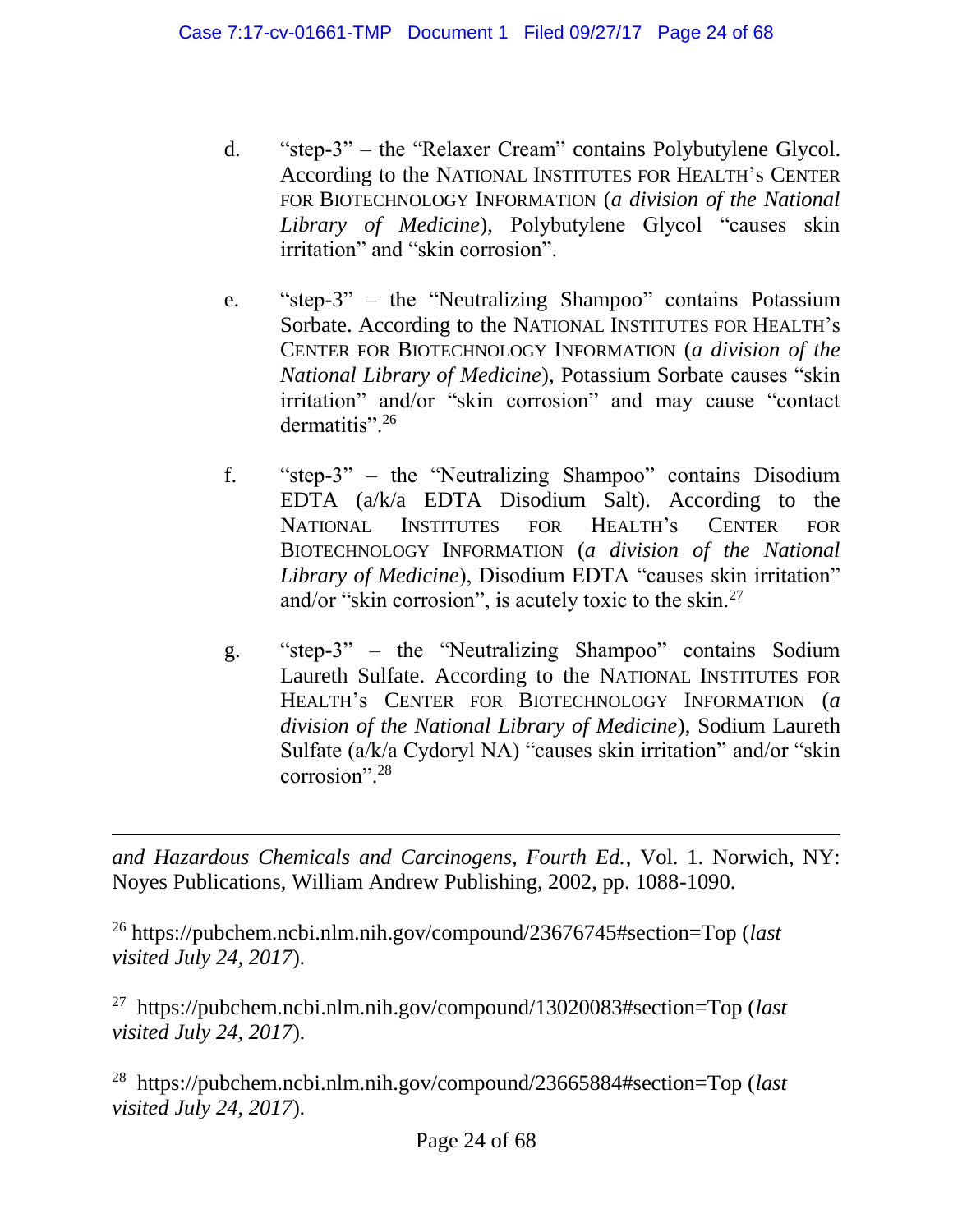d. "step-3" – the "Relaxer Cream" contains Polybutylene Glycol. According to the NATIONAL INSTITUTES FOR HEALTH's CENTER FOR BIOTECHNOLOGY INFORMATION (*a division of the National Library of Medicine*), Polybutylene Glycol "causes skin irritation" and "skin corrosion".

e. "step-3" – the "Neutralizing Shampoo" contains Potassium Sorbate. According to the NATIONAL INSTITUTES FOR HEALTH's CENTER FOR BIOTECHNOLOGY INFORMATION (*a division of the National Library of Medicine*), Potassium Sorbate causes "skin irritation" and/or "skin corrosion" and may cause "contact dermatitis".[26]

f. "step-3" – the "Neutralizing Shampoo" contains Disodium EDTA (a/k/a EDTA Disodium Salt). According to the NATIONAL INSTITUTES FOR HEALTH's CENTER FOR BIOTECHNOLOGY INFORMATION (*a division of the National Library of Medicine*), Disodium EDTA "causes skin irritation" and/or "skin corrosion", is acutely toxic to the skin.[27]

g. "step-3" – the "Neutralizing Shampoo" contains Sodium Laureth Sulfate. According to the NATIONAL INSTITUTES FOR HEALTH's CENTER FOR BIOTECHNOLOGY INFORMATION (*a division of the National Library of Medicine*), Sodium Laureth Sulfate (a/k/a Cydoryl NA) "causes skin irritation" and/or "skin corrosion".[28]

---

*and Hazardous Chemicals and Carcinogens, Fourth Ed.*, Vol. 1. Norwich, NY: Noyes Publications, William Andrew Publishing, 2002, pp. 1088-1090.

[26] https://pubchem.ncbi.nlm.nih.gov/compound/23676745#section=Top (*last visited July 24, 2017*).

[27] https://pubchem.ncbi.nlm.nih.gov/compound/13020083#section=Top (*last visited July 24, 2017*).

[28] https://pubchem.ncbi.nlm.nih.gov/compound/23665884#section=Top (*last visited July 24, 2017*).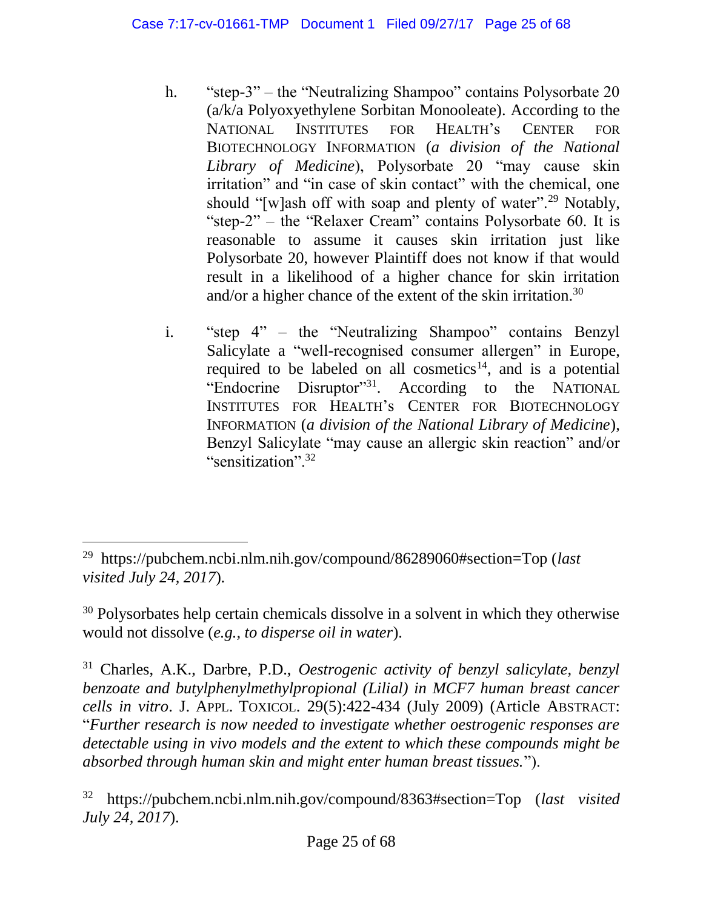h. "step-3" – the "Neutralizing Shampoo" contains Polysorbate 20 (a/k/a Polyoxyethylene Sorbitan Monooleate). According to the NATIONAL INSTITUTES FOR HEALTH'S CENTER FOR BIOTECHNOLOGY INFORMATION (*a division of the National Library of Medicine*), Polysorbate 20 "may cause skin irritation" and "in case of skin contact" with the chemical, one should "[w]ash off with soap and plenty of water".[29] Notably, "step-2" – the "Relaxer Cream" contains Polysorbate 60. It is reasonable to assume it causes skin irritation just like Polysorbate 20, however Plaintiff does not know if that would result in a likelihood of a higher chance for skin irritation and/or a higher chance of the extent of the skin irritation.[30]

i. "step 4" – the "Neutralizing Shampoo" contains Benzyl Salicylate a "well-recognised consumer allergen" in Europe, required to be labeled on all cosmetics[14], and is a potential "Endocrine Disruptor"[31]. According to the NATIONAL INSTITUTES FOR HEALTH'S CENTER FOR BIOTECHNOLOGY INFORMATION (*a division of the National Library of Medicine*), Benzyl Salicylate "may cause an allergic skin reaction" and/or "sensitization".[32]

---

[29] https://pubchem.ncbi.nlm.nih.gov/compound/86289060#section=Top (*last visited July 24, 2017*).

[30] Polysorbates help certain chemicals dissolve in a solvent in which they otherwise would not dissolve (*e.g., to disperse oil in water*).

[31] Charles, A.K., Darbre, P.D., *Oestrogenic activity of benzyl salicylate, benzyl benzoate and butylphenylmethylpropional (Lilial) in MCF7 human breast cancer cells in vitro*. J. APPL. TOXICOL. 29(5):422-434 (July 2009) (Article ABSTRACT: "*Further research is now needed to investigate whether oestrogenic responses are detectable using in vivo models and the extent to which these compounds might be absorbed through human skin and might enter human breast tissues.*").

[32] https://pubchem.ncbi.nlm.nih.gov/compound/8363#section=Top (*last visited July 24, 2017*).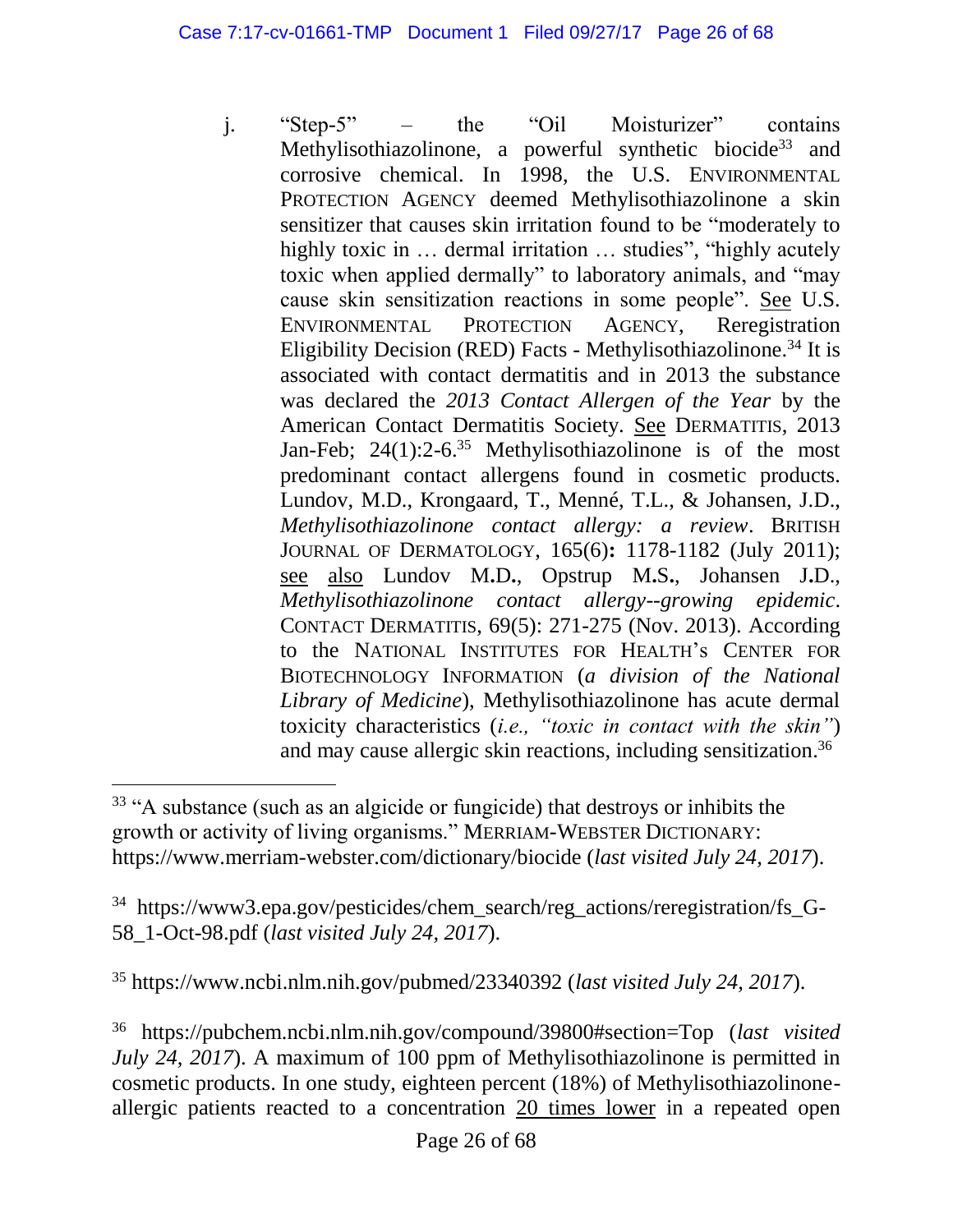j. "Step-5" – the "Oil Moisturizer" contains Methylisothiazolinone, a powerful synthetic biocide[33] and corrosive chemical. In 1998, the U.S. ENVIRONMENTAL PROTECTION AGENCY deemed Methylisothiazolinone a skin sensitizer that causes skin irritation found to be "moderately to highly toxic in … dermal irritation … studies", "highly acutely toxic when applied dermally" to laboratory animals, and "may cause skin sensitization reactions in some people". See U.S. ENVIRONMENTAL PROTECTION AGENCY, Reregistration Eligibility Decision (RED) Facts - Methylisothiazolinone.[34] It is associated with contact dermatitis and in 2013 the substance was declared the *2013 Contact Allergen of the Year* by the American Contact Dermatitis Society. See DERMATITIS, 2013 Jan-Feb; 24(1):2-6.[35] Methylisothiazolinone is of the most predominant contact allergens found in cosmetic products. Lundov, M.D., Krongaard, T., Menné, T.L., & Johansen, J.D., *Methylisothiazolinone contact allergy: a review*. BRITISH JOURNAL OF DERMATOLOGY, 165(6)**:** 1178-1182 (July 2011); see also Lundov M**.**D**.**, Opstrup M**.**S**.**, Johansen J**.**D**.**, *Methylisothiazolinone contact allergy--growing epidemic*. CONTACT DERMATITIS, 69(5): 271-275 (Nov. 2013). According to the NATIONAL INSTITUTES FOR HEALTH's CENTER FOR BIOTECHNOLOGY INFORMATION (*a division of the National Library of Medicine*), Methylisothiazolinone has acute dermal toxicity characteristics (*i.e., "toxic in contact with the skin"*) and may cause allergic skin reactions, including sensitization.[36]

---

[33] "A substance (such as an algicide or fungicide) that destroys or inhibits the growth or activity of living organisms." MERRIAM-WEBSTER DICTIONARY: https://www.merriam-webster.com/dictionary/biocide (*last visited July 24, 2017*).

[34] https://www3.epa.gov/pesticides/chem_search/reg_actions/reregistration/fs_G-58_1-Oct-98.pdf (*last visited July 24, 2017*).

[35] https://www.ncbi.nlm.nih.gov/pubmed/23340392 (*last visited July 24, 2017*).

[36] https://pubchem.ncbi.nlm.nih.gov/compound/39800#section=Top (*last visited July 24, 2017*). A maximum of 100 ppm of Methylisothiazolinone is permitted in cosmetic products. In one study, eighteen percent (18%) of Methylisothiazolinone-allergic patients reacted to a concentration 20 times lower in a repeated open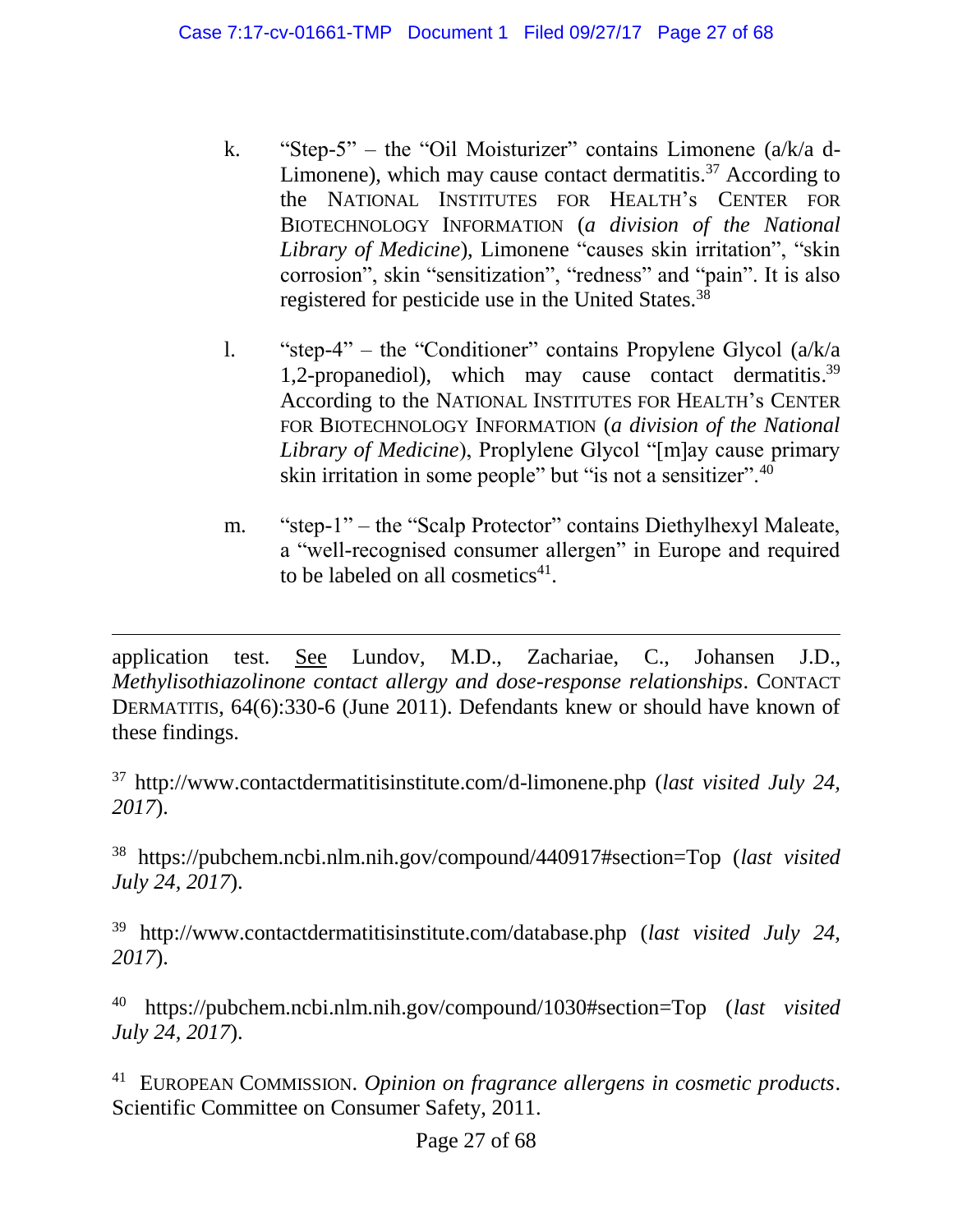k. "Step-5" – the "Oil Moisturizer" contains Limonene (a/k/a d-Limonene), which may cause contact dermatitis.[37] According to the NATIONAL INSTITUTES FOR HEALTH'S CENTER FOR BIOTECHNOLOGY INFORMATION (*a division of the National Library of Medicine*), Limonene "causes skin irritation", "skin corrosion", skin "sensitization", "redness" and "pain". It is also registered for pesticide use in the United States.[38]

l. "step-4" – the "Conditioner" contains Propylene Glycol (a/k/a 1,2-propanediol), which may cause contact dermatitis.[39] According to the NATIONAL INSTITUTES FOR HEALTH'S CENTER FOR BIOTECHNOLOGY INFORMATION (*a division of the National Library of Medicine*), Proplylene Glycol "[m]ay cause primary skin irritation in some people" but "is not a sensitizer".[40]

m. "step-1" – the "Scalp Protector" contains Diethylhexyl Maleate, a "well-recognised consumer allergen" in Europe and required to be labeled on all cosmetics[41].

---

application test. See Lundov, M.D., Zachariae, C., Johansen J.D., *Methylisothiazolinone contact allergy and dose-response relationships*. CONTACT DERMATITIS, 64(6):330-6 (June 2011). Defendants knew or should have known of these findings.

[37] http://www.contactdermatitisinstitute.com/d-limonene.php (*last visited July 24, 2017*).

[38] https://pubchem.ncbi.nlm.nih.gov/compound/440917#section=Top (*last visited July 24, 2017*).

[39] http://www.contactdermatitisinstitute.com/database.php (*last visited July 24, 2017*).

[40] https://pubchem.ncbi.nlm.nih.gov/compound/1030#section=Top (*last visited July 24, 2017*).

[41] EUROPEAN COMMISSION. *Opinion on fragrance allergens in cosmetic products*. Scientific Committee on Consumer Safety, 2011.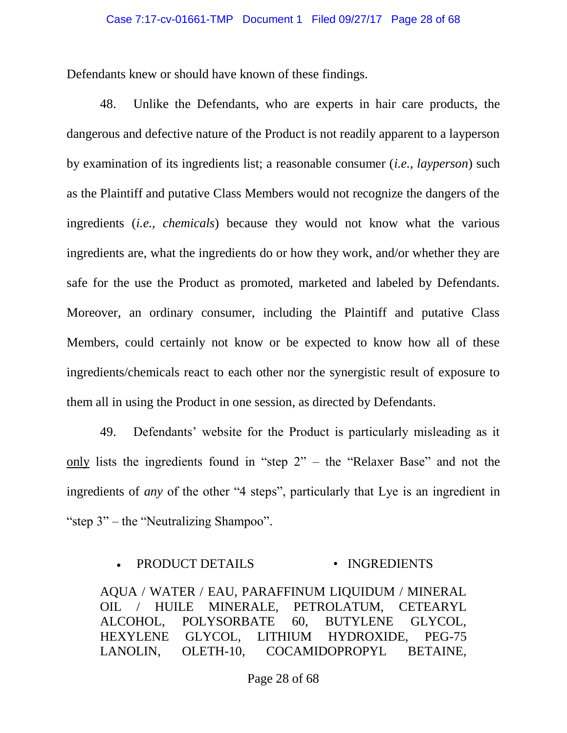Defendants knew or should have known of these findings.

48. Unlike the Defendants, who are experts in hair care products, the dangerous and defective nature of the Product is not readily apparent to a layperson by examination of its ingredients list; a reasonable consumer (*i.e.*, *layperson*) such as the Plaintiff and putative Class Members would not recognize the dangers of the ingredients (*i.e., chemicals*) because they would not know what the various ingredients are, what the ingredients do or how they work, and/or whether they are safe for the use the Product as promoted, marketed and labeled by Defendants. Moreover, an ordinary consumer, including the Plaintiff and putative Class Members, could certainly not know or be expected to know how all of these ingredients/chemicals react to each other nor the synergistic result of exposure to them all in using the Product in one session, as directed by Defendants.

49. Defendants' website for the Product is particularly misleading as it only lists the ingredients found in "step 2" – the "Relaxer Base" and not the ingredients of *any* of the other "4 steps", particularly that Lye is an ingredient in "step 3" – the "Neutralizing Shampoo".

- PRODUCT DETAILS
- INGREDIENTS

AQUA / WATER / EAU, PARAFFINUM LIQUIDUM / MINERAL OIL / HUILE MINERALE, PETROLATUM, CETEARYL ALCOHOL, POLYSORBATE 60, BUTYLENE GLYCOL, HEXYLENE GLYCOL, LITHIUM HYDROXIDE, PEG-75 LANOLIN, OLETH-10, COCAMIDOPROPYL BETAINE,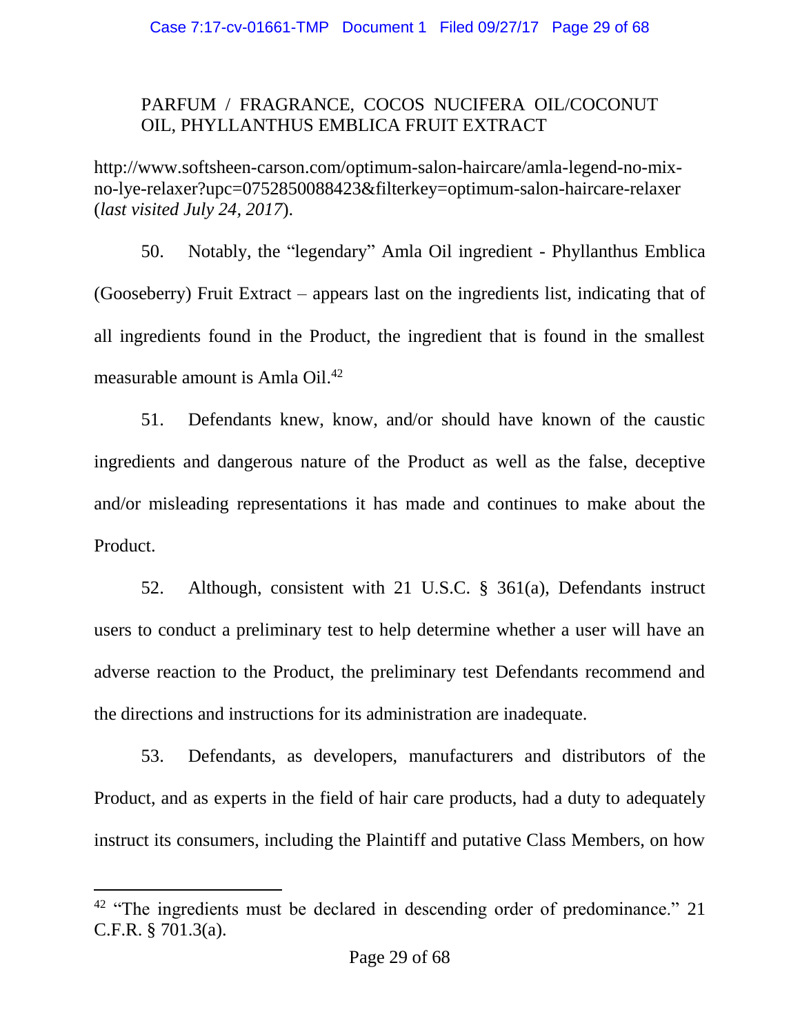PARFUM / FRAGRANCE, COCOS NUCIFERA OIL/COCONUT OIL, PHYLLANTHUS EMBLICA FRUIT EXTRACT

http://www.softsheen-carson.com/optimum-salon-haircare/amla-legend-no-mix-no-lye-relaxer?upc=0752850088423&filterkey=optimum-salon-haircare-relaxer (*last visited July 24, 2017*).

50. Notably, the "legendary" Amla Oil ingredient - Phyllanthus Emblica (Gooseberry) Fruit Extract – appears last on the ingredients list, indicating that of all ingredients found in the Product, the ingredient that is found in the smallest measurable amount is Amla Oil.[42]

51. Defendants knew, know, and/or should have known of the caustic ingredients and dangerous nature of the Product as well as the false, deceptive and/or misleading representations it has made and continues to make about the Product.

52. Although, consistent with 21 U.S.C. § 361(a), Defendants instruct users to conduct a preliminary test to help determine whether a user will have an adverse reaction to the Product, the preliminary test Defendants recommend and the directions and instructions for its administration are inadequate.

53. Defendants, as developers, manufacturers and distributors of the Product, and as experts in the field of hair care products, had a duty to adequately instruct its consumers, including the Plaintiff and putative Class Members, on how

---

[42] "The ingredients must be declared in descending order of predominance." 21 C.F.R. § 701.3(a).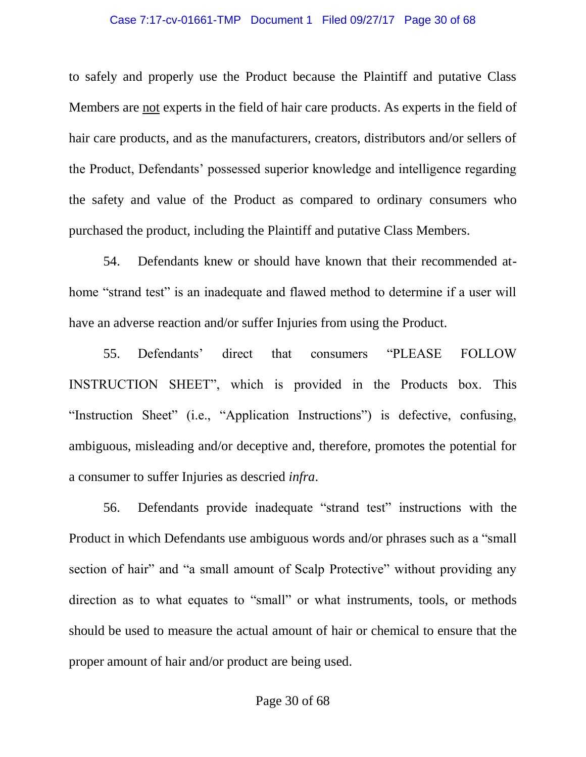to safely and properly use the Product because the Plaintiff and putative Class Members are <u>not</u> experts in the field of hair care products. As experts in the field of hair care products, and as the manufacturers, creators, distributors and/or sellers of the Product, Defendants' possessed superior knowledge and intelligence regarding the safety and value of the Product as compared to ordinary consumers who purchased the product, including the Plaintiff and putative Class Members.

54. Defendants knew or should have known that their recommended at-home "strand test" is an inadequate and flawed method to determine if a user will have an adverse reaction and/or suffer Injuries from using the Product.

55. Defendants' direct that consumers "PLEASE FOLLOW INSTRUCTION SHEET", which is provided in the Products box. This "Instruction Sheet" (i.e., "Application Instructions") is defective, confusing, ambiguous, misleading and/or deceptive and, therefore, promotes the potential for a consumer to suffer Injuries as descried *infra*.

56. Defendants provide inadequate "strand test" instructions with the Product in which Defendants use ambiguous words and/or phrases such as a "small section of hair" and "a small amount of Scalp Protective" without providing any direction as to what equates to "small" or what instruments, tools, or methods should be used to measure the actual amount of hair or chemical to ensure that the proper amount of hair and/or product are being used.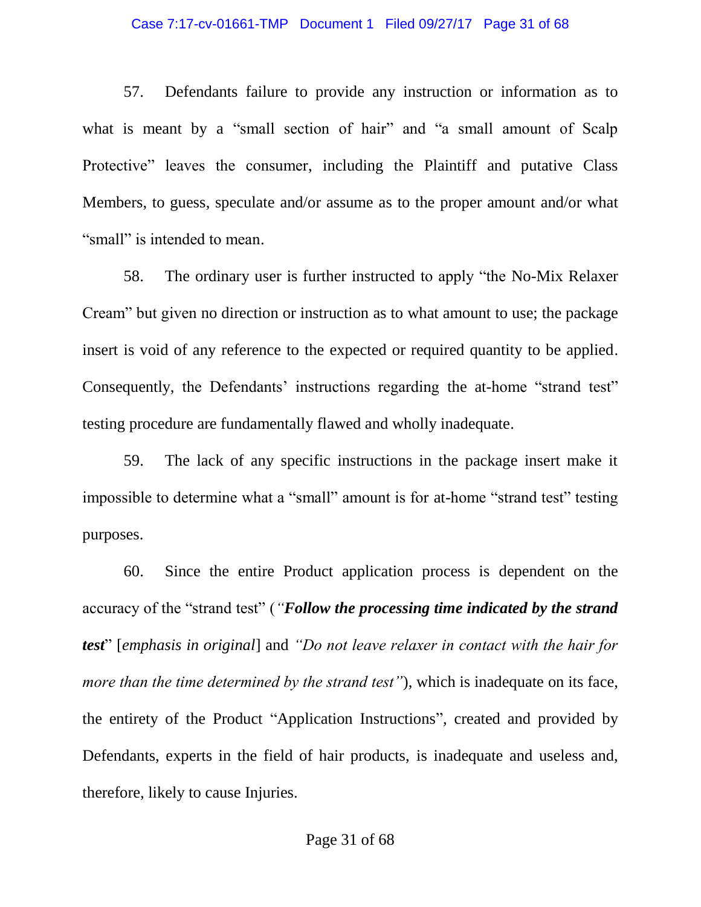57. Defendants failure to provide any instruction or information as to what is meant by a "small section of hair" and "a small amount of Scalp Protective" leaves the consumer, including the Plaintiff and putative Class Members, to guess, speculate and/or assume as to the proper amount and/or what "small" is intended to mean.

58. The ordinary user is further instructed to apply "the No-Mix Relaxer Cream" but given no direction or instruction as to what amount to use; the package insert is void of any reference to the expected or required quantity to be applied. Consequently, the Defendants' instructions regarding the at-home "strand test" testing procedure are fundamentally flawed and wholly inadequate.

59. The lack of any specific instructions in the package insert make it impossible to determine what a "small" amount is for at-home "strand test" testing purposes.

60. Since the entire Product application process is dependent on the accuracy of the "strand test" (*"**Follow the processing time indicated by the strand test**"* [*emphasis in original*] and *"Do not leave relaxer in contact with the hair for more than the time determined by the strand test"*), which is inadequate on its face, the entirety of the Product "Application Instructions", created and provided by Defendants, experts in the field of hair products, is inadequate and useless and, therefore, likely to cause Injuries.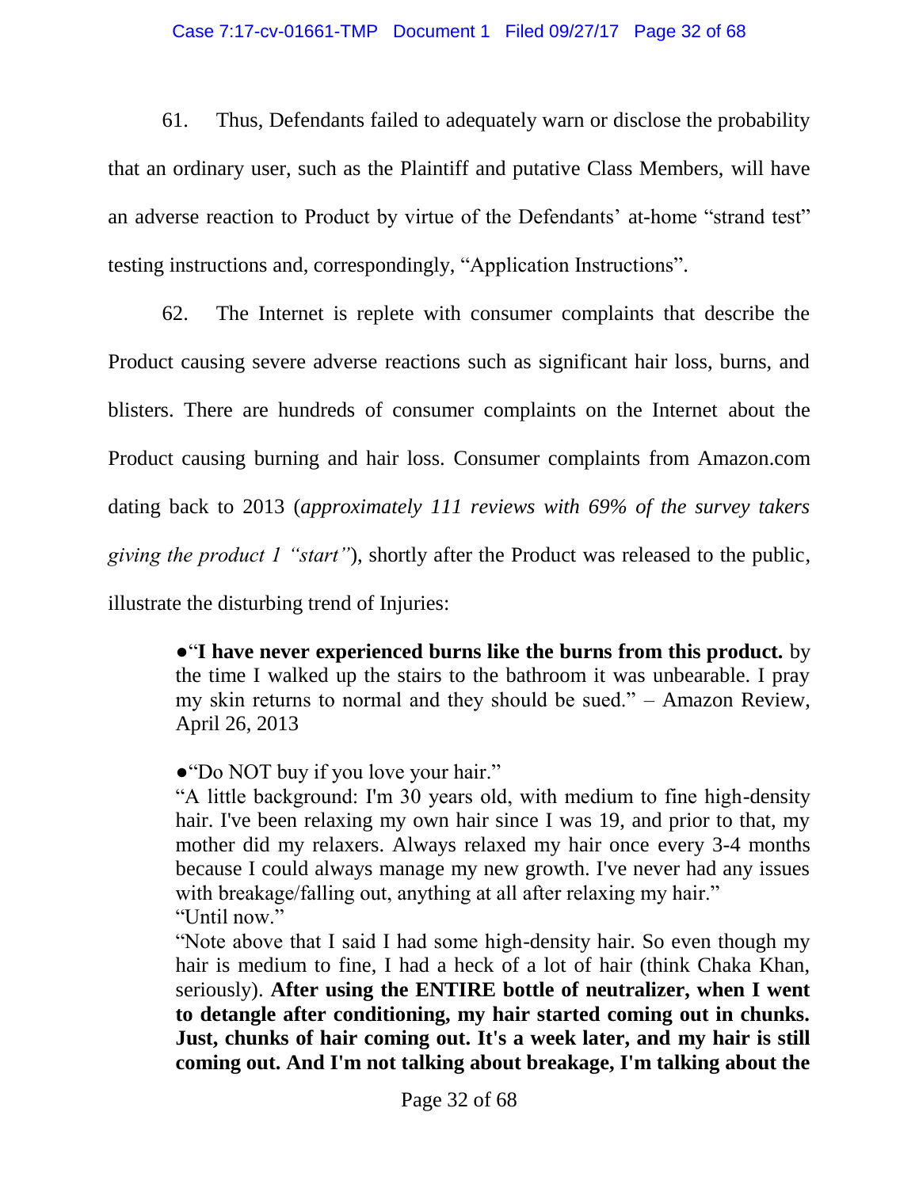61. Thus, Defendants failed to adequately warn or disclose the probability that an ordinary user, such as the Plaintiff and putative Class Members, will have an adverse reaction to Product by virtue of the Defendants' at-home "strand test" testing instructions and, correspondingly, "Application Instructions".

62. The Internet is replete with consumer complaints that describe the Product causing severe adverse reactions such as significant hair loss, burns, and blisters. There are hundreds of consumer complaints on the Internet about the Product causing burning and hair loss. Consumer complaints from Amazon.com dating back to 2013 (*approximately 111 reviews with 69% of the survey takers giving the product 1 "start"*), shortly after the Product was released to the public, illustrate the disturbing trend of Injuries:

> ●"**I have never experienced burns like the burns from this product.** by the time I walked up the stairs to the bathroom it was unbearable. I pray my skin returns to normal and they should be sued." – Amazon Review, April 26, 2013
>
> ●"Do NOT buy if you love your hair."
> "A little background: I'm 30 years old, with medium to fine high-density hair. I've been relaxing my own hair since I was 19, and prior to that, my mother did my relaxers. Always relaxed my hair once every 3-4 months because I could always manage my new growth. I've never had any issues with breakage/falling out, anything at all after relaxing my hair."
> "Until now."
> "Note above that I said I had some high-density hair. So even though my hair is medium to fine, I had a heck of a lot of hair (think Chaka Khan, seriously). **After using the ENTIRE bottle of neutralizer, when I went to detangle after conditioning, my hair started coming out in chunks. Just, chunks of hair coming out. It's a week later, and my hair is still coming out. And I'm not talking about breakage, I'm talking about the**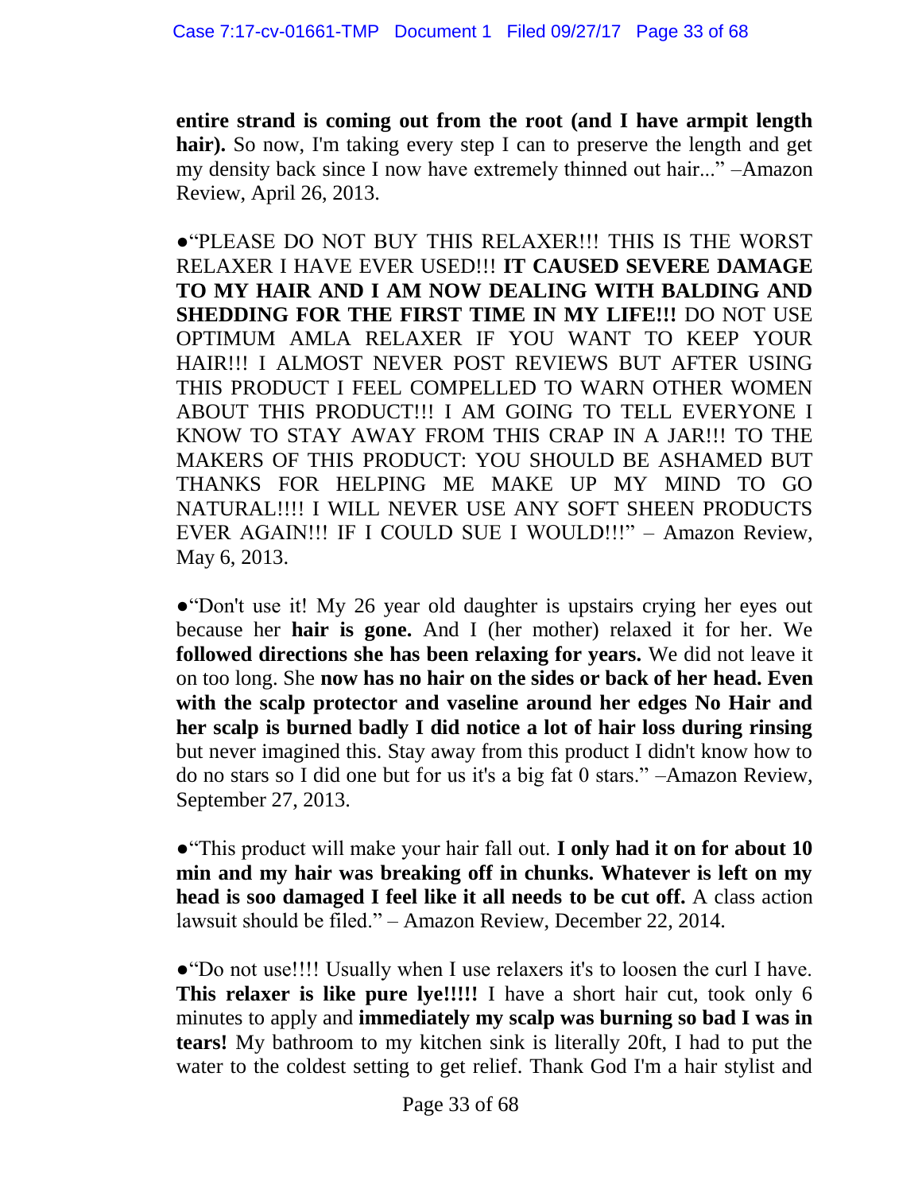**entire strand is coming out from the root (and I have armpit length hair).** So now, I'm taking every step I can to preserve the length and get my density back since I now have extremely thinned out hair..." –Amazon Review, April 26, 2013.

●"PLEASE DO NOT BUY THIS RELAXER!!! THIS IS THE WORST RELAXER I HAVE EVER USED!!! **IT CAUSED SEVERE DAMAGE TO MY HAIR AND I AM NOW DEALING WITH BALDING AND SHEDDING FOR THE FIRST TIME IN MY LIFE!!!** DO NOT USE OPTIMUM AMLA RELAXER IF YOU WANT TO KEEP YOUR HAIR!!! I ALMOST NEVER POST REVIEWS BUT AFTER USING THIS PRODUCT I FEEL COMPELLED TO WARN OTHER WOMEN ABOUT THIS PRODUCT!!! I AM GOING TO TELL EVERYONE I KNOW TO STAY AWAY FROM THIS CRAP IN A JAR!!! TO THE MAKERS OF THIS PRODUCT: YOU SHOULD BE ASHAMED BUT THANKS FOR HELPING ME MAKE UP MY MIND TO GO NATURAL!!!! I WILL NEVER USE ANY SOFT SHEEN PRODUCTS EVER AGAIN!!! IF I COULD SUE I WOULD!!!" – Amazon Review, May 6, 2013.

●"Don't use it! My 26 year old daughter is upstairs crying her eyes out because her **hair is gone.** And I (her mother) relaxed it for her. We **followed directions she has been relaxing for years.** We did not leave it on too long. She **now has no hair on the sides or back of her head. Even with the scalp protector and vaseline around her edges No Hair and her scalp is burned badly I did notice a lot of hair loss during rinsing** but never imagined this. Stay away from this product I didn't know how to do no stars so I did one but for us it's a big fat 0 stars." –Amazon Review, September 27, 2013.

●"This product will make your hair fall out. **I only had it on for about 10 min and my hair was breaking off in chunks. Whatever is left on my head is soo damaged I feel like it all needs to be cut off.** A class action lawsuit should be filed." – Amazon Review, December 22, 2014.

●"Do not use!!!! Usually when I use relaxers it's to loosen the curl I have. **This relaxer is like pure lye!!!!!** I have a short hair cut, took only 6 minutes to apply and **immediately my scalp was burning so bad I was in tears!** My bathroom to my kitchen sink is literally 20ft, I had to put the water to the coldest setting to get relief. Thank God I'm a hair stylist and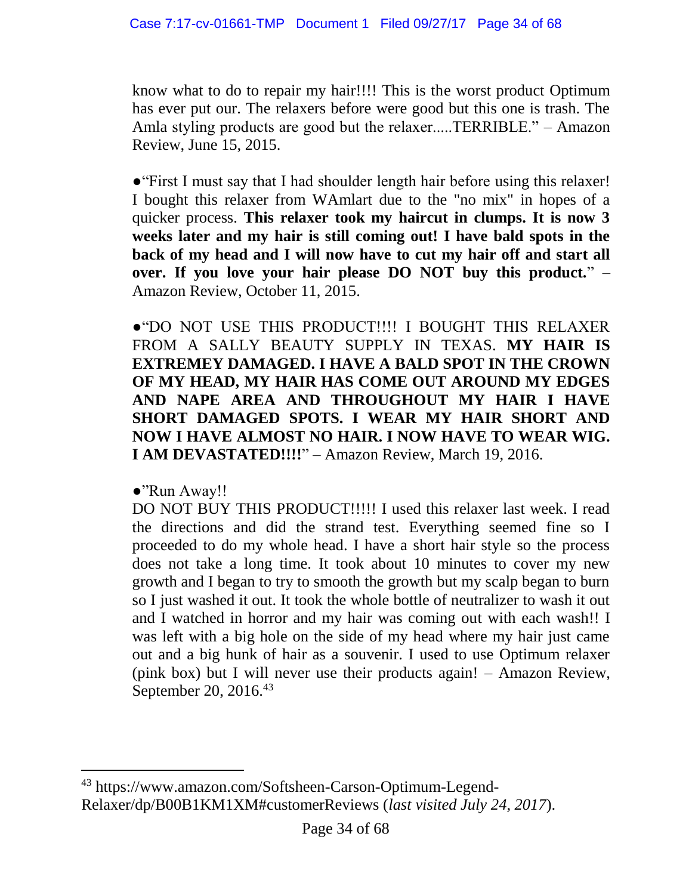know what to do to repair my hair!!!! This is the worst product Optimum has ever put our. The relaxers before were good but this one is trash. The Amla styling products are good but the relaxer.....TERRIBLE." – Amazon Review, June 15, 2015.

●"First I must say that I had shoulder length hair before using this relaxer! I bought this relaxer from WAmlart due to the "no mix" in hopes of a quicker process. **This relaxer took my haircut in clumps. It is now 3 weeks later and my hair is still coming out! I have bald spots in the back of my head and I will now have to cut my hair off and start all over. If you love your hair please DO NOT buy this product.**" – Amazon Review, October 11, 2015.

●"DO NOT USE THIS PRODUCT!!!! I BOUGHT THIS RELAXER FROM A SALLY BEAUTY SUPPLY IN TEXAS. **MY HAIR IS EXTREMEY DAMAGED. I HAVE A BALD SPOT IN THE CROWN OF MY HEAD, MY HAIR HAS COME OUT AROUND MY EDGES AND NAPE AREA AND THROUGHOUT MY HAIR I HAVE SHORT DAMAGED SPOTS. I WEAR MY HAIR SHORT AND NOW I HAVE ALMOST NO HAIR. I NOW HAVE TO WEAR WIG. I AM DEVASTATED!!!!**" – Amazon Review, March 19, 2016.

●"Run Away!!
DO NOT BUY THIS PRODUCT!!!!! I used this relaxer last week. I read the directions and did the strand test. Everything seemed fine so I proceeded to do my whole head. I have a short hair style so the process does not take a long time. It took about 10 minutes to cover my new growth and I began to try to smooth the growth but my scalp began to burn so I just washed it out. It took the whole bottle of neutralizer to wash it out and I watched in horror and my hair was coming out with each wash!! I was left with a big hole on the side of my head where my hair just came out and a big hunk of hair as a souvenir. I used to use Optimum relaxer (pink box) but I will never use their products again! – Amazon Review, September 20, 2016.[43]

---

[43] https://www.amazon.com/Softsheen-Carson-Optimum-Legend-Relaxer/dp/B00B1KM1XM#customerReviews (*last visited July 24, 2017*).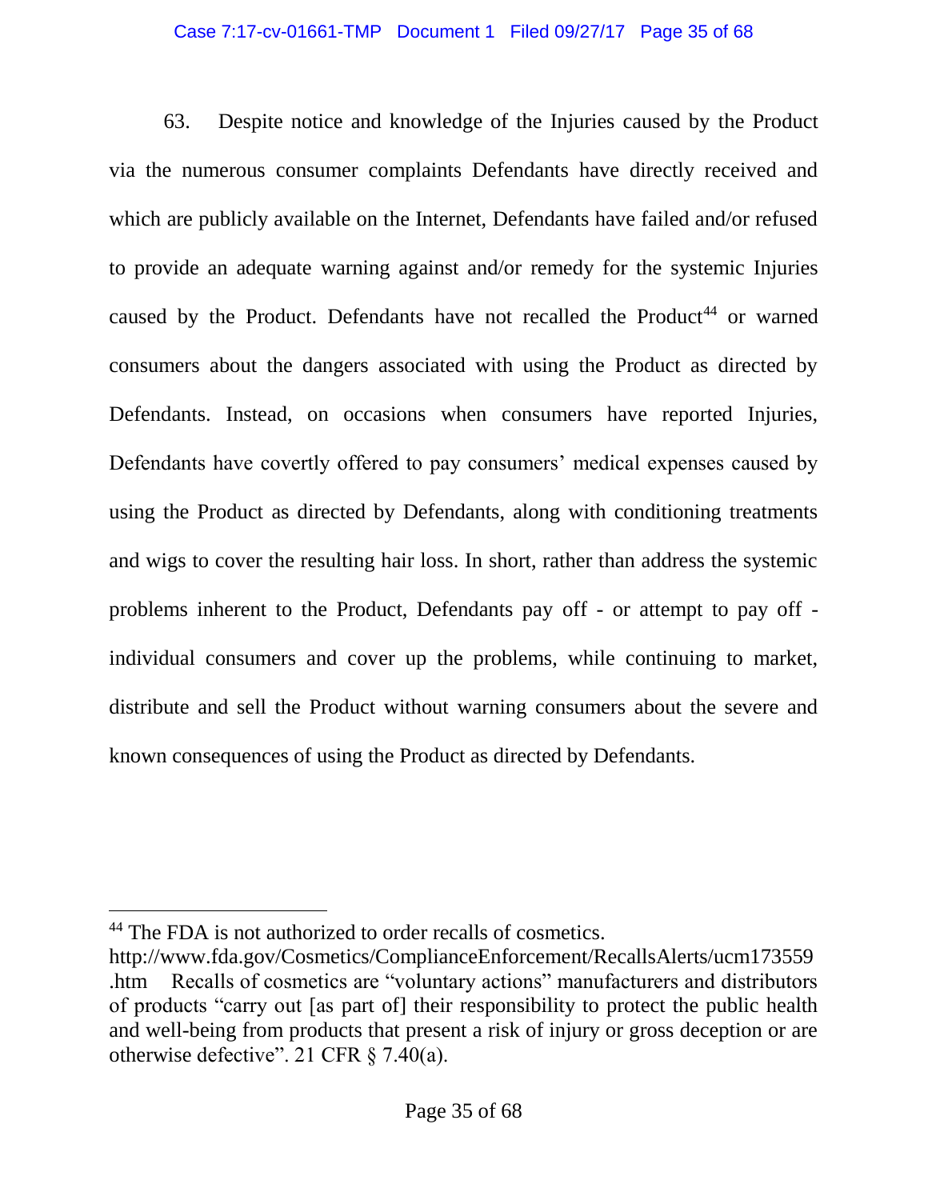63. Despite notice and knowledge of the Injuries caused by the Product via the numerous consumer complaints Defendants have directly received and which are publicly available on the Internet, Defendants have failed and/or refused to provide an adequate warning against and/or remedy for the systemic Injuries caused by the Product. Defendants have not recalled the Product[44] or warned consumers about the dangers associated with using the Product as directed by Defendants. Instead, on occasions when consumers have reported Injuries, Defendants have covertly offered to pay consumers' medical expenses caused by using the Product as directed by Defendants, along with conditioning treatments and wigs to cover the resulting hair loss. In short, rather than address the systemic problems inherent to the Product, Defendants pay off - or attempt to pay off - individual consumers and cover up the problems, while continuing to market, distribute and sell the Product without warning consumers about the severe and known consequences of using the Product as directed by Defendants.

---

[44] The FDA is not authorized to order recalls of cosmetics. http://www.fda.gov/Cosmetics/ComplianceEnforcement/RecallsAlerts/ucm173559.htm Recalls of cosmetics are "voluntary actions" manufacturers and distributors of products "carry out [as part of] their responsibility to protect the public health and well-being from products that present a risk of injury or gross deception or are otherwise defective". 21 CFR § 7.40(a).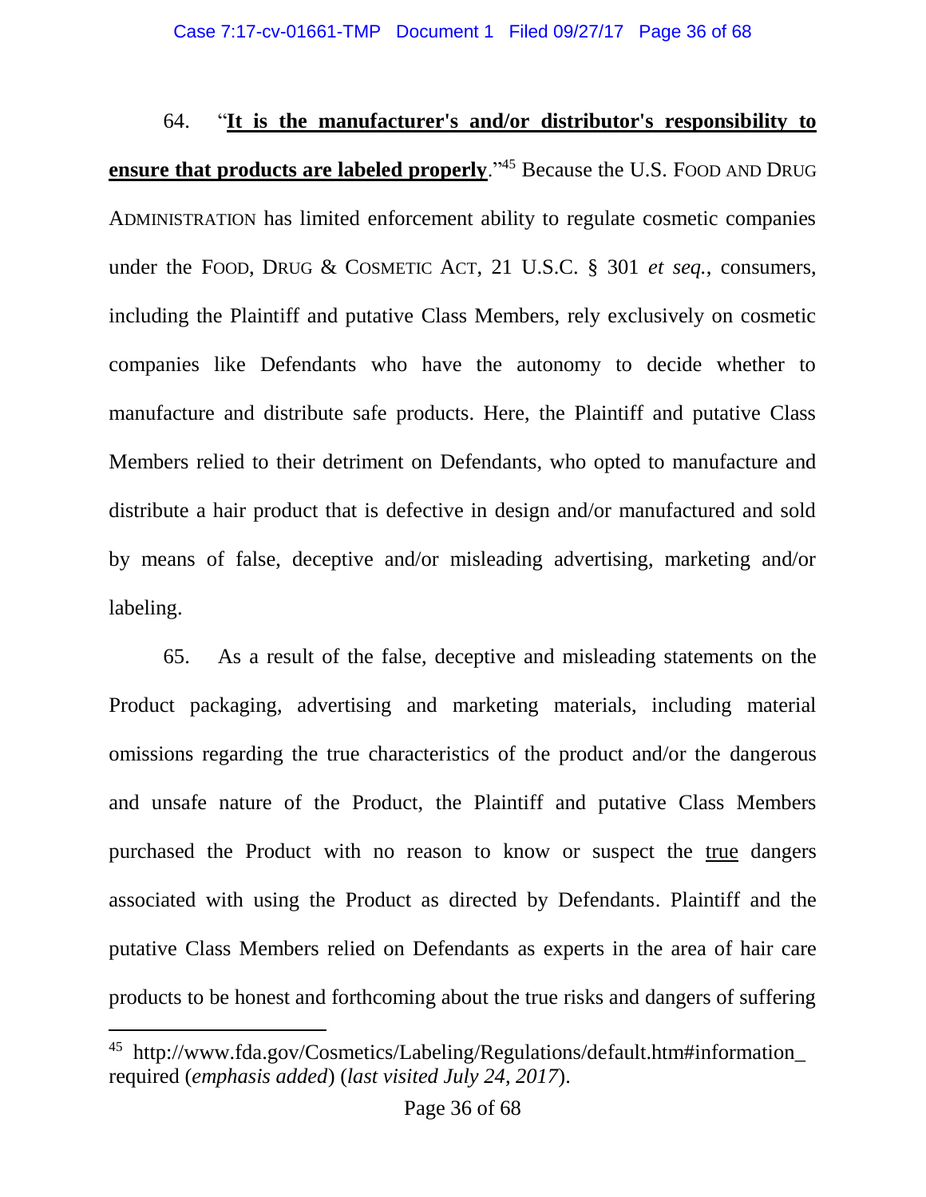64. "**<u>It is the manufacturer's and/or distributor's responsibility to ensure that products are labeled properly</u>**."[45] Because the U.S. FOOD AND DRUG ADMINISTRATION has limited enforcement ability to regulate cosmetic companies under the FOOD, DRUG & COSMETIC ACT, 21 U.S.C. § 301 *et seq.*, consumers, including the Plaintiff and putative Class Members, rely exclusively on cosmetic companies like Defendants who have the autonomy to decide whether to manufacture and distribute safe products. Here, the Plaintiff and putative Class Members relied to their detriment on Defendants, who opted to manufacture and distribute a hair product that is defective in design and/or manufactured and sold by means of false, deceptive and/or misleading advertising, marketing and/or labeling.

65. As a result of the false, deceptive and misleading statements on the Product packaging, advertising and marketing materials, including material omissions regarding the true characteristics of the product and/or the dangerous and unsafe nature of the Product, the Plaintiff and putative Class Members purchased the Product with no reason to know or suspect the <u>true</u> dangers associated with using the Product as directed by Defendants. Plaintiff and the putative Class Members relied on Defendants as experts in the area of hair care products to be honest and forthcoming about the true risks and dangers of suffering

---

[45] http://www.fda.gov/Cosmetics/Labeling/Regulations/default.htm#information_required (*emphasis added*) (*last visited July 24, 2017*).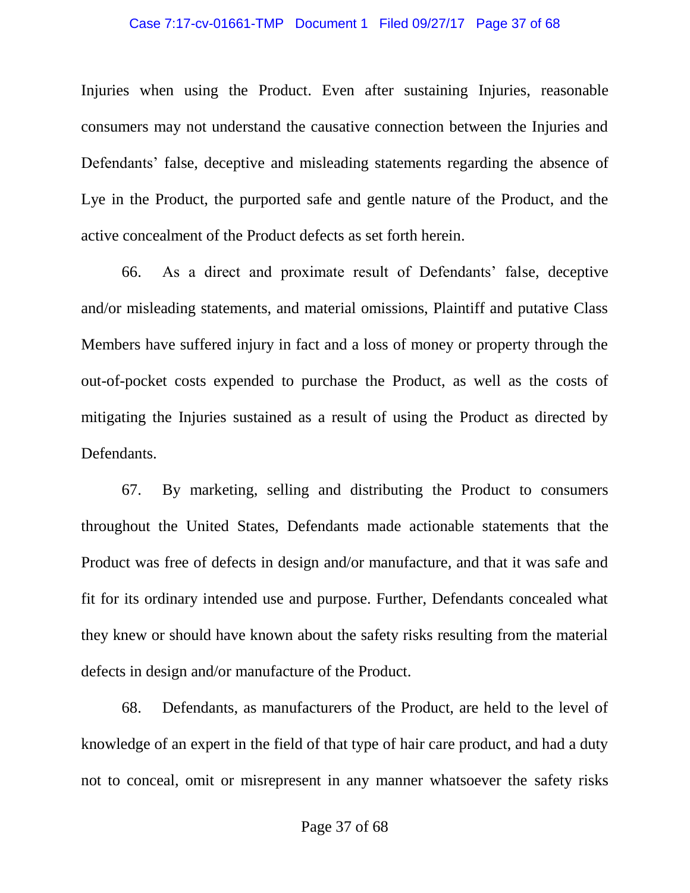Injuries when using the Product. Even after sustaining Injuries, reasonable consumers may not understand the causative connection between the Injuries and Defendants' false, deceptive and misleading statements regarding the absence of Lye in the Product, the purported safe and gentle nature of the Product, and the active concealment of the Product defects as set forth herein.

66. As a direct and proximate result of Defendants' false, deceptive and/or misleading statements, and material omissions, Plaintiff and putative Class Members have suffered injury in fact and a loss of money or property through the out-of-pocket costs expended to purchase the Product, as well as the costs of mitigating the Injuries sustained as a result of using the Product as directed by Defendants.

67. By marketing, selling and distributing the Product to consumers throughout the United States, Defendants made actionable statements that the Product was free of defects in design and/or manufacture, and that it was safe and fit for its ordinary intended use and purpose. Further, Defendants concealed what they knew or should have known about the safety risks resulting from the material defects in design and/or manufacture of the Product.

68. Defendants, as manufacturers of the Product, are held to the level of knowledge of an expert in the field of that type of hair care product, and had a duty not to conceal, omit or misrepresent in any manner whatsoever the safety risks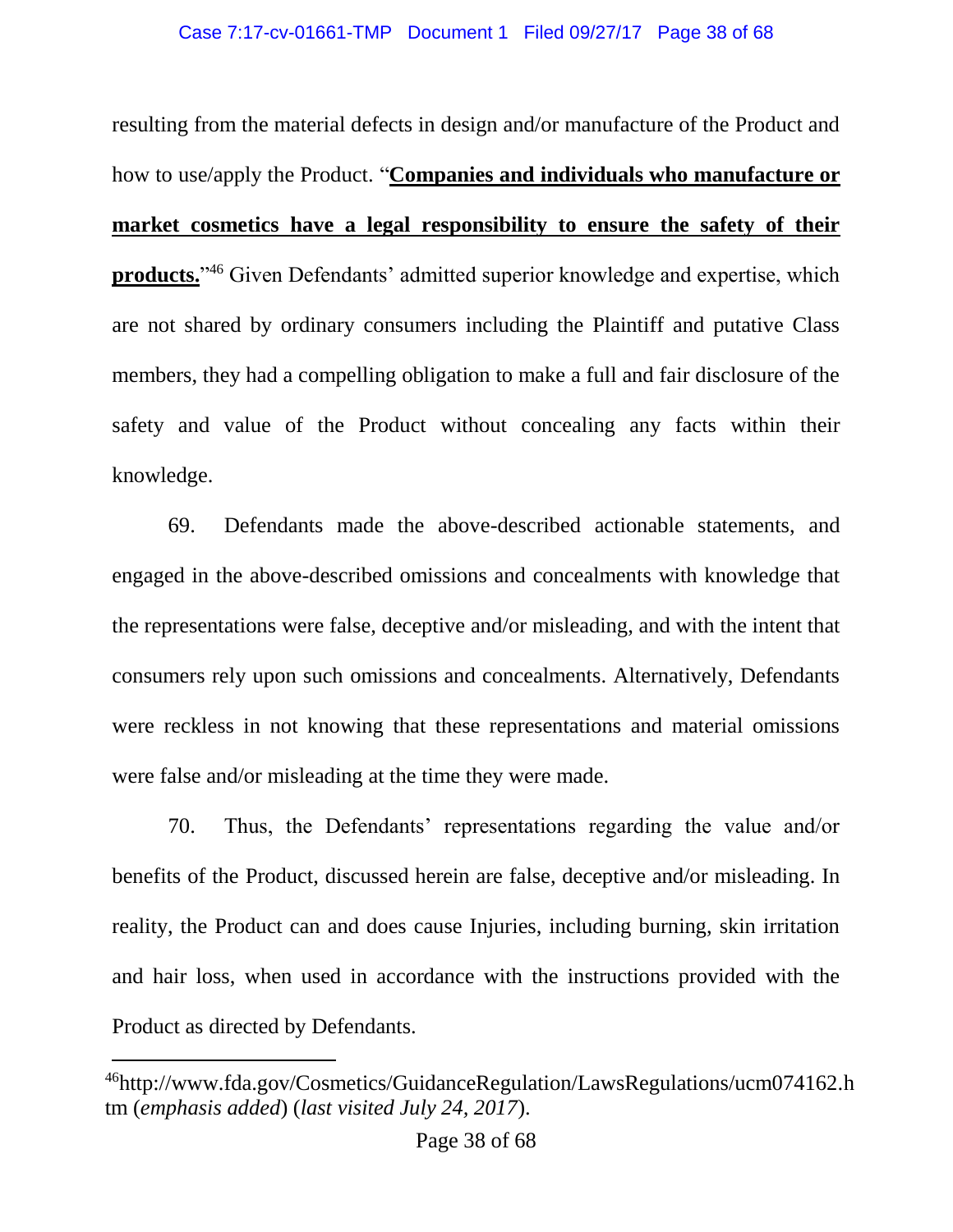resulting from the material defects in design and/or manufacture of the Product and how to use/apply the Product. "**<u>Companies and individuals who manufacture or market cosmetics have a legal responsibility to ensure the safety of their products.</u>**"[46] Given Defendants' admitted superior knowledge and expertise, which are not shared by ordinary consumers including the Plaintiff and putative Class members, they had a compelling obligation to make a full and fair disclosure of the safety and value of the Product without concealing any facts within their knowledge.

69. Defendants made the above-described actionable statements, and engaged in the above-described omissions and concealments with knowledge that the representations were false, deceptive and/or misleading, and with the intent that consumers rely upon such omissions and concealments. Alternatively, Defendants were reckless in not knowing that these representations and material omissions were false and/or misleading at the time they were made.

70. Thus, the Defendants' representations regarding the value and/or benefits of the Product, discussed herein are false, deceptive and/or misleading. In reality, the Product can and does cause Injuries, including burning, skin irritation and hair loss, when used in accordance with the instructions provided with the Product as directed by Defendants.

---

[46] http://www.fda.gov/Cosmetics/GuidanceRegulation/LawsRegulations/ucm074162.htm (*emphasis added*) (*last visited July 24, 2017*).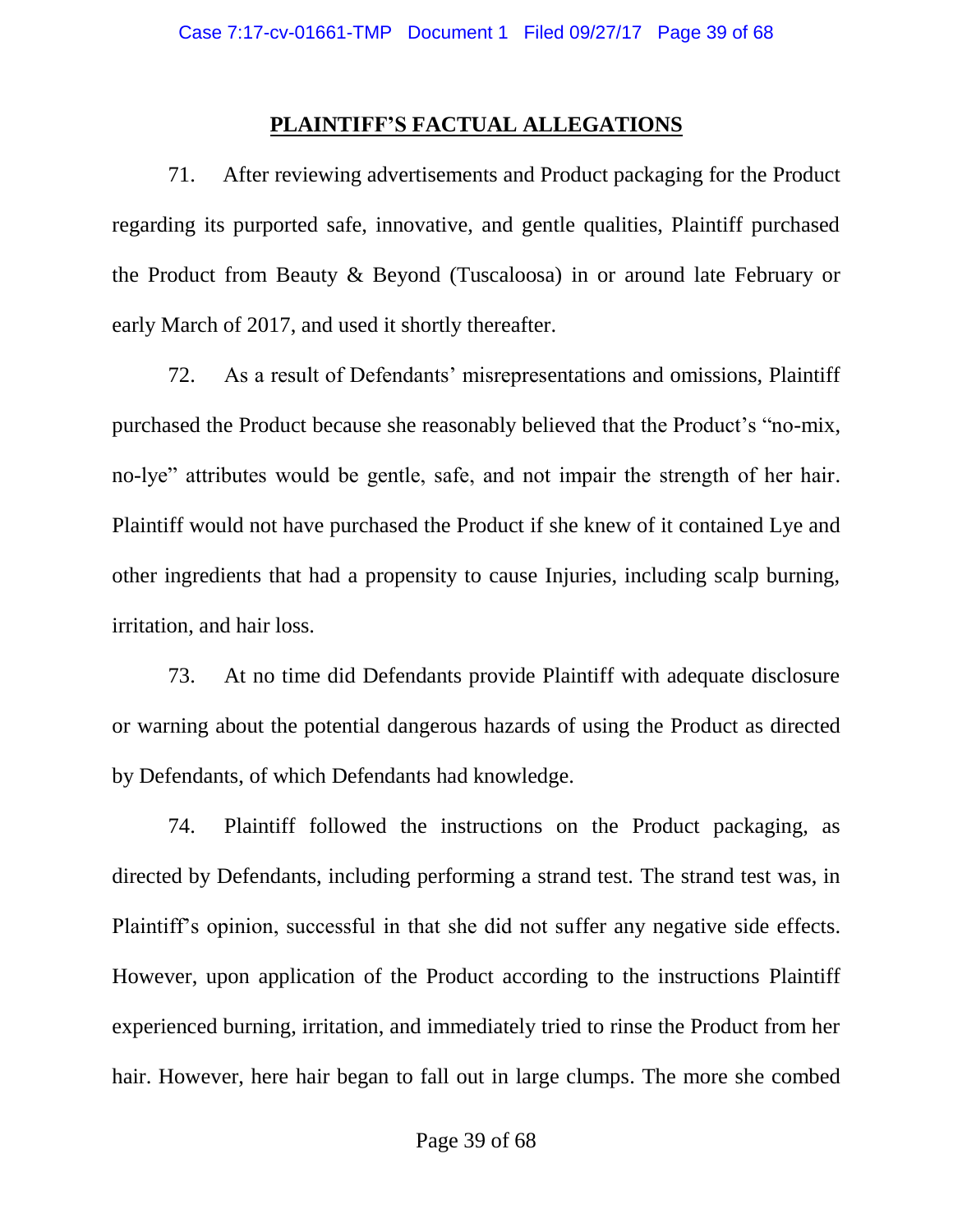## PLAINTIFF'S FACTUAL ALLEGATIONS

71. After reviewing advertisements and Product packaging for the Product regarding its purported safe, innovative, and gentle qualities, Plaintiff purchased the Product from Beauty & Beyond (Tuscaloosa) in or around late February or early March of 2017, and used it shortly thereafter.

72. As a result of Defendants' misrepresentations and omissions, Plaintiff purchased the Product because she reasonably believed that the Product's "no-mix, no-lye" attributes would be gentle, safe, and not impair the strength of her hair. Plaintiff would not have purchased the Product if she knew of it contained Lye and other ingredients that had a propensity to cause Injuries, including scalp burning, irritation, and hair loss.

73. At no time did Defendants provide Plaintiff with adequate disclosure or warning about the potential dangerous hazards of using the Product as directed by Defendants, of which Defendants had knowledge.

74. Plaintiff followed the instructions on the Product packaging, as directed by Defendants, including performing a strand test. The strand test was, in Plaintiff's opinion, successful in that she did not suffer any negative side effects. However, upon application of the Product according to the instructions Plaintiff experienced burning, irritation, and immediately tried to rinse the Product from her hair. However, here hair began to fall out in large clumps. The more she combed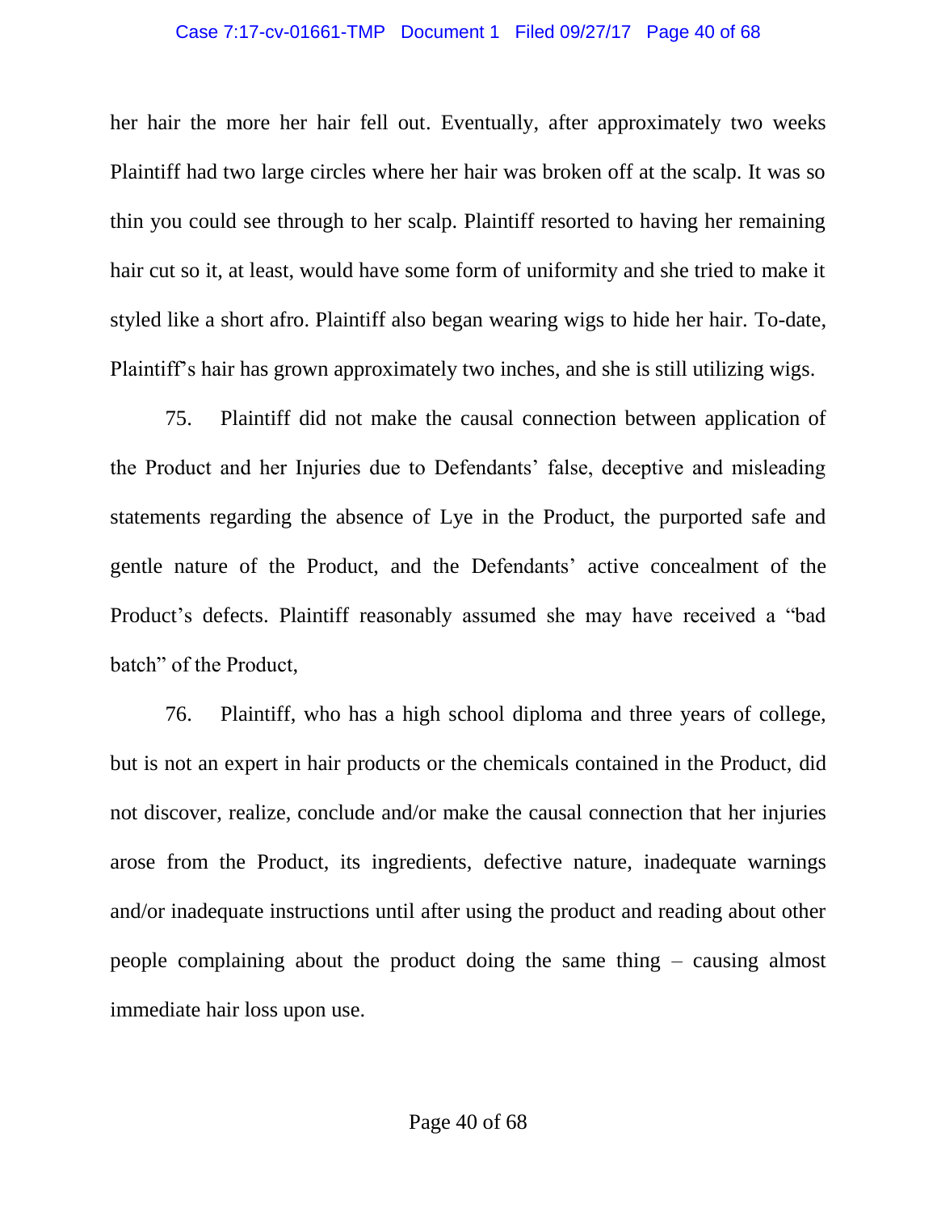her hair the more her hair fell out. Eventually, after approximately two weeks Plaintiff had two large circles where her hair was broken off at the scalp. It was so thin you could see through to her scalp. Plaintiff resorted to having her remaining hair cut so it, at least, would have some form of uniformity and she tried to make it styled like a short afro. Plaintiff also began wearing wigs to hide her hair. To-date, Plaintiff's hair has grown approximately two inches, and she is still utilizing wigs.

75. Plaintiff did not make the causal connection between application of the Product and her Injuries due to Defendants' false, deceptive and misleading statements regarding the absence of Lye in the Product, the purported safe and gentle nature of the Product, and the Defendants' active concealment of the Product's defects. Plaintiff reasonably assumed she may have received a "bad batch" of the Product,

76. Plaintiff, who has a high school diploma and three years of college, but is not an expert in hair products or the chemicals contained in the Product, did not discover, realize, conclude and/or make the causal connection that her injuries arose from the Product, its ingredients, defective nature, inadequate warnings and/or inadequate instructions until after using the product and reading about other people complaining about the product doing the same thing – causing almost immediate hair loss upon use.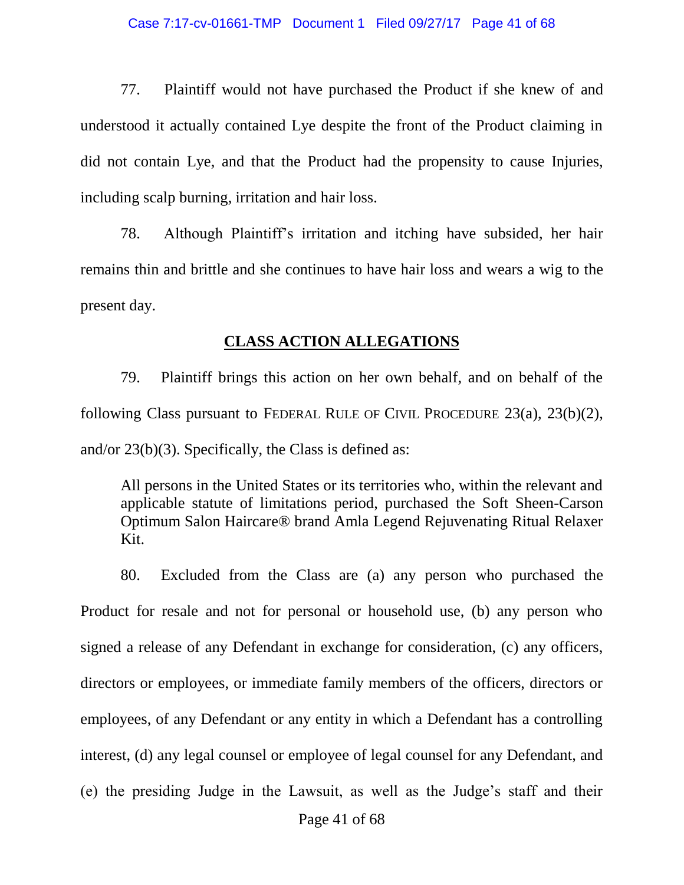77. Plaintiff would not have purchased the Product if she knew of and understood it actually contained Lye despite the front of the Product claiming in did not contain Lye, and that the Product had the propensity to cause Injuries, including scalp burning, irritation and hair loss.

78. Although Plaintiff's irritation and itching have subsided, her hair remains thin and brittle and she continues to have hair loss and wears a wig to the present day.

## CLASS ACTION ALLEGATIONS

79. Plaintiff brings this action on her own behalf, and on behalf of the following Class pursuant to FEDERAL RULE OF CIVIL PROCEDURE 23(a), 23(b)(2), and/or 23(b)(3). Specifically, the Class is defined as:

> All persons in the United States or its territories who, within the relevant and applicable statute of limitations period, purchased the Soft Sheen-Carson Optimum Salon Haircare® brand Amla Legend Rejuvenating Ritual Relaxer Kit.

80. Excluded from the Class are (a) any person who purchased the Product for resale and not for personal or household use, (b) any person who signed a release of any Defendant in exchange for consideration, (c) any officers, directors or employees, or immediate family members of the officers, directors or employees, of any Defendant or any entity in which a Defendant has a controlling interest, (d) any legal counsel or employee of legal counsel for any Defendant, and (e) the presiding Judge in the Lawsuit, as well as the Judge's staff and their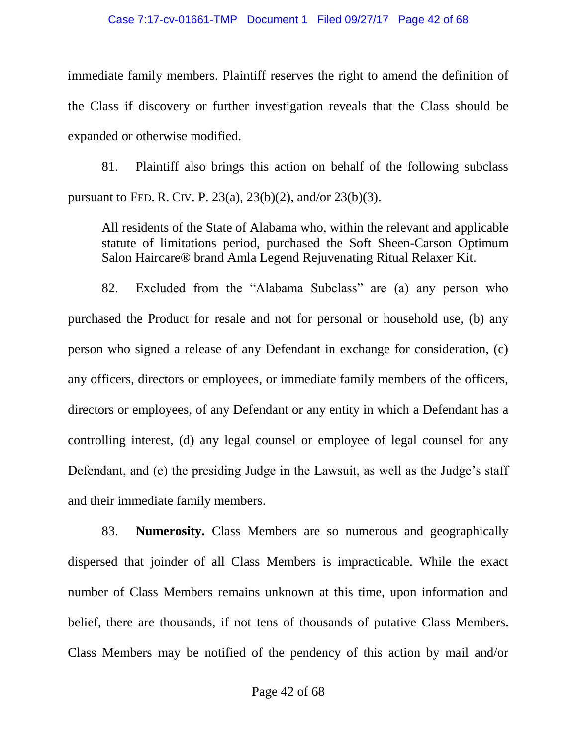immediate family members. Plaintiff reserves the right to amend the definition of the Class if discovery or further investigation reveals that the Class should be expanded or otherwise modified.

81. Plaintiff also brings this action on behalf of the following subclass pursuant to FED. R. CIV. P. 23(a), 23(b)(2), and/or 23(b)(3).

> All residents of the State of Alabama who, within the relevant and applicable statute of limitations period, purchased the Soft Sheen-Carson Optimum Salon Haircare® brand Amla Legend Rejuvenating Ritual Relaxer Kit.

82. Excluded from the "Alabama Subclass" are (a) any person who purchased the Product for resale and not for personal or household use, (b) any person who signed a release of any Defendant in exchange for consideration, (c) any officers, directors or employees, or immediate family members of the officers, directors or employees, of any Defendant or any entity in which a Defendant has a controlling interest, (d) any legal counsel or employee of legal counsel for any Defendant, and (e) the presiding Judge in the Lawsuit, as well as the Judge's staff and their immediate family members.

83. **Numerosity.** Class Members are so numerous and geographically dispersed that joinder of all Class Members is impracticable. While the exact number of Class Members remains unknown at this time, upon information and belief, there are thousands, if not tens of thousands of putative Class Members. Class Members may be notified of the pendency of this action by mail and/or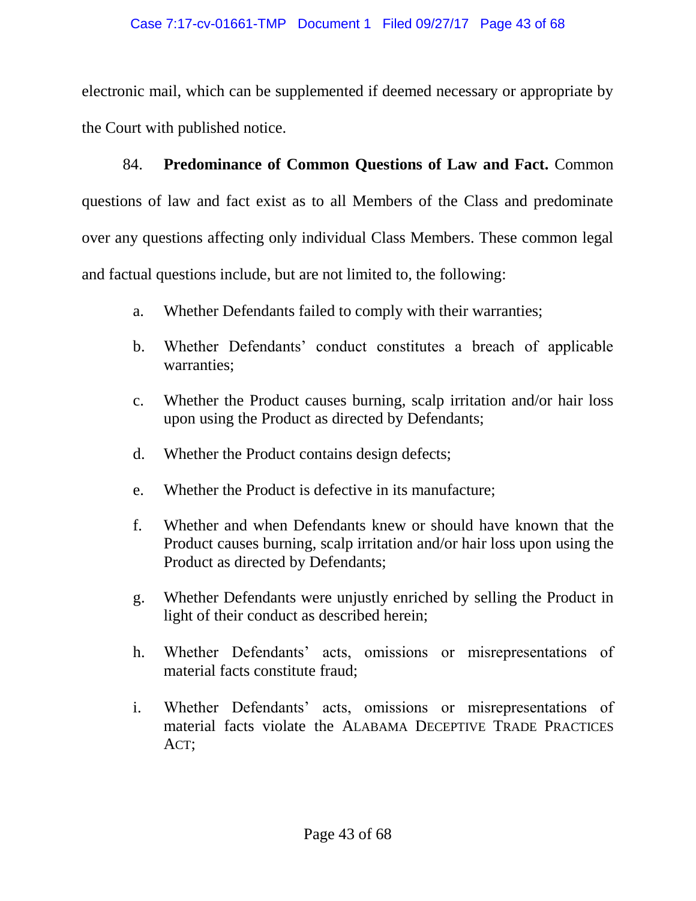electronic mail, which can be supplemented if deemed necessary or appropriate by the Court with published notice.

84. **Predominance of Common Questions of Law and Fact.** Common questions of law and fact exist as to all Members of the Class and predominate over any questions affecting only individual Class Members. These common legal and factual questions include, but are not limited to, the following:

a. Whether Defendants failed to comply with their warranties;

b. Whether Defendants' conduct constitutes a breach of applicable warranties;

c. Whether the Product causes burning, scalp irritation and/or hair loss upon using the Product as directed by Defendants;

d. Whether the Product contains design defects;

e. Whether the Product is defective in its manufacture;

f. Whether and when Defendants knew or should have known that the Product causes burning, scalp irritation and/or hair loss upon using the Product as directed by Defendants;

g. Whether Defendants were unjustly enriched by selling the Product in light of their conduct as described herein;

h. Whether Defendants' acts, omissions or misrepresentations of material facts constitute fraud;

i. Whether Defendants' acts, omissions or misrepresentations of material facts violate the ALABAMA DECEPTIVE TRADE PRACTICES ACT;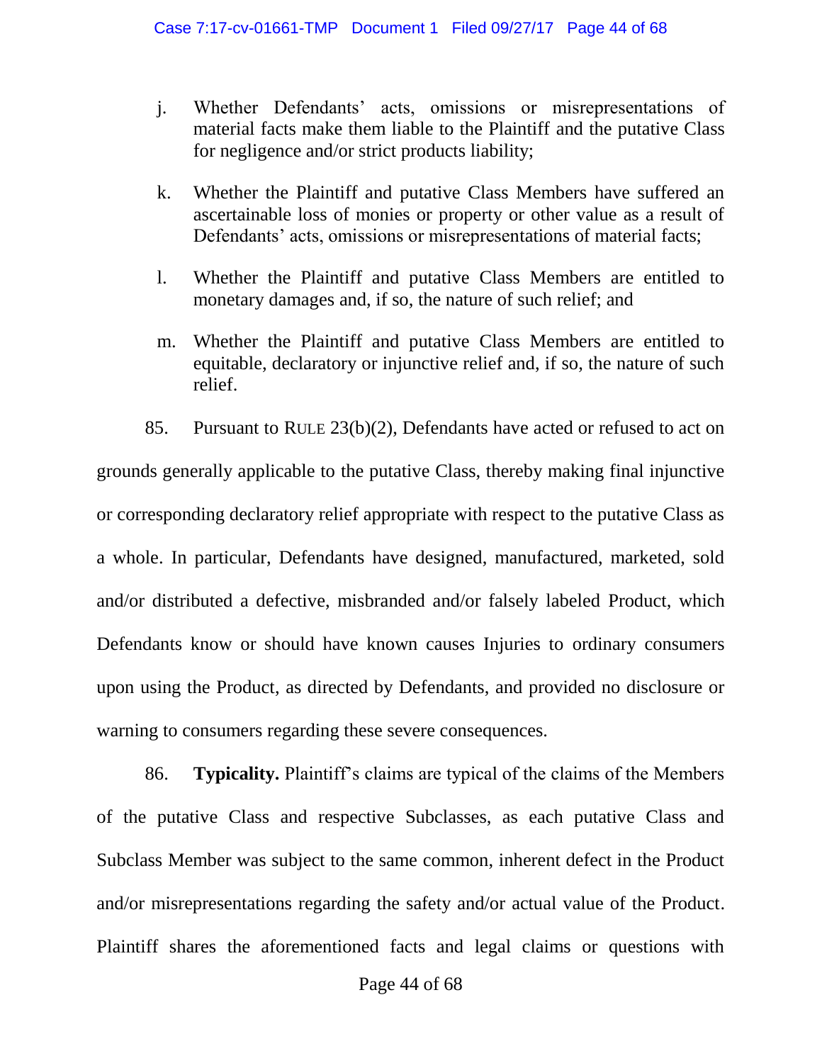j. Whether Defendants' acts, omissions or misrepresentations of material facts make them liable to the Plaintiff and the putative Class for negligence and/or strict products liability;

k. Whether the Plaintiff and putative Class Members have suffered an ascertainable loss of monies or property or other value as a result of Defendants' acts, omissions or misrepresentations of material facts;

l. Whether the Plaintiff and putative Class Members are entitled to monetary damages and, if so, the nature of such relief; and

m. Whether the Plaintiff and putative Class Members are entitled to equitable, declaratory or injunctive relief and, if so, the nature of such relief.

85. Pursuant to RULE 23(b)(2), Defendants have acted or refused to act on grounds generally applicable to the putative Class, thereby making final injunctive or corresponding declaratory relief appropriate with respect to the putative Class as a whole. In particular, Defendants have designed, manufactured, marketed, sold and/or distributed a defective, misbranded and/or falsely labeled Product, which Defendants know or should have known causes Injuries to ordinary consumers upon using the Product, as directed by Defendants, and provided no disclosure or warning to consumers regarding these severe consequences.

86. **Typicality.** Plaintiff's claims are typical of the claims of the Members of the putative Class and respective Subclasses, as each putative Class and Subclass Member was subject to the same common, inherent defect in the Product and/or misrepresentations regarding the safety and/or actual value of the Product. Plaintiff shares the aforementioned facts and legal claims or questions with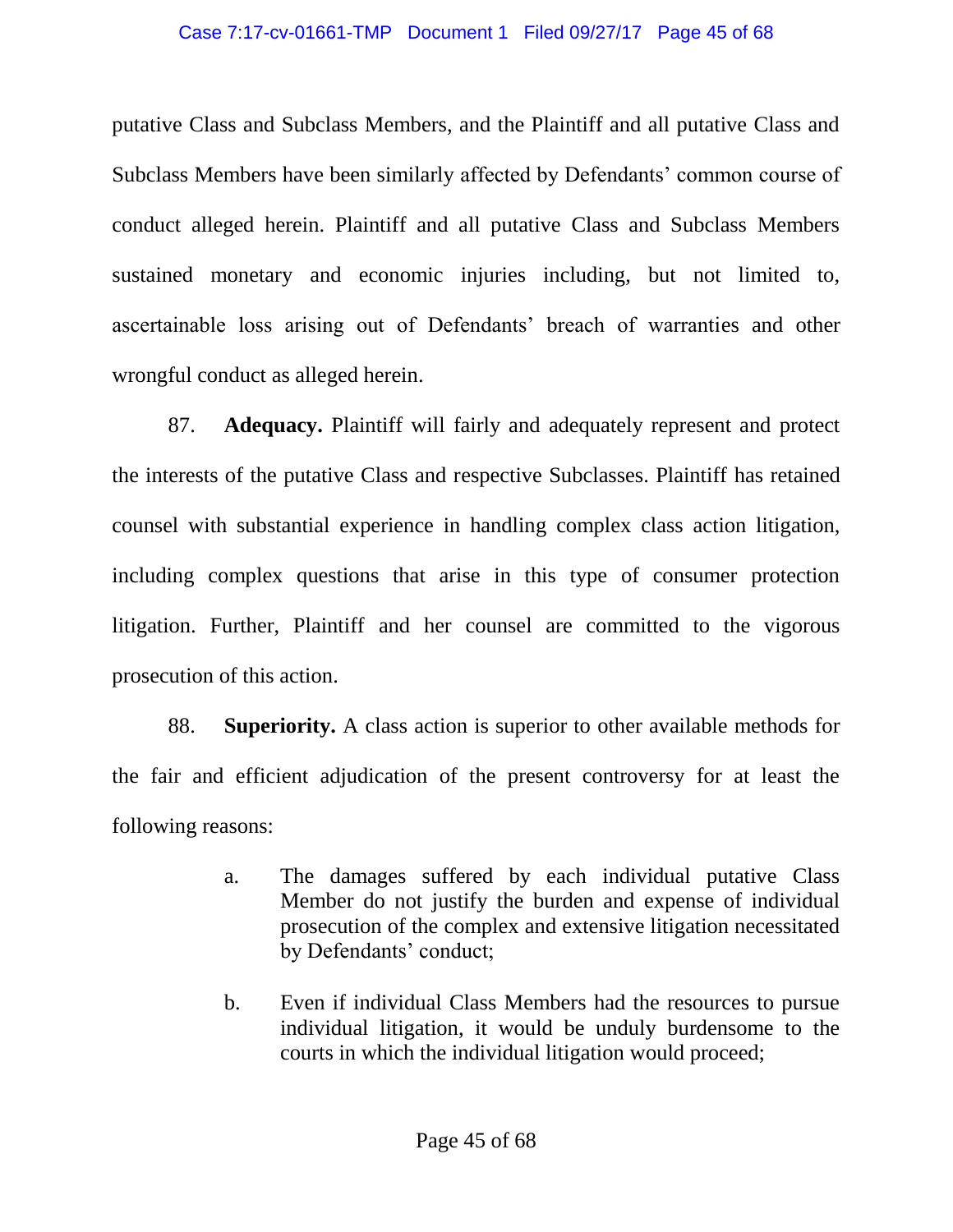putative Class and Subclass Members, and the Plaintiff and all putative Class and Subclass Members have been similarly affected by Defendants' common course of conduct alleged herein. Plaintiff and all putative Class and Subclass Members sustained monetary and economic injuries including, but not limited to, ascertainable loss arising out of Defendants' breach of warranties and other wrongful conduct as alleged herein.

87. **Adequacy.** Plaintiff will fairly and adequately represent and protect the interests of the putative Class and respective Subclasses. Plaintiff has retained counsel with substantial experience in handling complex class action litigation, including complex questions that arise in this type of consumer protection litigation. Further, Plaintiff and her counsel are committed to the vigorous prosecution of this action.

88. **Superiority.** A class action is superior to other available methods for the fair and efficient adjudication of the present controversy for at least the following reasons:

> a. The damages suffered by each individual putative Class Member do not justify the burden and expense of individual prosecution of the complex and extensive litigation necessitated by Defendants' conduct;
>
> b. Even if individual Class Members had the resources to pursue individual litigation, it would be unduly burdensome to the courts in which the individual litigation would proceed;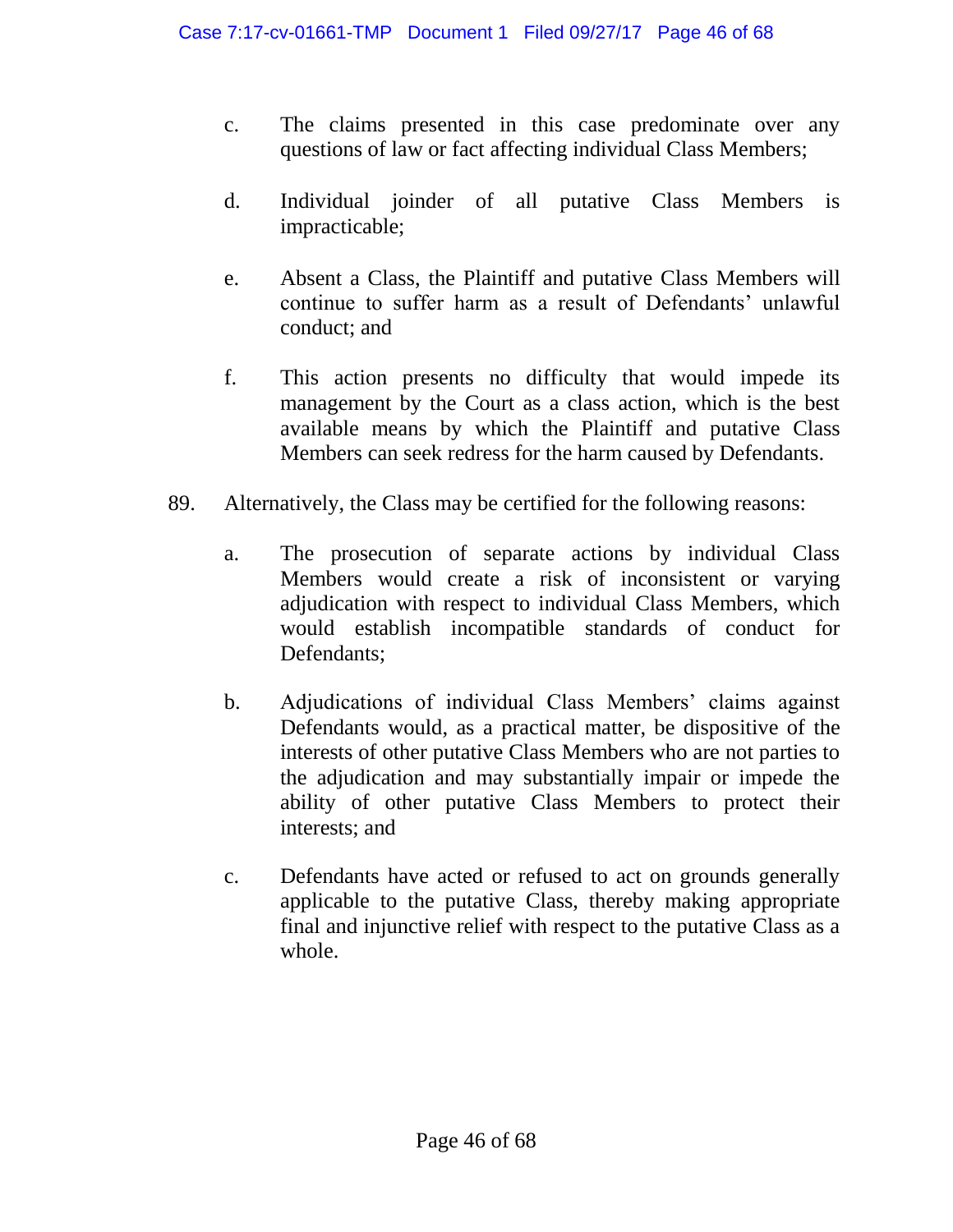c. The claims presented in this case predominate over any questions of law or fact affecting individual Class Members;

d. Individual joinder of all putative Class Members is impracticable;

e. Absent a Class, the Plaintiff and putative Class Members will continue to suffer harm as a result of Defendants' unlawful conduct; and

f. This action presents no difficulty that would impede its management by the Court as a class action, which is the best available means by which the Plaintiff and putative Class Members can seek redress for the harm caused by Defendants.

89. Alternatively, the Class may be certified for the following reasons:

a. The prosecution of separate actions by individual Class Members would create a risk of inconsistent or varying adjudication with respect to individual Class Members, which would establish incompatible standards of conduct for Defendants;

b. Adjudications of individual Class Members' claims against Defendants would, as a practical matter, be dispositive of the interests of other putative Class Members who are not parties to the adjudication and may substantially impair or impede the ability of other putative Class Members to protect their interests; and

c. Defendants have acted or refused to act on grounds generally applicable to the putative Class, thereby making appropriate final and injunctive relief with respect to the putative Class as a whole.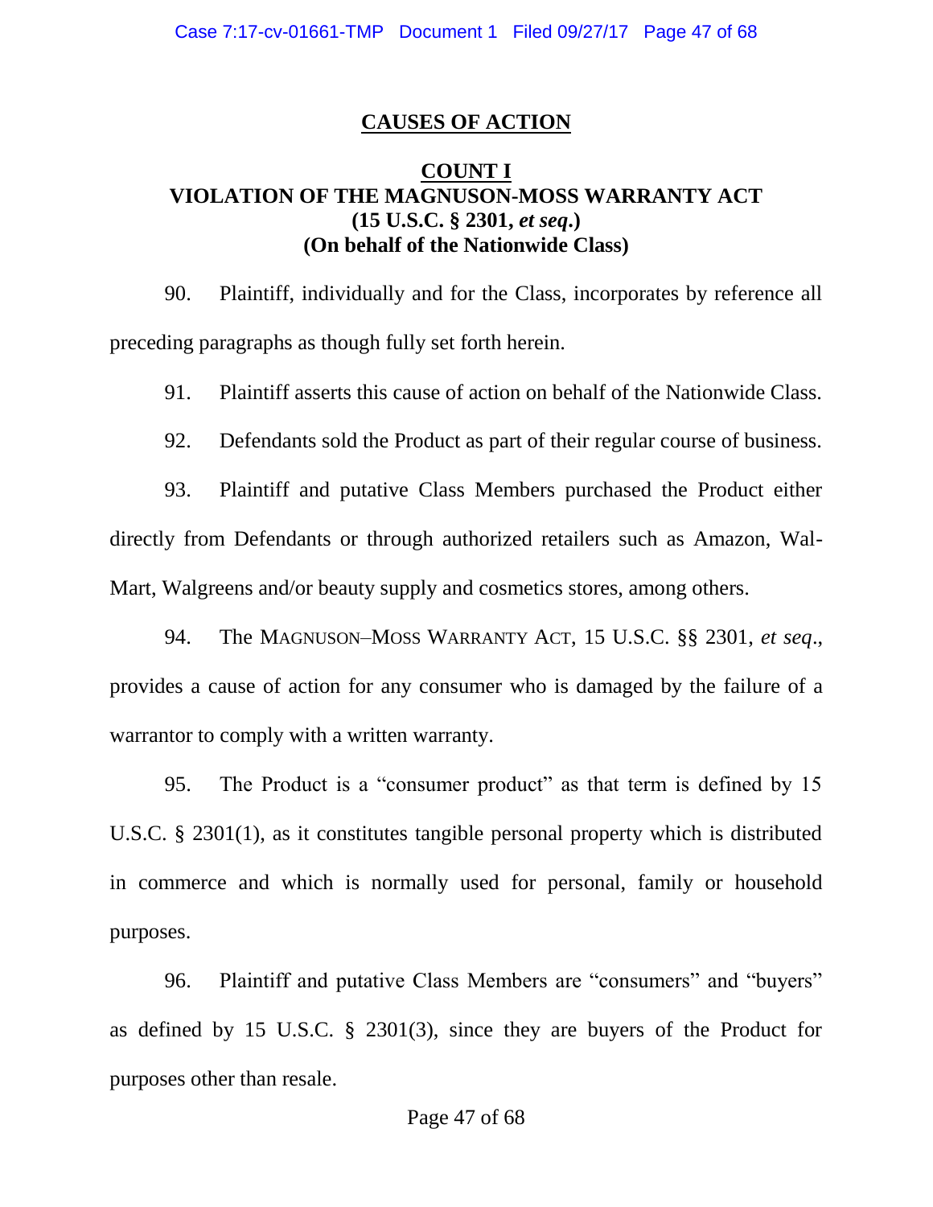## CAUSES OF ACTION

### COUNT I
### VIOLATION OF THE MAGNUSON-MOSS WARRANTY ACT
### (15 U.S.C. § 2301, *et seq*.)
### (On behalf of the Nationwide Class)

90. Plaintiff, individually and for the Class, incorporates by reference all preceding paragraphs as though fully set forth herein.

91. Plaintiff asserts this cause of action on behalf of the Nationwide Class.

92. Defendants sold the Product as part of their regular course of business.

93. Plaintiff and putative Class Members purchased the Product either directly from Defendants or through authorized retailers such as Amazon, Wal-Mart, Walgreens and/or beauty supply and cosmetics stores, among others.

94. The MAGNUSON–MOSS WARRANTY ACT, 15 U.S.C. §§ 2301, *et seq*., provides a cause of action for any consumer who is damaged by the failure of a warrantor to comply with a written warranty.

95. The Product is a "consumer product" as that term is defined by 15 U.S.C. § 2301(1), as it constitutes tangible personal property which is distributed in commerce and which is normally used for personal, family or household purposes.

96. Plaintiff and putative Class Members are "consumers" and "buyers" as defined by 15 U.S.C. § 2301(3), since they are buyers of the Product for purposes other than resale.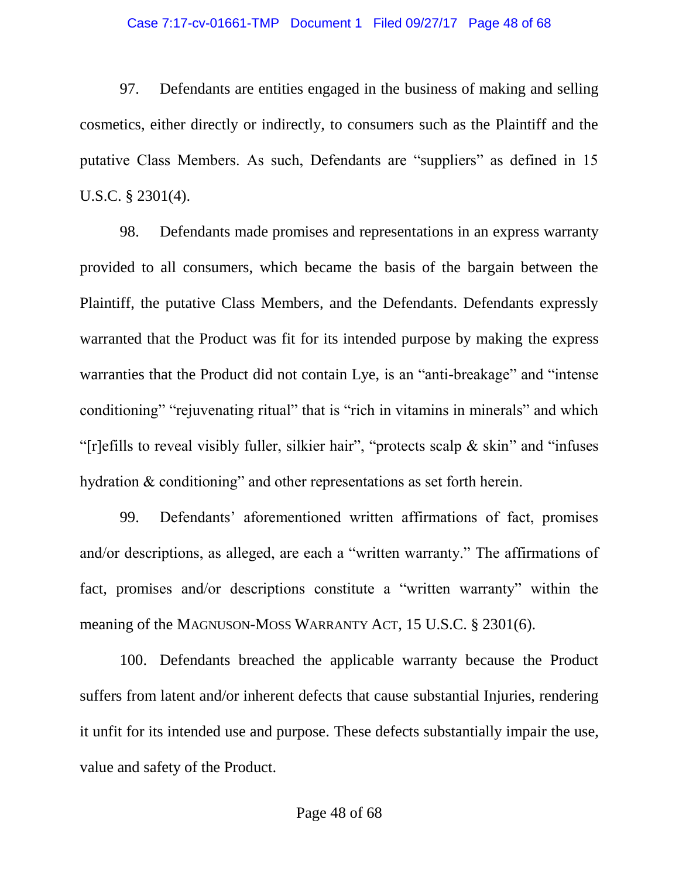97. Defendants are entities engaged in the business of making and selling cosmetics, either directly or indirectly, to consumers such as the Plaintiff and the putative Class Members. As such, Defendants are "suppliers" as defined in 15 U.S.C. § 2301(4).

98. Defendants made promises and representations in an express warranty provided to all consumers, which became the basis of the bargain between the Plaintiff, the putative Class Members, and the Defendants. Defendants expressly warranted that the Product was fit for its intended purpose by making the express warranties that the Product did not contain Lye, is an "anti-breakage" and "intense conditioning" "rejuvenating ritual" that is "rich in vitamins in minerals" and which "[r]efills to reveal visibly fuller, silkier hair", "protects scalp & skin" and "infuses hydration & conditioning" and other representations as set forth herein.

99. Defendants' aforementioned written affirmations of fact, promises and/or descriptions, as alleged, are each a "written warranty." The affirmations of fact, promises and/or descriptions constitute a "written warranty" within the meaning of the MAGNUSON-MOSS WARRANTY ACT, 15 U.S.C. § 2301(6).

100. Defendants breached the applicable warranty because the Product suffers from latent and/or inherent defects that cause substantial Injuries, rendering it unfit for its intended use and purpose. These defects substantially impair the use, value and safety of the Product.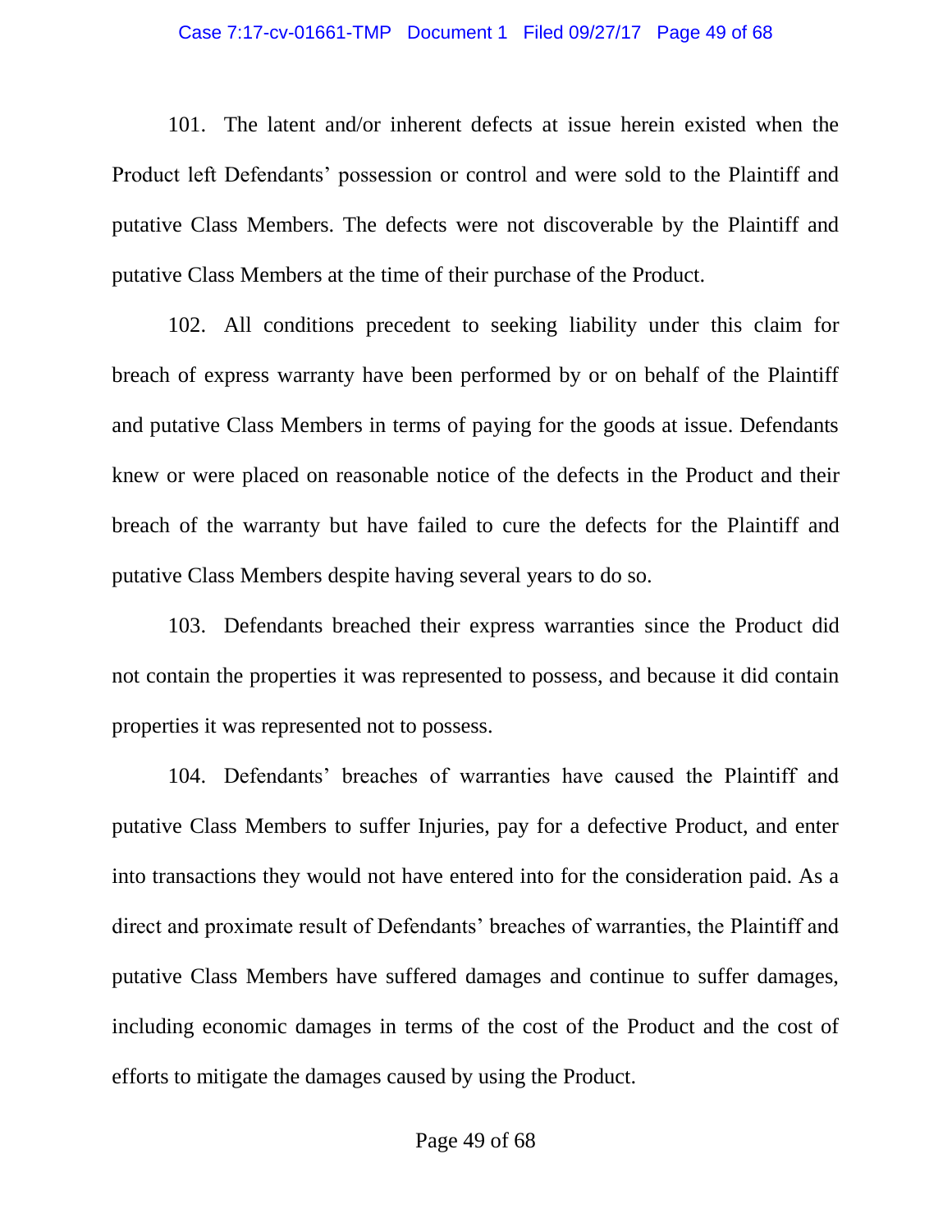101. The latent and/or inherent defects at issue herein existed when the Product left Defendants' possession or control and were sold to the Plaintiff and putative Class Members. The defects were not discoverable by the Plaintiff and putative Class Members at the time of their purchase of the Product.

102. All conditions precedent to seeking liability under this claim for breach of express warranty have been performed by or on behalf of the Plaintiff and putative Class Members in terms of paying for the goods at issue. Defendants knew or were placed on reasonable notice of the defects in the Product and their breach of the warranty but have failed to cure the defects for the Plaintiff and putative Class Members despite having several years to do so.

103. Defendants breached their express warranties since the Product did not contain the properties it was represented to possess, and because it did contain properties it was represented not to possess.

104. Defendants' breaches of warranties have caused the Plaintiff and putative Class Members to suffer Injuries, pay for a defective Product, and enter into transactions they would not have entered into for the consideration paid. As a direct and proximate result of Defendants' breaches of warranties, the Plaintiff and putative Class Members have suffered damages and continue to suffer damages, including economic damages in terms of the cost of the Product and the cost of efforts to mitigate the damages caused by using the Product.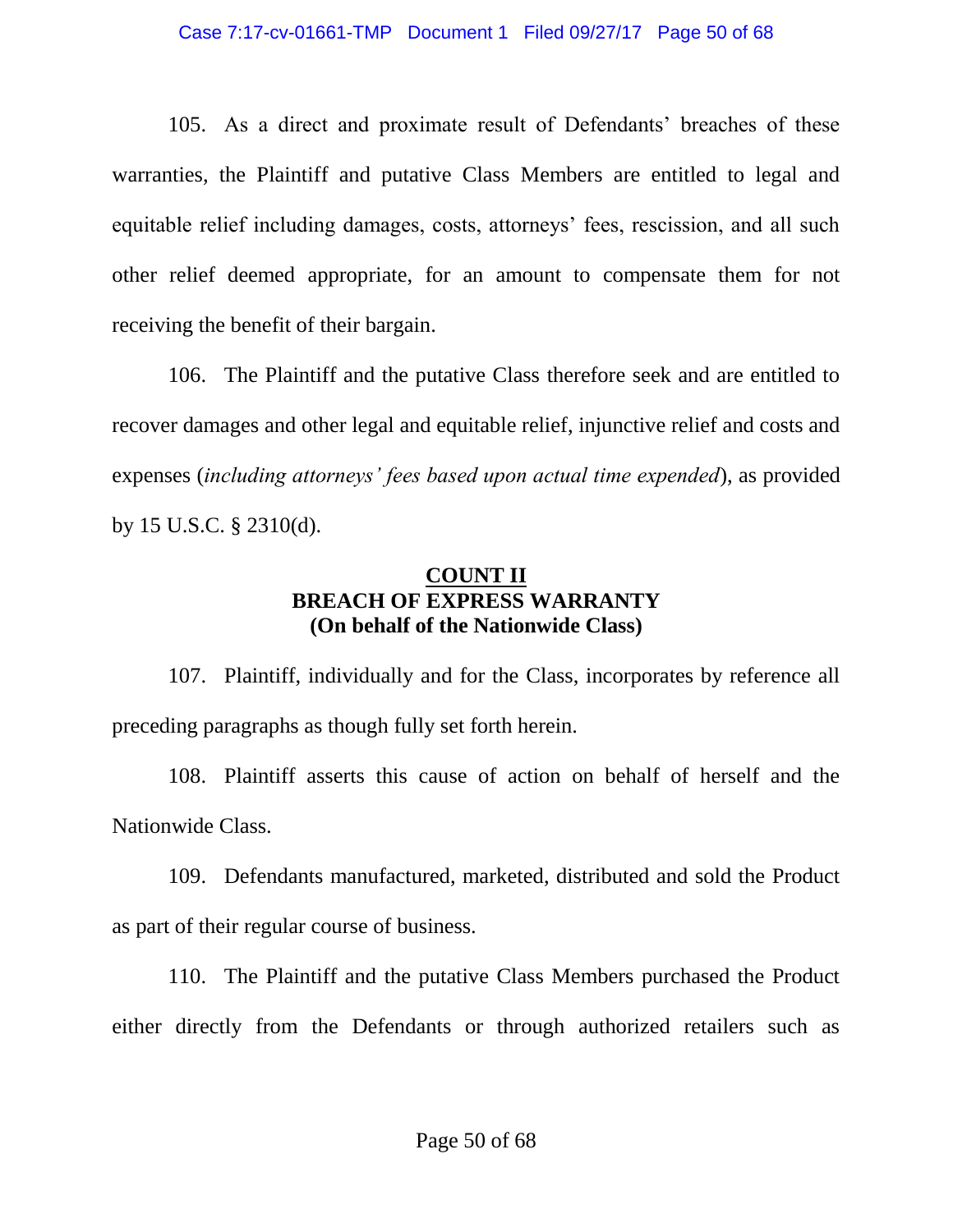105. As a direct and proximate result of Defendants' breaches of these warranties, the Plaintiff and putative Class Members are entitled to legal and equitable relief including damages, costs, attorneys' fees, rescission, and all such other relief deemed appropriate, for an amount to compensate them for not receiving the benefit of their bargain.

106. The Plaintiff and the putative Class therefore seek and are entitled to recover damages and other legal and equitable relief, injunctive relief and costs and expenses (*including attorneys' fees based upon actual time expended*), as provided by 15 U.S.C. § 2310(d).

**COUNT II**
**BREACH OF EXPRESS WARRANTY**
**(On behalf of the Nationwide Class)**

107. Plaintiff, individually and for the Class, incorporates by reference all preceding paragraphs as though fully set forth herein.

108. Plaintiff asserts this cause of action on behalf of herself and the Nationwide Class.

109. Defendants manufactured, marketed, distributed and sold the Product as part of their regular course of business.

110. The Plaintiff and the putative Class Members purchased the Product either directly from the Defendants or through authorized retailers such as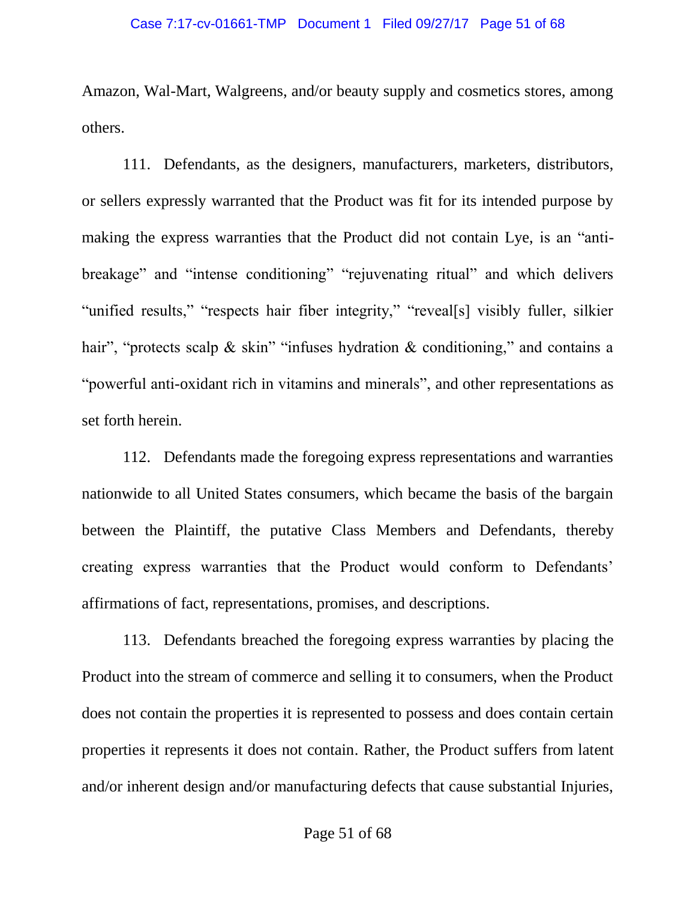Amazon, Wal-Mart, Walgreens, and/or beauty supply and cosmetics stores, among others.

111. Defendants, as the designers, manufacturers, marketers, distributors, or sellers expressly warranted that the Product was fit for its intended purpose by making the express warranties that the Product did not contain Lye, is an "anti-breakage" and "intense conditioning" "rejuvenating ritual" and which delivers "unified results," "respects hair fiber integrity," "reveal[s] visibly fuller, silkier hair", "protects scalp & skin" "infuses hydration & conditioning," and contains a "powerful anti-oxidant rich in vitamins and minerals", and other representations as set forth herein.

112. Defendants made the foregoing express representations and warranties nationwide to all United States consumers, which became the basis of the bargain between the Plaintiff, the putative Class Members and Defendants, thereby creating express warranties that the Product would conform to Defendants' affirmations of fact, representations, promises, and descriptions.

113. Defendants breached the foregoing express warranties by placing the Product into the stream of commerce and selling it to consumers, when the Product does not contain the properties it is represented to possess and does contain certain properties it represents it does not contain. Rather, the Product suffers from latent and/or inherent design and/or manufacturing defects that cause substantial Injuries,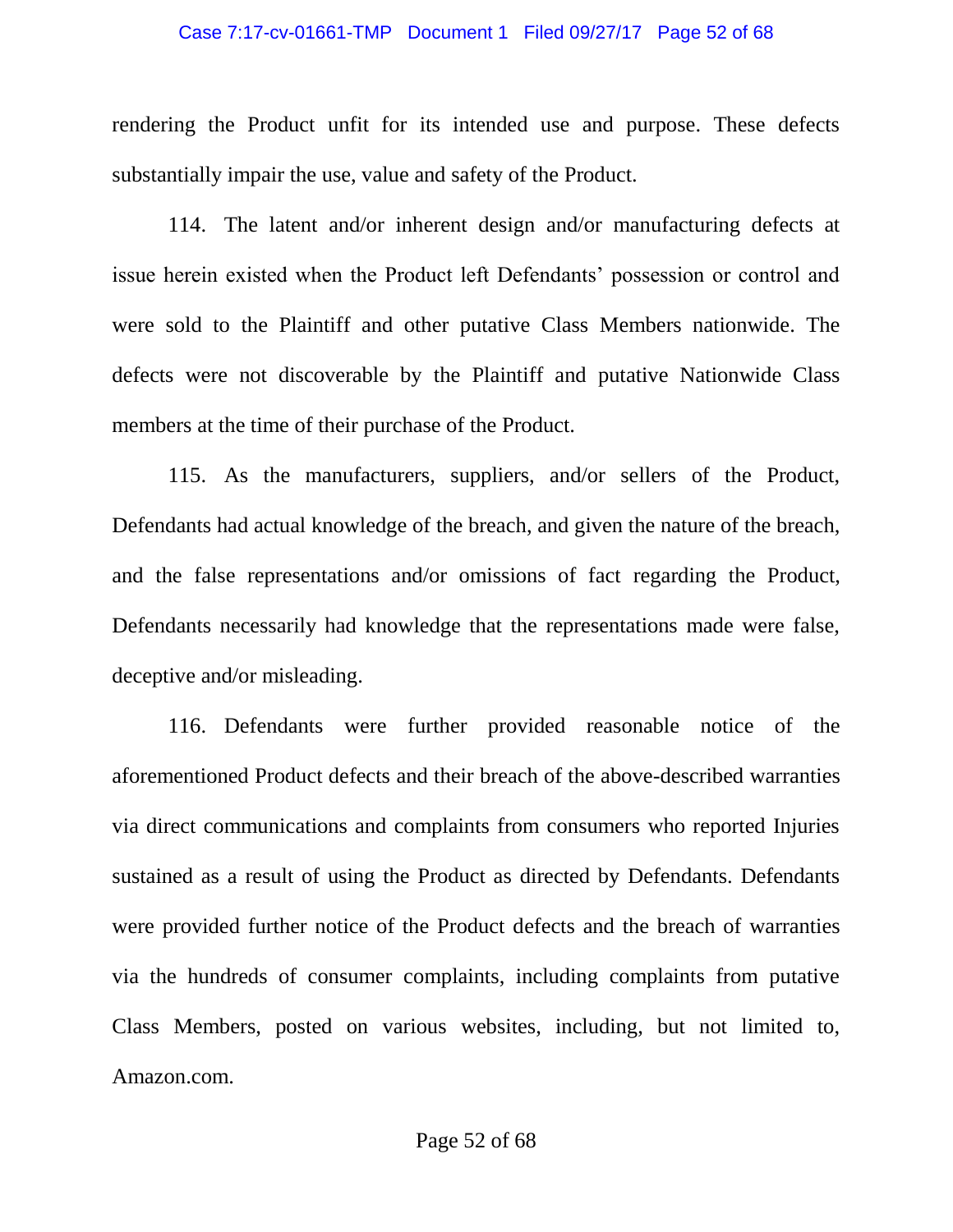rendering the Product unfit for its intended use and purpose. These defects substantially impair the use, value and safety of the Product.

114. The latent and/or inherent design and/or manufacturing defects at issue herein existed when the Product left Defendants' possession or control and were sold to the Plaintiff and other putative Class Members nationwide. The defects were not discoverable by the Plaintiff and putative Nationwide Class members at the time of their purchase of the Product.

115. As the manufacturers, suppliers, and/or sellers of the Product, Defendants had actual knowledge of the breach, and given the nature of the breach, and the false representations and/or omissions of fact regarding the Product, Defendants necessarily had knowledge that the representations made were false, deceptive and/or misleading.

116. Defendants were further provided reasonable notice of the aforementioned Product defects and their breach of the above-described warranties via direct communications and complaints from consumers who reported Injuries sustained as a result of using the Product as directed by Defendants. Defendants were provided further notice of the Product defects and the breach of warranties via the hundreds of consumer complaints, including complaints from putative Class Members, posted on various websites, including, but not limited to, Amazon.com.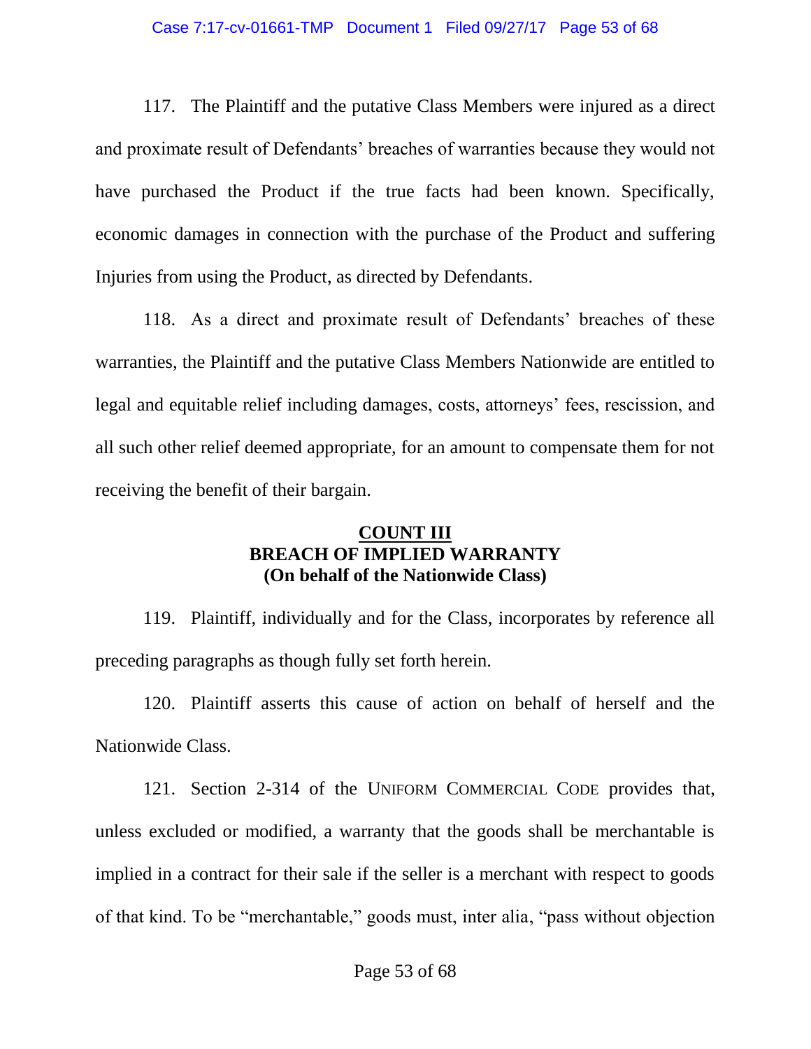117. The Plaintiff and the putative Class Members were injured as a direct and proximate result of Defendants' breaches of warranties because they would not have purchased the Product if the true facts had been known. Specifically, economic damages in connection with the purchase of the Product and suffering Injuries from using the Product, as directed by Defendants.

118. As a direct and proximate result of Defendants' breaches of these warranties, the Plaintiff and the putative Class Members Nationwide are entitled to legal and equitable relief including damages, costs, attorneys' fees, rescission, and all such other relief deemed appropriate, for an amount to compensate them for not receiving the benefit of their bargain.

**COUNT III**
**BREACH OF IMPLIED WARRANTY**
**(On behalf of the Nationwide Class)**

119. Plaintiff, individually and for the Class, incorporates by reference all preceding paragraphs as though fully set forth herein.

120. Plaintiff asserts this cause of action on behalf of herself and the Nationwide Class.

121. Section 2-314 of the UNIFORM COMMERCIAL CODE provides that, unless excluded or modified, a warranty that the goods shall be merchantable is implied in a contract for their sale if the seller is a merchant with respect to goods of that kind. To be "merchantable," goods must, inter alia, "pass without objection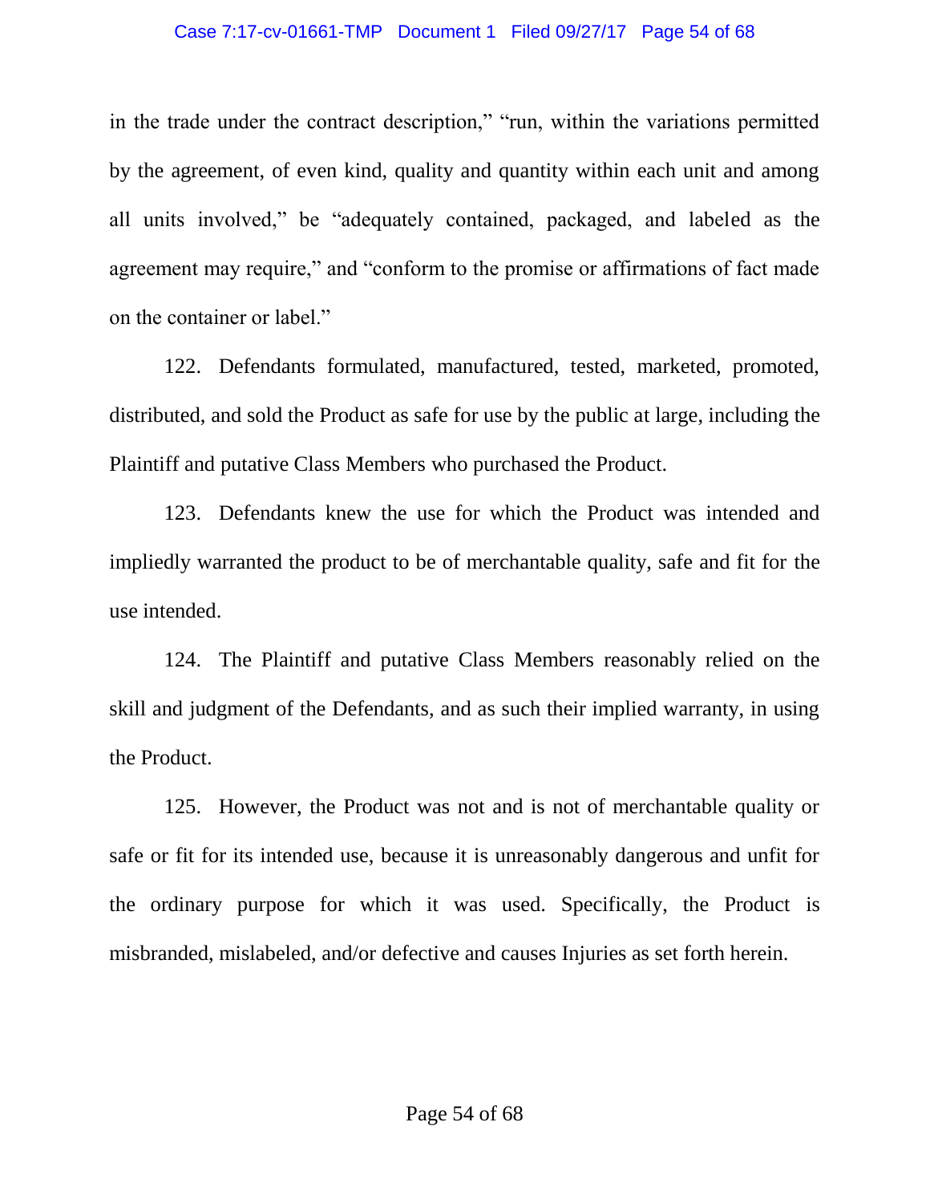in the trade under the contract description," "run, within the variations permitted by the agreement, of even kind, quality and quantity within each unit and among all units involved," be "adequately contained, packaged, and labeled as the agreement may require," and "conform to the promise or affirmations of fact made on the container or label."

122. Defendants formulated, manufactured, tested, marketed, promoted, distributed, and sold the Product as safe for use by the public at large, including the Plaintiff and putative Class Members who purchased the Product.

123. Defendants knew the use for which the Product was intended and impliedly warranted the product to be of merchantable quality, safe and fit for the use intended.

124. The Plaintiff and putative Class Members reasonably relied on the skill and judgment of the Defendants, and as such their implied warranty, in using the Product.

125. However, the Product was not and is not of merchantable quality or safe or fit for its intended use, because it is unreasonably dangerous and unfit for the ordinary purpose for which it was used. Specifically, the Product is misbranded, mislabeled, and/or defective and causes Injuries as set forth herein.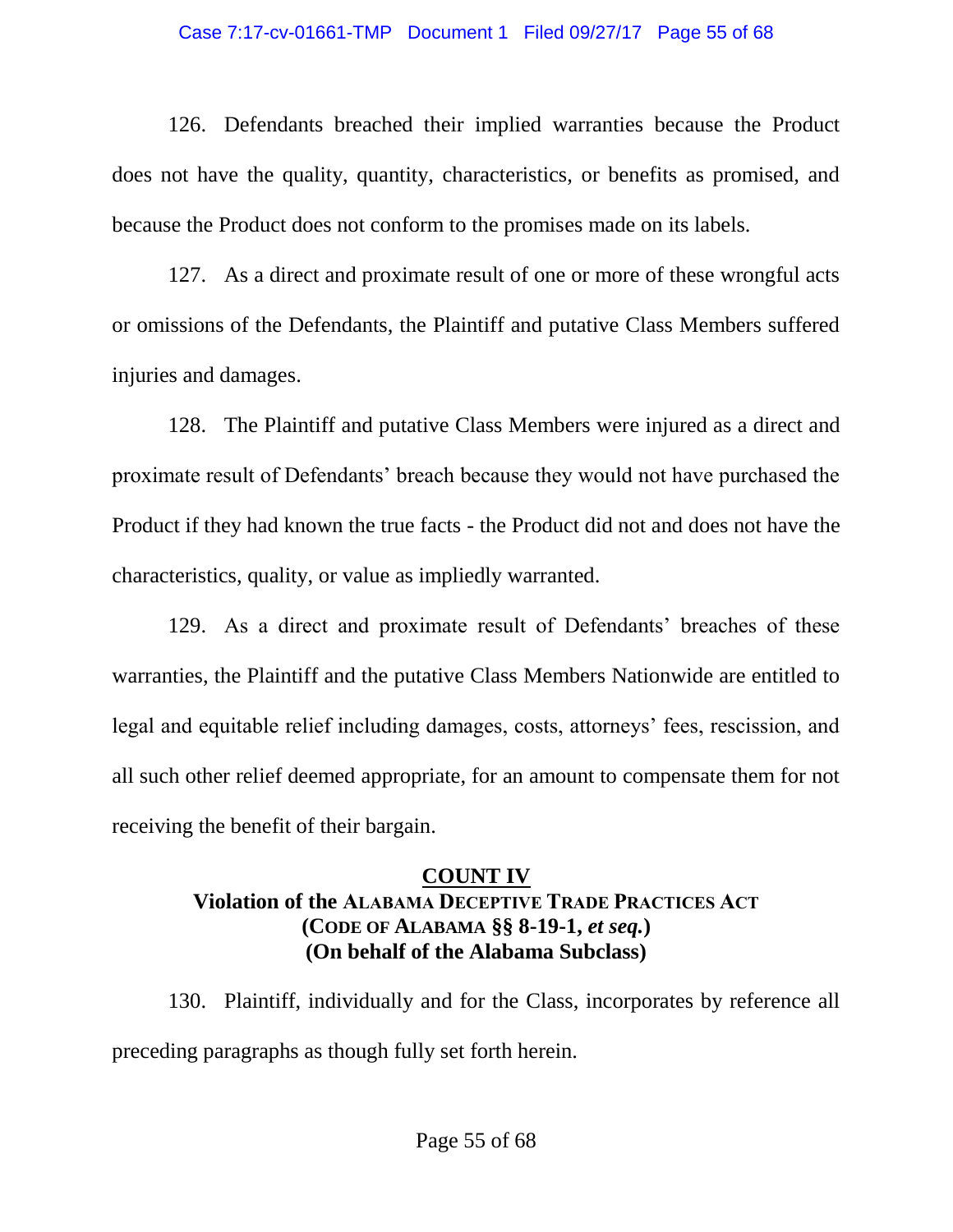126. Defendants breached their implied warranties because the Product does not have the quality, quantity, characteristics, or benefits as promised, and because the Product does not conform to the promises made on its labels.

127. As a direct and proximate result of one or more of these wrongful acts or omissions of the Defendants, the Plaintiff and putative Class Members suffered injuries and damages.

128. The Plaintiff and putative Class Members were injured as a direct and proximate result of Defendants' breach because they would not have purchased the Product if they had known the true facts - the Product did not and does not have the characteristics, quality, or value as impliedly warranted.

129. As a direct and proximate result of Defendants' breaches of these warranties, the Plaintiff and the putative Class Members Nationwide are entitled to legal and equitable relief including damages, costs, attorneys' fees, rescission, and all such other relief deemed appropriate, for an amount to compensate them for not receiving the benefit of their bargain.

## COUNT IV
### Violation of the ALABAMA DECEPTIVE TRADE PRACTICES ACT (CODE OF ALABAMA §§ 8-19-1, *et seq.*) (On behalf of the Alabama Subclass)

130. Plaintiff, individually and for the Class, incorporates by reference all preceding paragraphs as though fully set forth herein.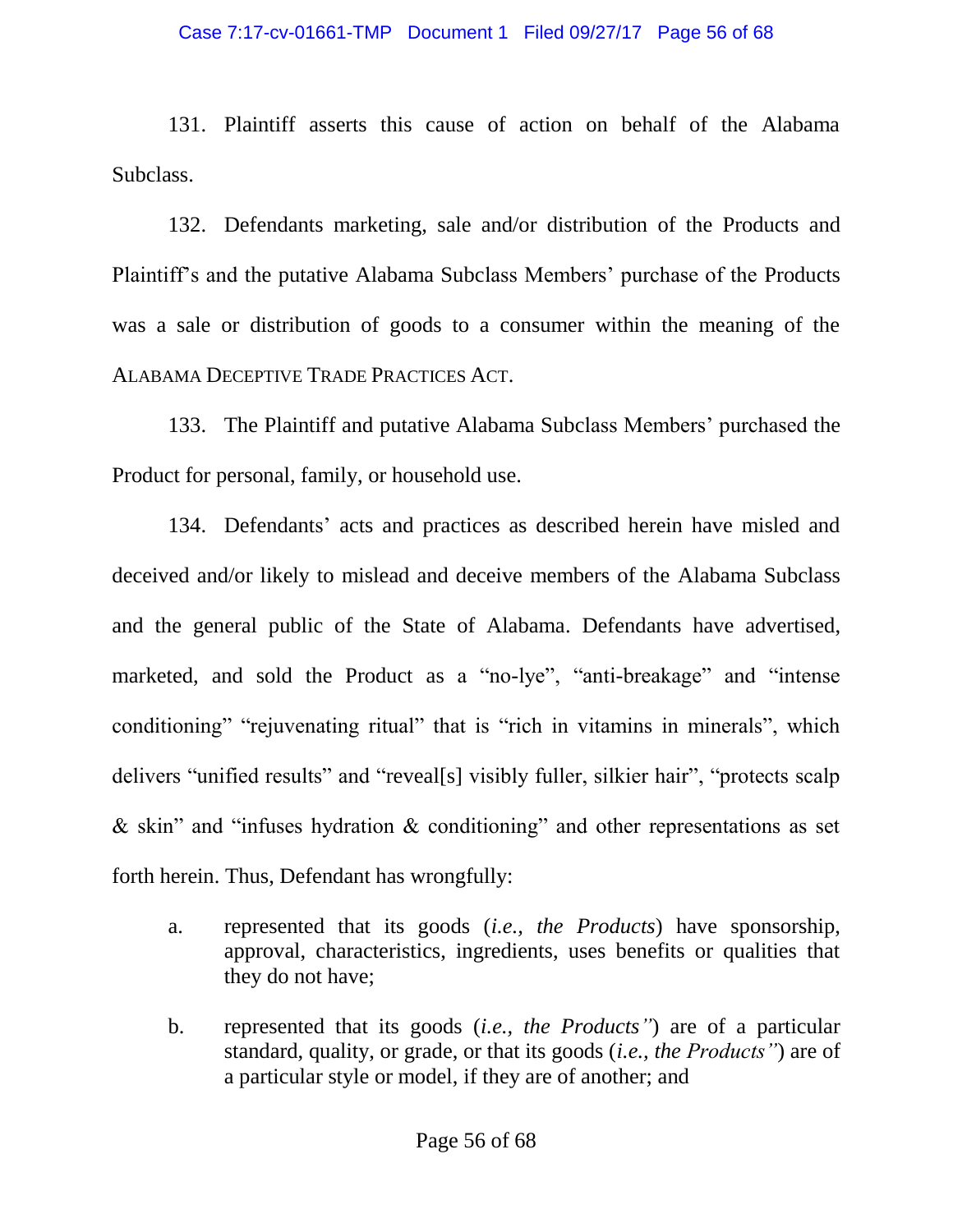131. Plaintiff asserts this cause of action on behalf of the Alabama Subclass.

132. Defendants marketing, sale and/or distribution of the Products and Plaintiff's and the putative Alabama Subclass Members' purchase of the Products was a sale or distribution of goods to a consumer within the meaning of the ALABAMA DECEPTIVE TRADE PRACTICES ACT.

133. The Plaintiff and putative Alabama Subclass Members' purchased the Product for personal, family, or household use.

134. Defendants' acts and practices as described herein have misled and deceived and/or likely to mislead and deceive members of the Alabama Subclass and the general public of the State of Alabama. Defendants have advertised, marketed, and sold the Product as a "no-lye", "anti-breakage" and "intense conditioning" "rejuvenating ritual" that is "rich in vitamins in minerals", which delivers "unified results" and "reveal[s] visibly fuller, silkier hair", "protects scalp & skin" and "infuses hydration & conditioning" and other representations as set forth herein. Thus, Defendant has wrongfully:

a. represented that its goods (*i.e., the Products*) have sponsorship, approval, characteristics, ingredients, uses benefits or qualities that they do not have;

b. represented that its goods (*i.e., the Products"*) are of a particular standard, quality, or grade, or that its goods (*i.e., the Products"*) are of a particular style or model, if they are of another; and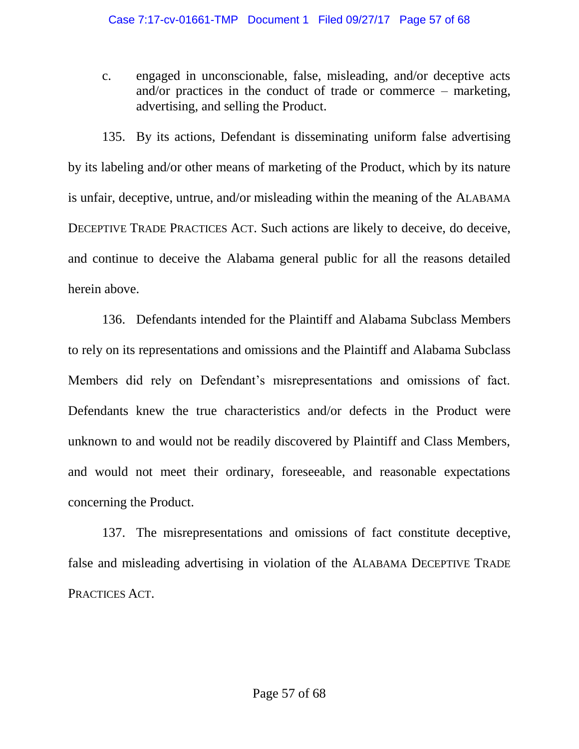c. engaged in unconscionable, false, misleading, and/or deceptive acts and/or practices in the conduct of trade or commerce – marketing, advertising, and selling the Product.

135. By its actions, Defendant is disseminating uniform false advertising by its labeling and/or other means of marketing of the Product, which by its nature is unfair, deceptive, untrue, and/or misleading within the meaning of the ALABAMA DECEPTIVE TRADE PRACTICES ACT. Such actions are likely to deceive, do deceive, and continue to deceive the Alabama general public for all the reasons detailed herein above.

136. Defendants intended for the Plaintiff and Alabama Subclass Members to rely on its representations and omissions and the Plaintiff and Alabama Subclass Members did rely on Defendant's misrepresentations and omissions of fact. Defendants knew the true characteristics and/or defects in the Product were unknown to and would not be readily discovered by Plaintiff and Class Members, and would not meet their ordinary, foreseeable, and reasonable expectations concerning the Product.

137. The misrepresentations and omissions of fact constitute deceptive, false and misleading advertising in violation of the ALABAMA DECEPTIVE TRADE PRACTICES ACT.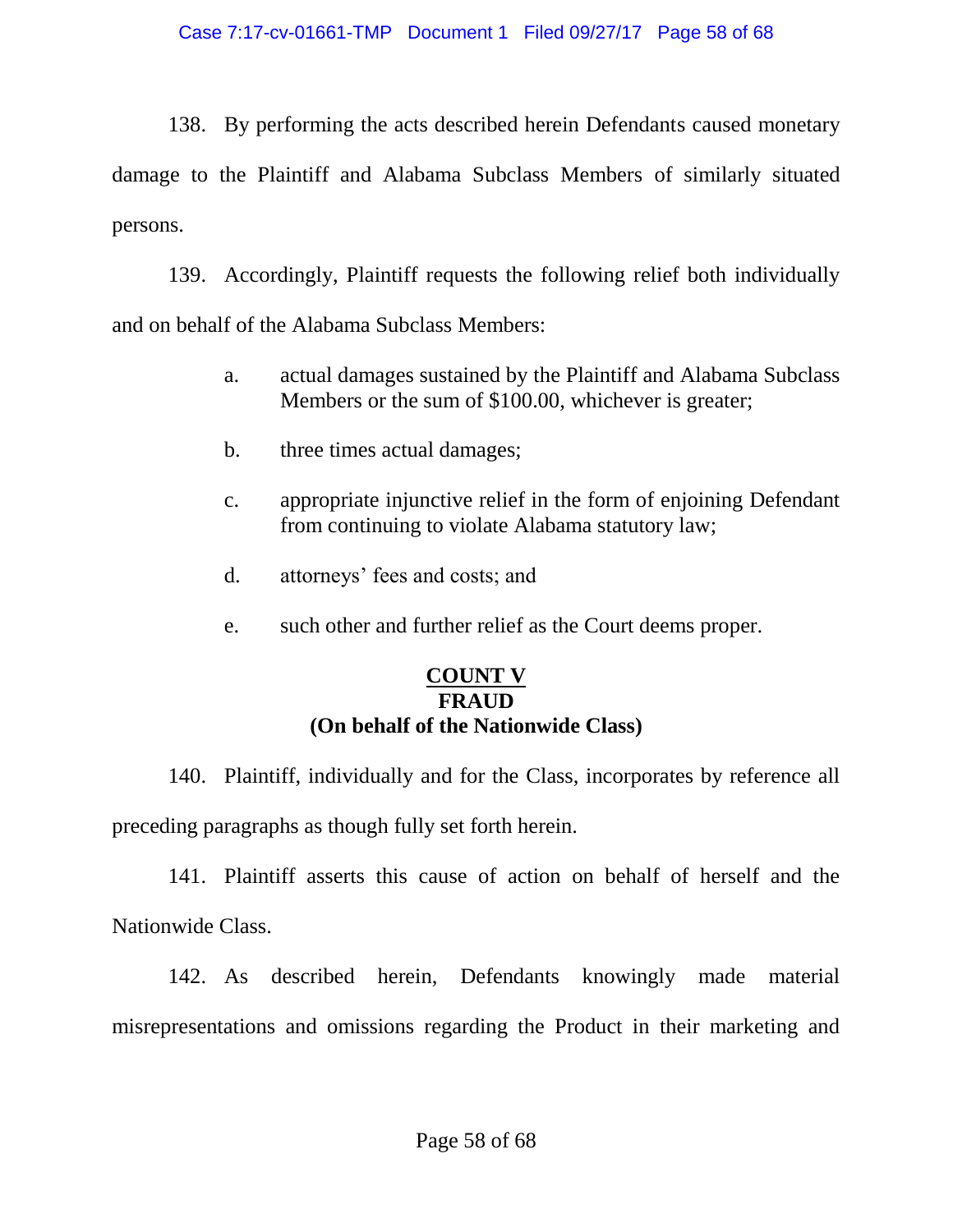138. By performing the acts described herein Defendants caused monetary damage to the Plaintiff and Alabama Subclass Members of similarly situated persons.

139. Accordingly, Plaintiff requests the following relief both individually and on behalf of the Alabama Subclass Members:

a. actual damages sustained by the Plaintiff and Alabama Subclass Members or the sum of $100.00, whichever is greater;

b. three times actual damages;

c. appropriate injunctive relief in the form of enjoining Defendant from continuing to violate Alabama statutory law;

d. attorneys' fees and costs; and

e. such other and further relief as the Court deems proper.

**COUNT V**
**FRAUD**
**(On behalf of the Nationwide Class)**

140. Plaintiff, individually and for the Class, incorporates by reference all preceding paragraphs as though fully set forth herein.

141. Plaintiff asserts this cause of action on behalf of herself and the Nationwide Class.

142. As described herein, Defendants knowingly made material misrepresentations and omissions regarding the Product in their marketing and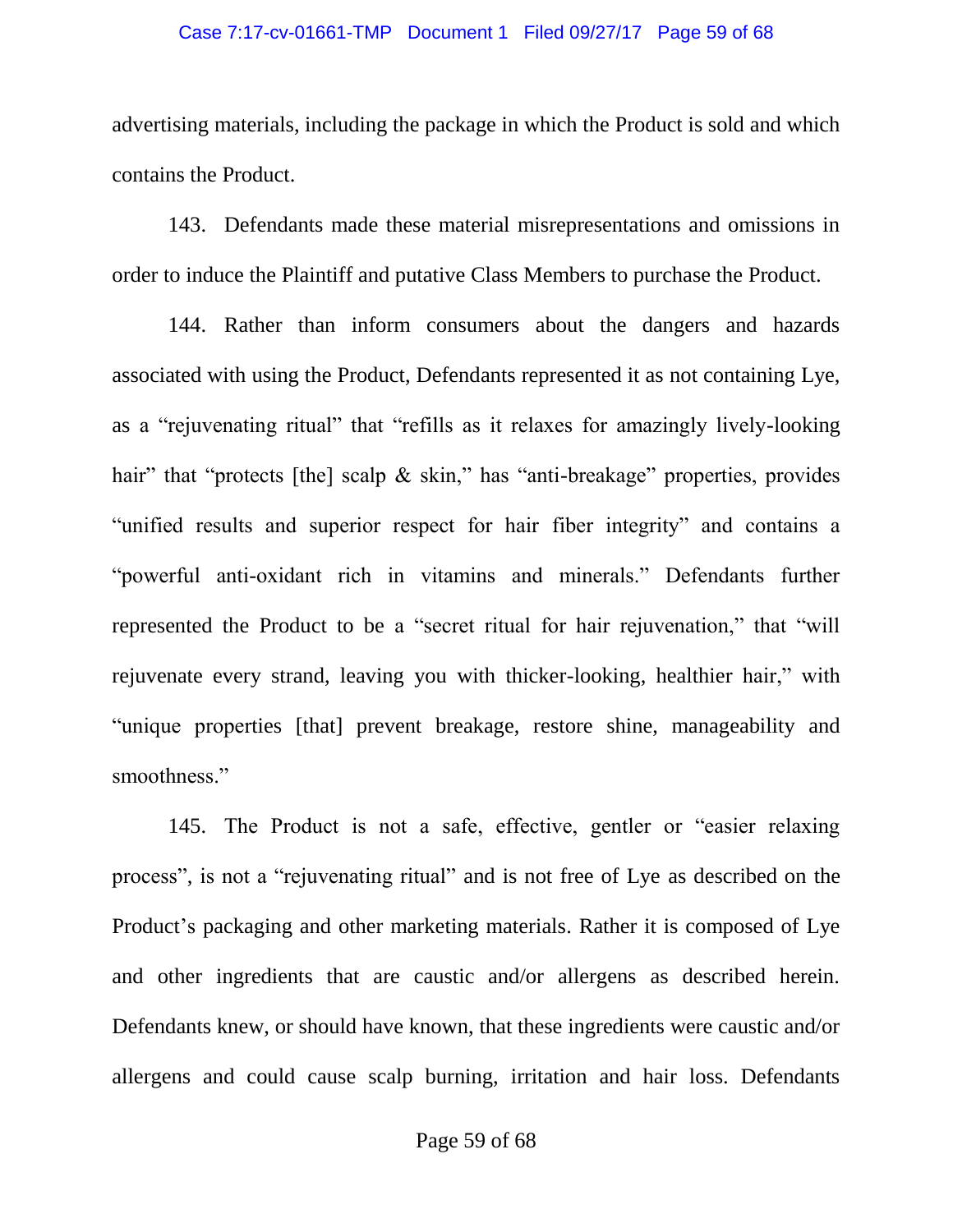advertising materials, including the package in which the Product is sold and which contains the Product.

143. Defendants made these material misrepresentations and omissions in order to induce the Plaintiff and putative Class Members to purchase the Product.

144. Rather than inform consumers about the dangers and hazards associated with using the Product, Defendants represented it as not containing Lye, as a "rejuvenating ritual" that "refills as it relaxes for amazingly lively-looking hair" that "protects [the] scalp & skin," has "anti-breakage" properties, provides "unified results and superior respect for hair fiber integrity" and contains a "powerful anti-oxidant rich in vitamins and minerals." Defendants further represented the Product to be a "secret ritual for hair rejuvenation," that "will rejuvenate every strand, leaving you with thicker-looking, healthier hair," with "unique properties [that] prevent breakage, restore shine, manageability and smoothness."

145. The Product is not a safe, effective, gentler or "easier relaxing process", is not a "rejuvenating ritual" and is not free of Lye as described on the Product's packaging and other marketing materials. Rather it is composed of Lye and other ingredients that are caustic and/or allergens as described herein. Defendants knew, or should have known, that these ingredients were caustic and/or allergens and could cause scalp burning, irritation and hair loss. Defendants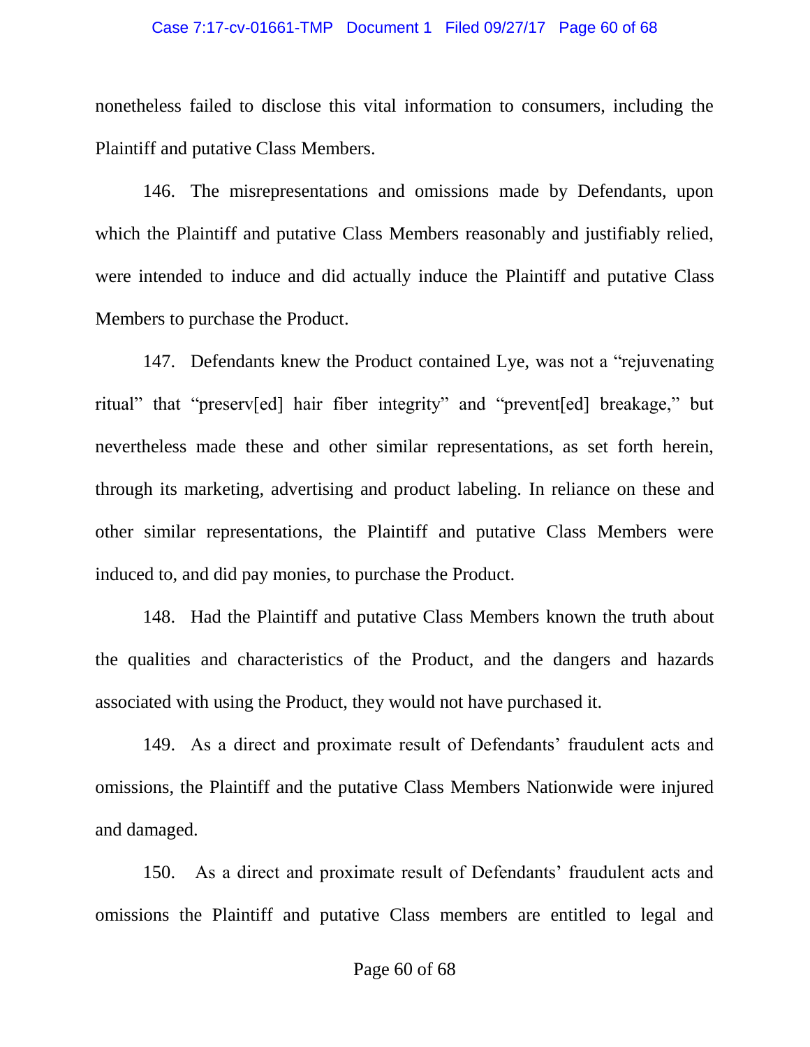nonetheless failed to disclose this vital information to consumers, including the Plaintiff and putative Class Members.

146. The misrepresentations and omissions made by Defendants, upon which the Plaintiff and putative Class Members reasonably and justifiably relied, were intended to induce and did actually induce the Plaintiff and putative Class Members to purchase the Product.

147. Defendants knew the Product contained Lye, was not a "rejuvenating ritual" that "preserv[ed] hair fiber integrity" and "prevent[ed] breakage," but nevertheless made these and other similar representations, as set forth herein, through its marketing, advertising and product labeling. In reliance on these and other similar representations, the Plaintiff and putative Class Members were induced to, and did pay monies, to purchase the Product.

148. Had the Plaintiff and putative Class Members known the truth about the qualities and characteristics of the Product, and the dangers and hazards associated with using the Product, they would not have purchased it.

149. As a direct and proximate result of Defendants' fraudulent acts and omissions, the Plaintiff and the putative Class Members Nationwide were injured and damaged.

150. As a direct and proximate result of Defendants' fraudulent acts and omissions the Plaintiff and putative Class members are entitled to legal and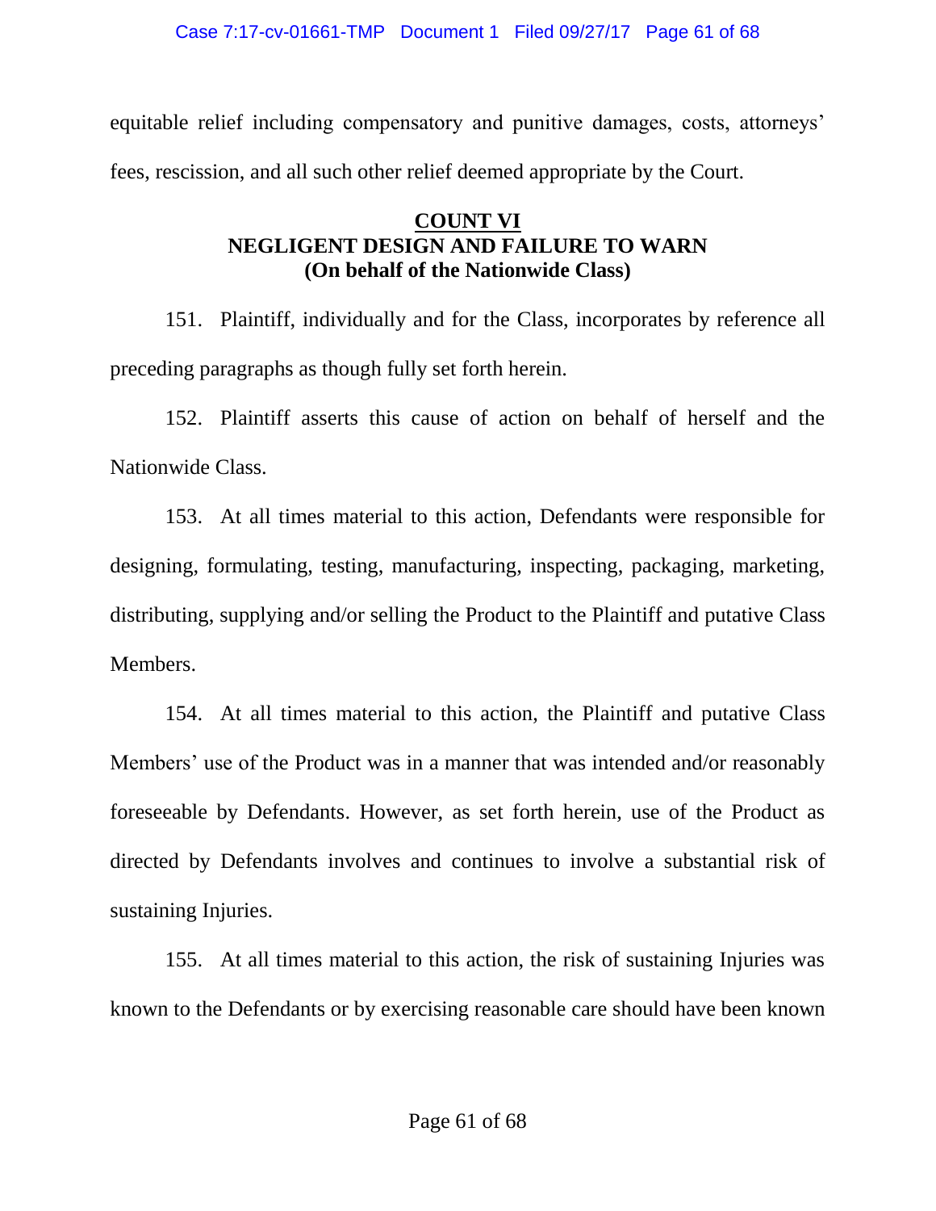equitable relief including compensatory and punitive damages, costs, attorneys' fees, rescission, and all such other relief deemed appropriate by the Court.

## COUNT VI
## NEGLIGENT DESIGN AND FAILURE TO WARN
## (On behalf of the Nationwide Class)

151. Plaintiff, individually and for the Class, incorporates by reference all preceding paragraphs as though fully set forth herein.

152. Plaintiff asserts this cause of action on behalf of herself and the Nationwide Class.

153. At all times material to this action, Defendants were responsible for designing, formulating, testing, manufacturing, inspecting, packaging, marketing, distributing, supplying and/or selling the Product to the Plaintiff and putative Class Members.

154. At all times material to this action, the Plaintiff and putative Class Members' use of the Product was in a manner that was intended and/or reasonably foreseeable by Defendants. However, as set forth herein, use of the Product as directed by Defendants involves and continues to involve a substantial risk of sustaining Injuries.

155. At all times material to this action, the risk of sustaining Injuries was known to the Defendants or by exercising reasonable care should have been known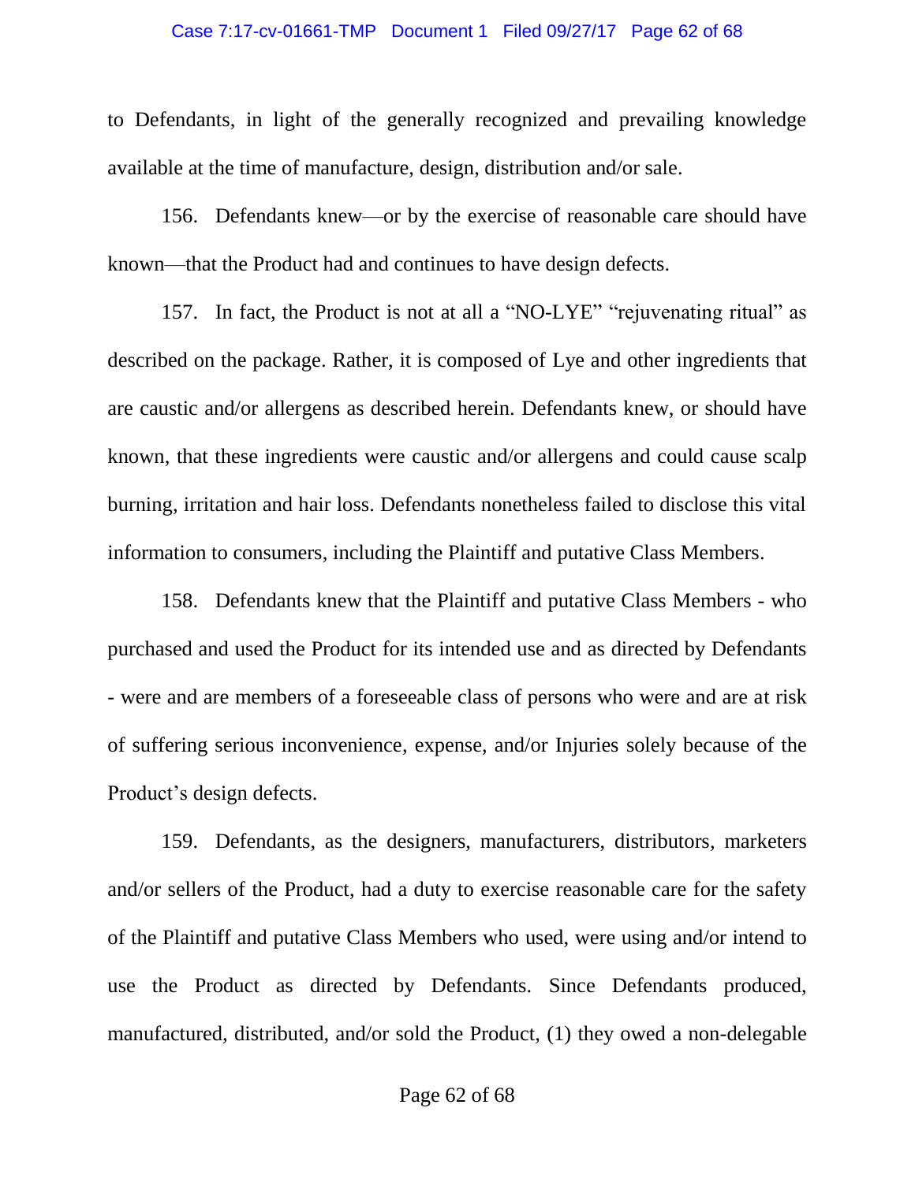to Defendants, in light of the generally recognized and prevailing knowledge available at the time of manufacture, design, distribution and/or sale.

156. Defendants knew—or by the exercise of reasonable care should have known—that the Product had and continues to have design defects.

157. In fact, the Product is not at all a "NO-LYE" "rejuvenating ritual" as described on the package. Rather, it is composed of Lye and other ingredients that are caustic and/or allergens as described herein. Defendants knew, or should have known, that these ingredients were caustic and/or allergens and could cause scalp burning, irritation and hair loss. Defendants nonetheless failed to disclose this vital information to consumers, including the Plaintiff and putative Class Members.

158. Defendants knew that the Plaintiff and putative Class Members - who purchased and used the Product for its intended use and as directed by Defendants - were and are members of a foreseeable class of persons who were and are at risk of suffering serious inconvenience, expense, and/or Injuries solely because of the Product's design defects.

159. Defendants, as the designers, manufacturers, distributors, marketers and/or sellers of the Product, had a duty to exercise reasonable care for the safety of the Plaintiff and putative Class Members who used, were using and/or intend to use the Product as directed by Defendants. Since Defendants produced, manufactured, distributed, and/or sold the Product, (1) they owed a non-delegable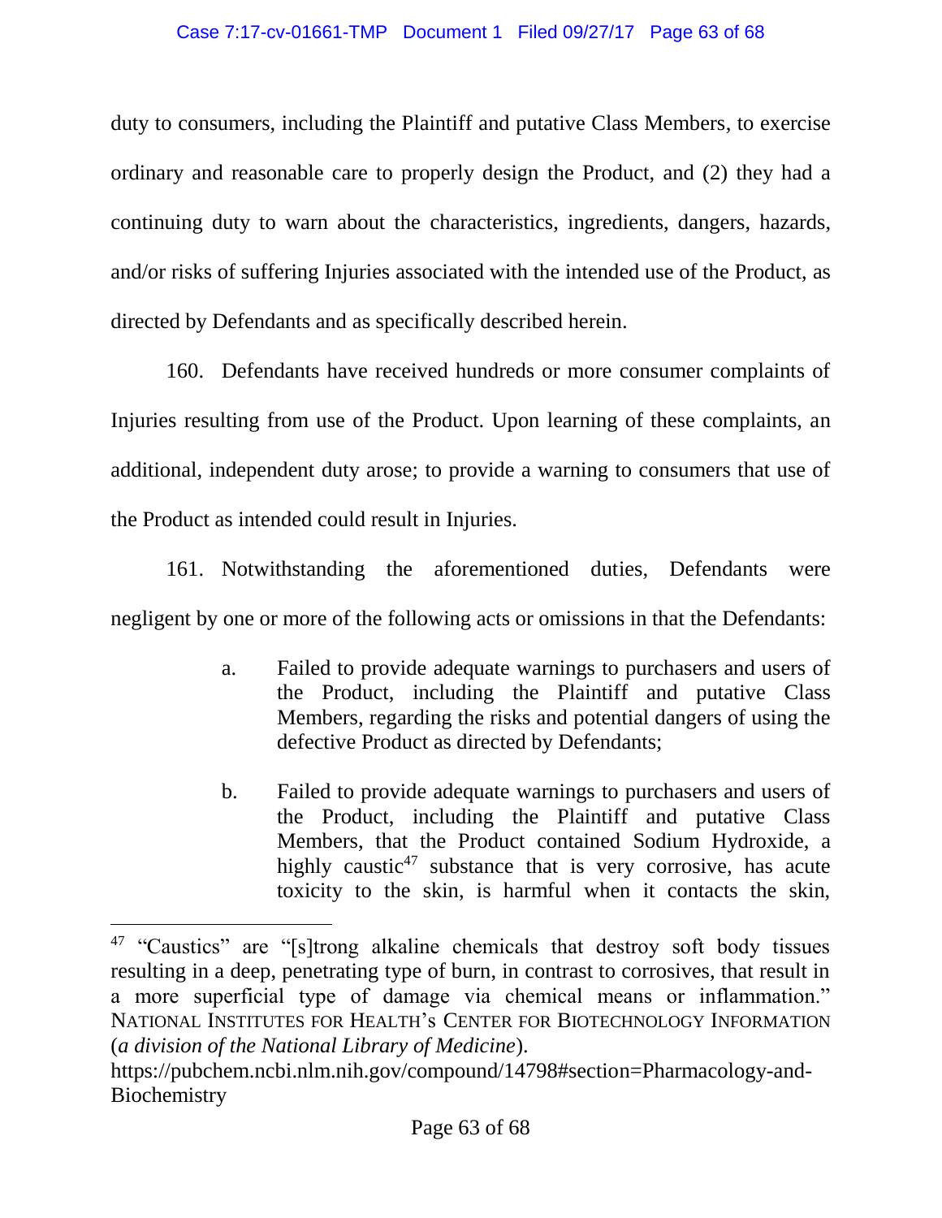duty to consumers, including the Plaintiff and putative Class Members, to exercise ordinary and reasonable care to properly design the Product, and (2) they had a continuing duty to warn about the characteristics, ingredients, dangers, hazards, and/or risks of suffering Injuries associated with the intended use of the Product, as directed by Defendants and as specifically described herein.

160. Defendants have received hundreds or more consumer complaints of Injuries resulting from use of the Product. Upon learning of these complaints, an additional, independent duty arose; to provide a warning to consumers that use of the Product as intended could result in Injuries.

161. Notwithstanding the aforementioned duties, Defendants were negligent by one or more of the following acts or omissions in that the Defendants:

> a. Failed to provide adequate warnings to purchasers and users of the Product, including the Plaintiff and putative Class Members, regarding the risks and potential dangers of using the defective Product as directed by Defendants;
>
> b. Failed to provide adequate warnings to purchasers and users of the Product, including the Plaintiff and putative Class Members, that the Product contained Sodium Hydroxide, a highly caustic[47] substance that is very corrosive, has acute toxicity to the skin, is harmful when it contacts the skin,

---

[47] "Caustics" are "[s]trong alkaline chemicals that destroy soft body tissues resulting in a deep, penetrating type of burn, in contrast to corrosives, that result in a more superficial type of damage via chemical means or inflammation." NATIONAL INSTITUTES FOR HEALTH'S CENTER FOR BIOTECHNOLOGY INFORMATION (*a division of the National Library of Medicine*). https://pubchem.ncbi.nlm.nih.gov/compound/14798#section=Pharmacology-and-Biochemistry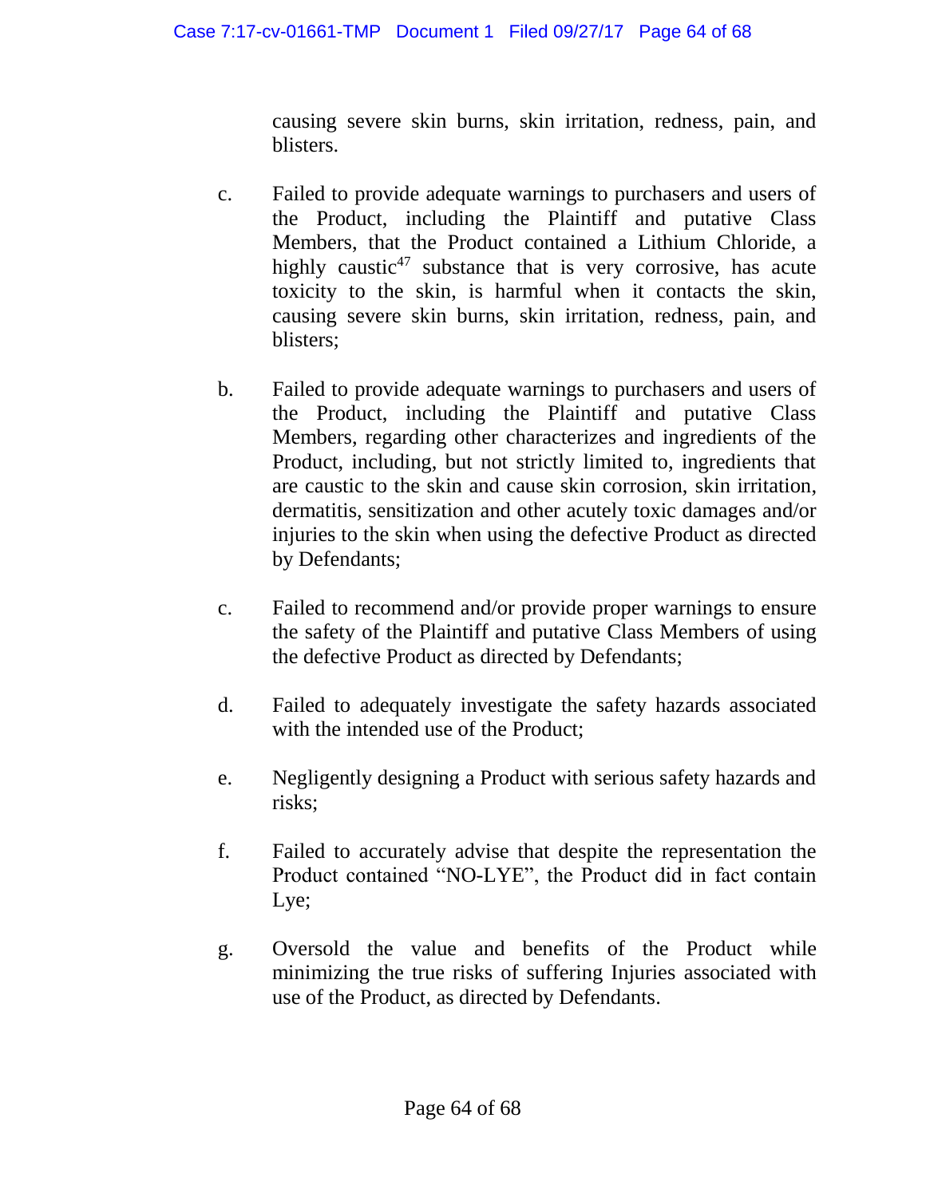causing severe skin burns, skin irritation, redness, pain, and blisters.

c. Failed to provide adequate warnings to purchasers and users of the Product, including the Plaintiff and putative Class Members, that the Product contained a Lithium Chloride, a highly caustic[47] substance that is very corrosive, has acute toxicity to the skin, is harmful when it contacts the skin, causing severe skin burns, skin irritation, redness, pain, and blisters;

b. Failed to provide adequate warnings to purchasers and users of the Product, including the Plaintiff and putative Class Members, regarding other characterizes and ingredients of the Product, including, but not strictly limited to, ingredients that are caustic to the skin and cause skin corrosion, skin irritation, dermatitis, sensitization and other acutely toxic damages and/or injuries to the skin when using the defective Product as directed by Defendants;

c. Failed to recommend and/or provide proper warnings to ensure the safety of the Plaintiff and putative Class Members of using the defective Product as directed by Defendants;

d. Failed to adequately investigate the safety hazards associated with the intended use of the Product;

e. Negligently designing a Product with serious safety hazards and risks;

f. Failed to accurately advise that despite the representation the Product contained "NO-LYE", the Product did in fact contain Lye;

g. Oversold the value and benefits of the Product while minimizing the true risks of suffering Injuries associated with use of the Product, as directed by Defendants.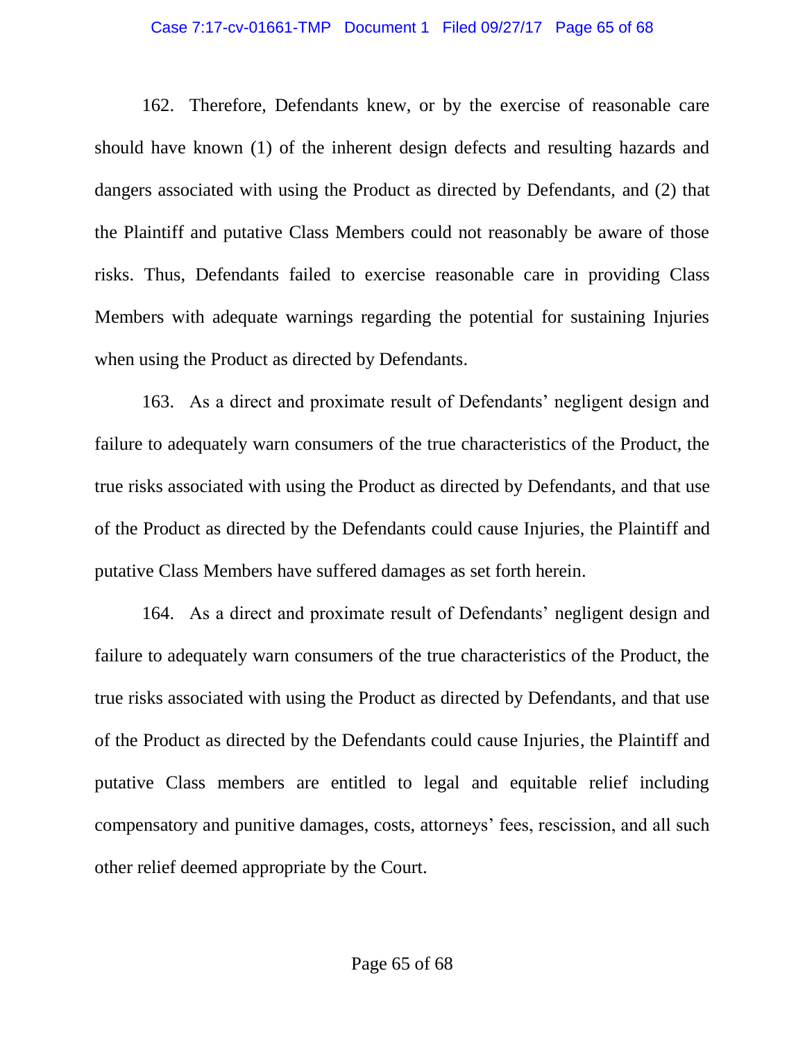162. Therefore, Defendants knew, or by the exercise of reasonable care should have known (1) of the inherent design defects and resulting hazards and dangers associated with using the Product as directed by Defendants, and (2) that the Plaintiff and putative Class Members could not reasonably be aware of those risks. Thus, Defendants failed to exercise reasonable care in providing Class Members with adequate warnings regarding the potential for sustaining Injuries when using the Product as directed by Defendants.

163. As a direct and proximate result of Defendants' negligent design and failure to adequately warn consumers of the true characteristics of the Product, the true risks associated with using the Product as directed by Defendants, and that use of the Product as directed by the Defendants could cause Injuries, the Plaintiff and putative Class Members have suffered damages as set forth herein.

164. As a direct and proximate result of Defendants' negligent design and failure to adequately warn consumers of the true characteristics of the Product, the true risks associated with using the Product as directed by Defendants, and that use of the Product as directed by the Defendants could cause Injuries, the Plaintiff and putative Class members are entitled to legal and equitable relief including compensatory and punitive damages, costs, attorneys' fees, rescission, and all such other relief deemed appropriate by the Court.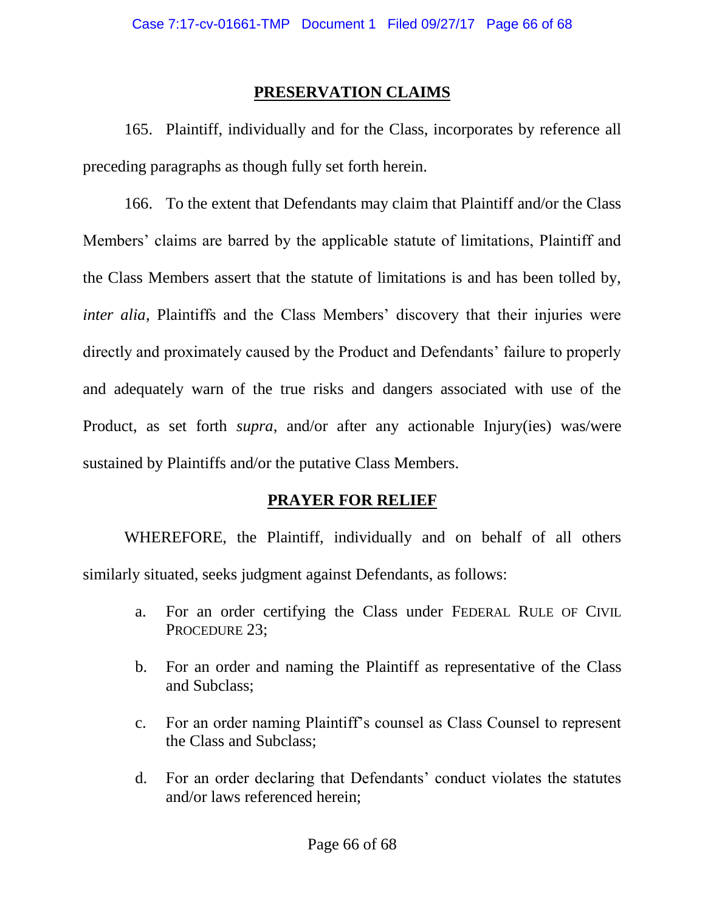## PRESERVATION CLAIMS

165. Plaintiff, individually and for the Class, incorporates by reference all preceding paragraphs as though fully set forth herein.

166. To the extent that Defendants may claim that Plaintiff and/or the Class Members' claims are barred by the applicable statute of limitations, Plaintiff and the Class Members assert that the statute of limitations is and has been tolled by, *inter alia*, Plaintiffs and the Class Members' discovery that their injuries were directly and proximately caused by the Product and Defendants' failure to properly and adequately warn of the true risks and dangers associated with use of the Product, as set forth *supra*, and/or after any actionable Injury(ies) was/were sustained by Plaintiffs and/or the putative Class Members.

## PRAYER FOR RELIEF

WHEREFORE, the Plaintiff, individually and on behalf of all others similarly situated, seeks judgment against Defendants, as follows:

a. For an order certifying the Class under FEDERAL RULE OF CIVIL PROCEDURE 23;

b. For an order and naming the Plaintiff as representative of the Class and Subclass;

c. For an order naming Plaintiff's counsel as Class Counsel to represent the Class and Subclass;

d. For an order declaring that Defendants' conduct violates the statutes and/or laws referenced herein;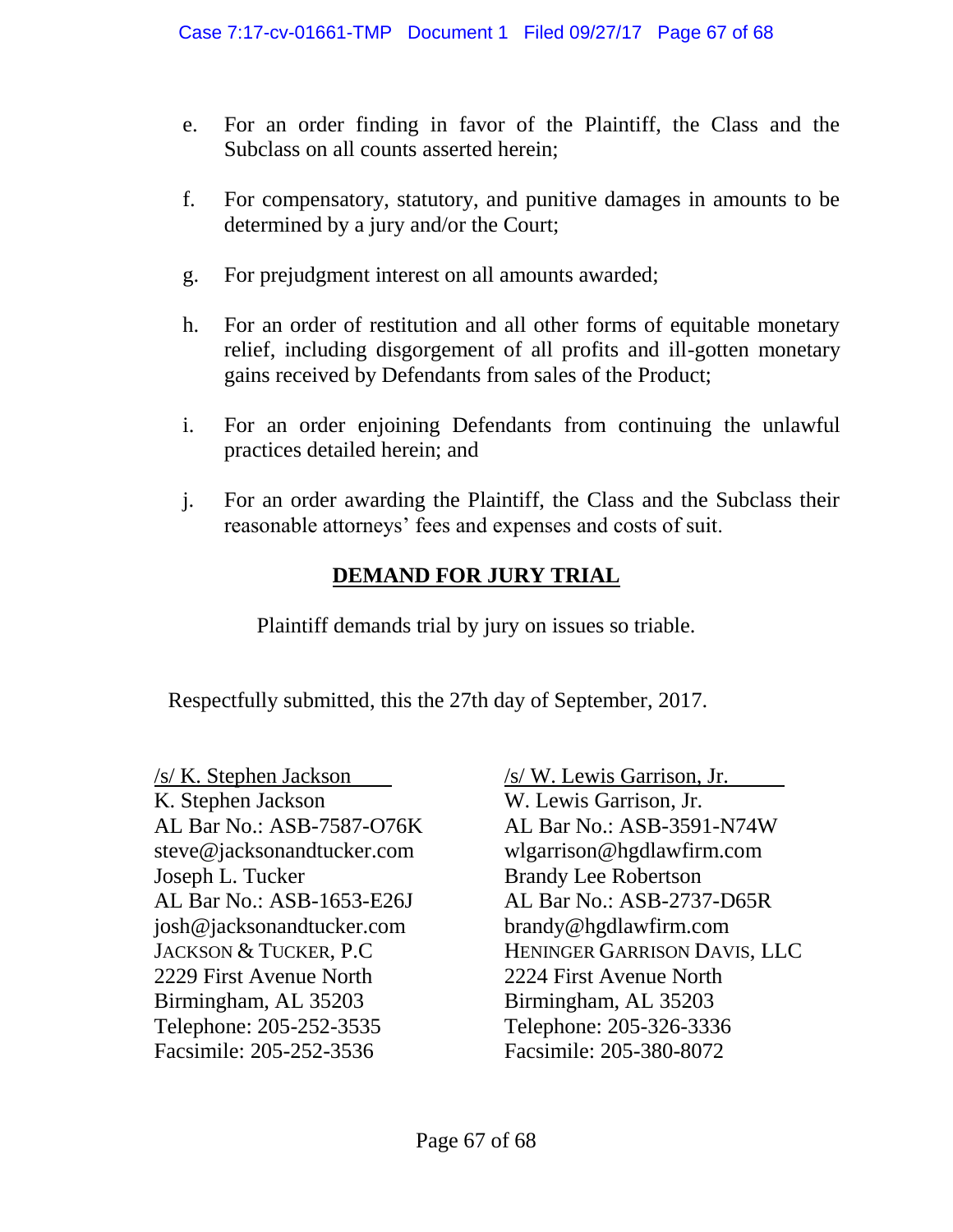e. For an order finding in favor of the Plaintiff, the Class and the Subclass on all counts asserted herein;

f. For compensatory, statutory, and punitive damages in amounts to be determined by a jury and/or the Court;

g. For prejudgment interest on all amounts awarded;

h. For an order of restitution and all other forms of equitable monetary relief, including disgorgement of all profits and ill-gotten monetary gains received by Defendants from sales of the Product;

i. For an order enjoining Defendants from continuing the unlawful practices detailed herein; and

j. For an order awarding the Plaintiff, the Class and the Subclass their reasonable attorneys' fees and expenses and costs of suit.

## DEMAND FOR JURY TRIAL

Plaintiff demands trial by jury on issues so triable.

Respectfully submitted, this the 27th day of September, 2017.

/s/ K. Stephen Jackson
K. Stephen Jackson
AL Bar No.: ASB-7587-O76K
steve@jacksonandtucker.com
Joseph L. Tucker
AL Bar No.: ASB-1653-E26J
josh@jacksonandtucker.com
JACKSON & TUCKER, P.C
2229 First Avenue North
Birmingham, AL 35203
Telephone: 205-252-3535
Facsimile: 205-252-3536

/s/ W. Lewis Garrison, Jr.
W. Lewis Garrison, Jr.
AL Bar No.: ASB-3591-N74W
wlgarrison@hgdlawfirm.com
Brandy Lee Robertson
AL Bar No.: ASB-2737-D65R
brandy@hgdlawfirm.com
HENINGER GARRISON DAVIS, LLC
2224 First Avenue North
Birmingham, AL 35203
Telephone: 205-326-3336
Facsimile: 205-380-8072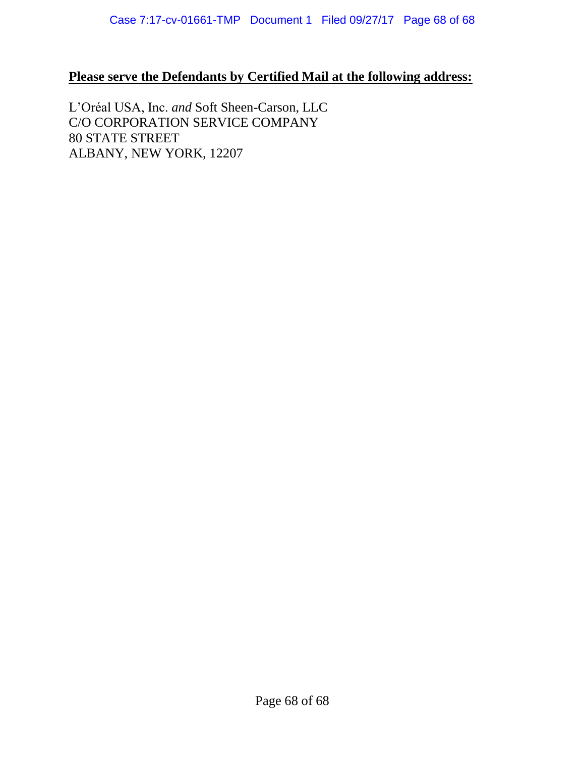**Please serve the Defendants by Certified Mail at the following address:**

L'Oréal USA, Inc. *and* Soft Sheen-Carson, LLC  
C/O CORPORATION SERVICE COMPANY  
80 STATE STREET  
ALBANY, NEW YORK, 12207